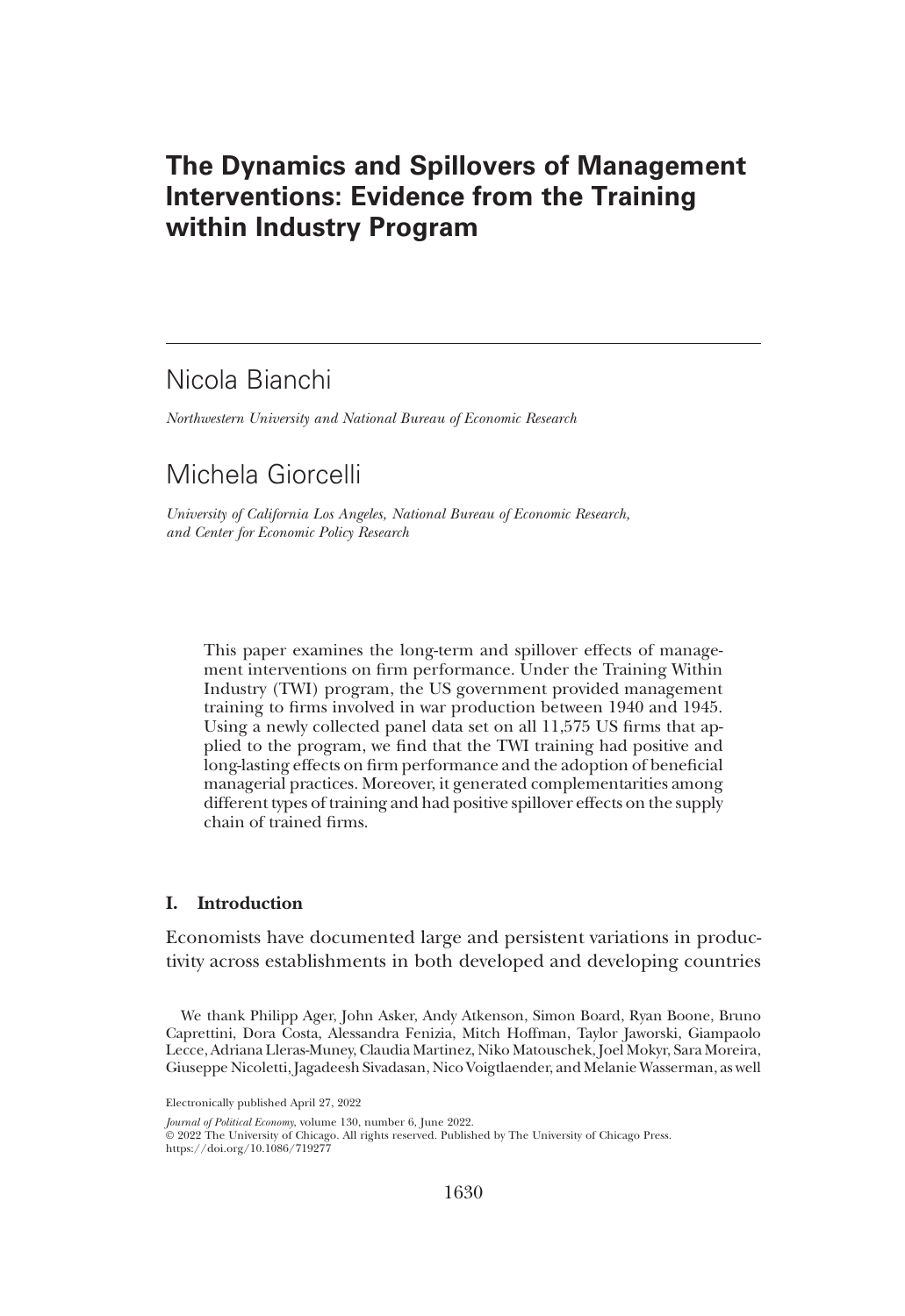# The Dynamics and Spillovers of Management Interventions: Evidence from the Training within Industry Program

Nicola Bianchi

*Northwestern University and National Bureau of Economic Research*

Michela Giorcelli

*University of California Los Angeles, National Bureau of Economic Research, and Center for Economic Policy Research*

This paper examines the long-term and spillover effects of management interventions on firm performance. Under the Training Within Industry (TWI) program, the US government provided management training to firms involved in war production between 1940 and 1945. Using a newly collected panel data set on all 11,575 US firms that applied to the program, we find that the TWI training had positive and long-lasting effects on firm performance and the adoption of beneficial managerial practices. Moreover, it generated complementarities among different types of training and had positive spillover effects on the supply chain of trained firms.

## I. Introduction

Economists have documented large and persistent variations in productivity across establishments in both developed and developing countries

We thank Philipp Ager, John Asker, Andy Atkenson, Simon Board, Ryan Boone, Bruno Caprettini, Dora Costa, Alessandra Fenizia, Mitch Hoffman, Taylor Jaworski, Giampaolo Lecce, Adriana Lleras-Muney, Claudia Martinez, Niko Matouschek, Joel Mokyr, Sara Moreira, Giuseppe Nicoletti, Jagadeesh Sivadasan, Nico Voigtlaender, and Melanie Wasserman, as well

Electronically published April 27, 2022

*Journal of Political Economy*, volume 130, number 6, June 2022.
© 2022 The University of Chicago. All rights reserved. Published by The University of Chicago Press.
https://doi.org/10.1086/719277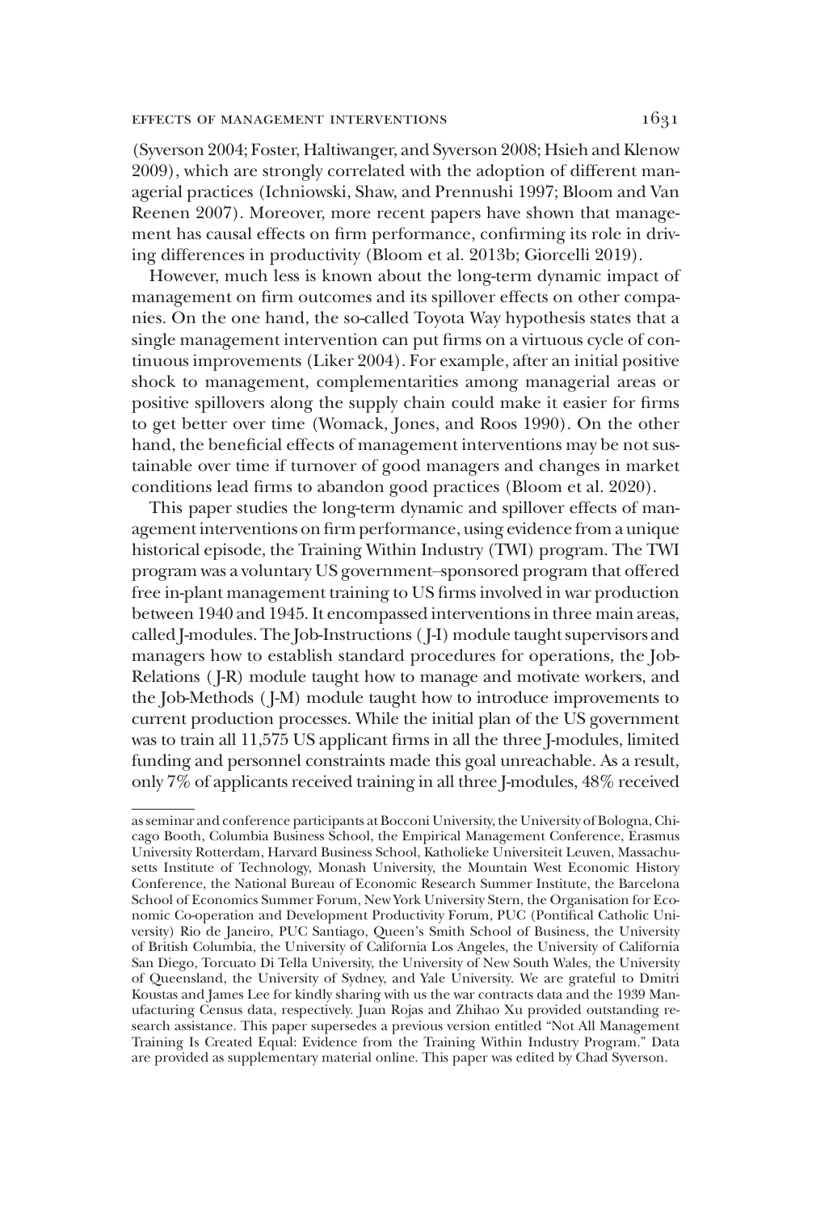(Syverson 2004; Foster, Haltiwanger, and Syverson 2008; Hsieh and Klenow 2009), which are strongly correlated with the adoption of different managerial practices (Ichniowski, Shaw, and Prennushi 1997; Bloom and Van Reenen 2007). Moreover, more recent papers have shown that management has causal effects on firm performance, confirming its role in driving differences in productivity (Bloom et al. 2013b; Giorcelli 2019).

However, much less is known about the long-term dynamic impact of management on firm outcomes and its spillover effects on other companies. On the one hand, the so-called Toyota Way hypothesis states that a single management intervention can put firms on a virtuous cycle of continuous improvements (Liker 2004). For example, after an initial positive shock to management, complementarities among managerial areas or positive spillovers along the supply chain could make it easier for firms to get better over time (Womack, Jones, and Roos 1990). On the other hand, the beneficial effects of management interventions may be not sustainable over time if turnover of good managers and changes in market conditions lead firms to abandon good practices (Bloom et al. 2020).

This paper studies the long-term dynamic and spillover effects of management interventions on firm performance, using evidence from a unique historical episode, the Training Within Industry (TWI) program. The TWI program was a voluntary US government–sponsored program that offered free in-plant management training to US firms involved in war production between 1940 and 1945. It encompassed interventions in three main areas, called J-modules. The Job-Instructions (J-I) module taught supervisors and managers how to establish standard procedures for operations, the Job-Relations (J-R) module taught how to manage and motivate workers, and the Job-Methods (J-M) module taught how to introduce improvements to current production processes. While the initial plan of the US government was to train all 11,575 US applicant firms in all the three J-modules, limited funding and personnel constraints made this goal unreachable. As a result, only 7% of applicants received training in all three J-modules, 48% received

as seminar and conference participants at Bocconi University, the University of Bologna, Chicago Booth, Columbia Business School, the Empirical Management Conference, Erasmus University Rotterdam, Harvard Business School, Katholieke Universiteit Leuven, Massachusetts Institute of Technology, Monash University, the Mountain West Economic History Conference, the National Bureau of Economic Research Summer Institute, the Barcelona School of Economics Summer Forum, New York University Stern, the Organisation for Economic Co-operation and Development Productivity Forum, PUC (Pontifical Catholic University) Rio de Janeiro, PUC Santiago, Queen's Smith School of Business, the University of British Columbia, the University of California Los Angeles, the University of California San Diego, Torcuato Di Tella University, the University of New South Wales, the University of Queensland, the University of Sydney, and Yale University. We are grateful to Dmitri Koustas and James Lee for kindly sharing with us the war contracts data and the 1939 Manufacturing Census data, respectively. Juan Rojas and Zhihao Xu provided outstanding research assistance. This paper supersedes a previous version entitled "Not All Management Training Is Created Equal: Evidence from the Training Within Industry Program." Data are provided as supplementary material online. This paper was edited by Chad Syverson.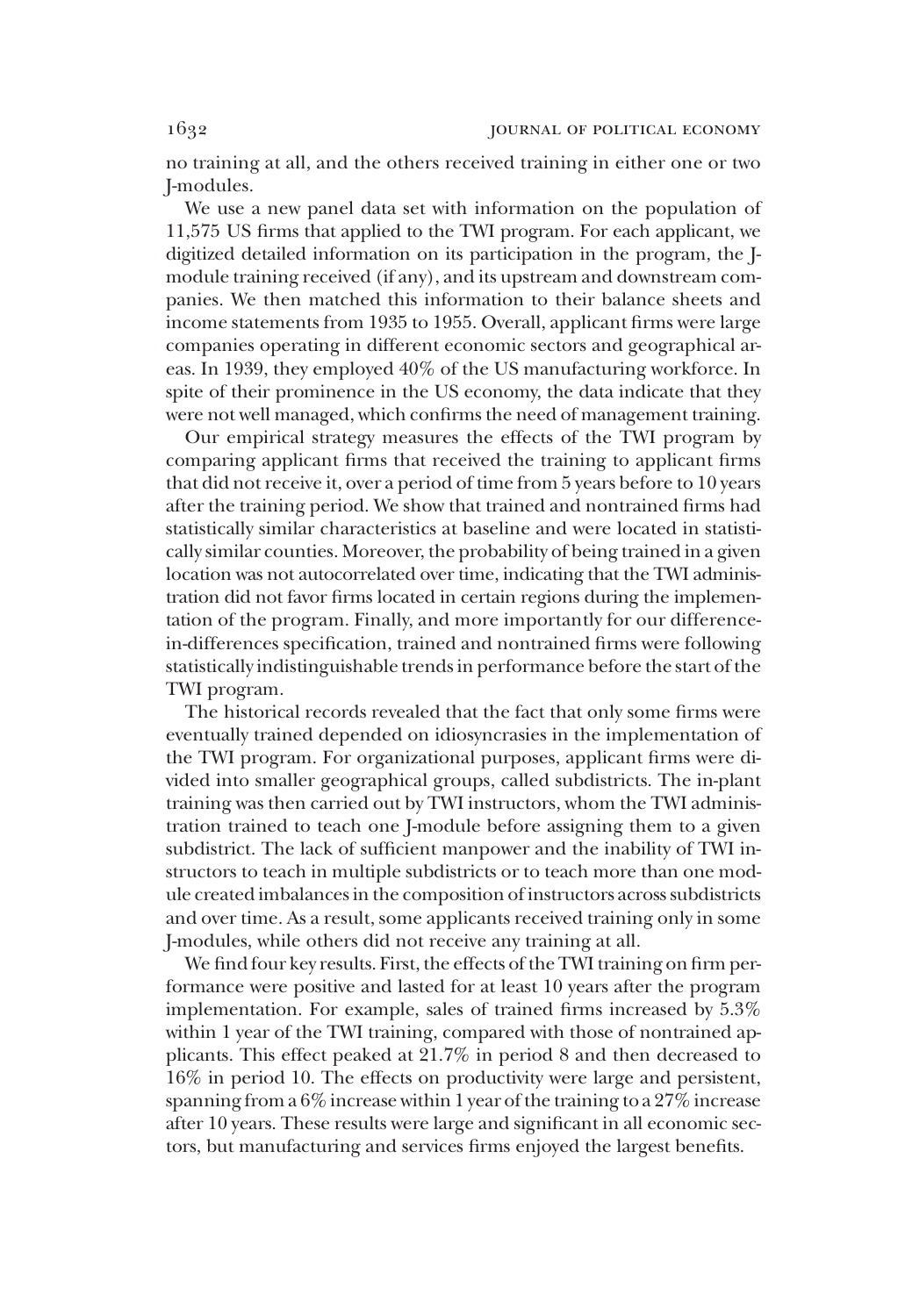no training at all, and the others received training in either one or two J-modules.

We use a new panel data set with information on the population of 11,575 US firms that applied to the TWI program. For each applicant, we digitized detailed information on its participation in the program, the J-module training received (if any), and its upstream and downstream companies. We then matched this information to their balance sheets and income statements from 1935 to 1955. Overall, applicant firms were large companies operating in different economic sectors and geographical areas. In 1939, they employed 40% of the US manufacturing workforce. In spite of their prominence in the US economy, the data indicate that they were not well managed, which confirms the need of management training.

Our empirical strategy measures the effects of the TWI program by comparing applicant firms that received the training to applicant firms that did not receive it, over a period of time from 5 years before to 10 years after the training period. We show that trained and nontrained firms had statistically similar characteristics at baseline and were located in statistically similar counties. Moreover, the probability of being trained in a given location was not autocorrelated over time, indicating that the TWI administration did not favor firms located in certain regions during the implementation of the program. Finally, and more importantly for our difference-in-differences specification, trained and nontrained firms were following statistically indistinguishable trends in performance before the start of the TWI program.

The historical records revealed that the fact that only some firms were eventually trained depended on idiosyncrasies in the implementation of the TWI program. For organizational purposes, applicant firms were divided into smaller geographical groups, called subdistricts. The in-plant training was then carried out by TWI instructors, whom the TWI administration trained to teach one J-module before assigning them to a given subdistrict. The lack of sufficient manpower and the inability of TWI instructors to teach in multiple subdistricts or to teach more than one module created imbalances in the composition of instructors across subdistricts and over time. As a result, some applicants received training only in some J-modules, while others did not receive any training at all.

We find four key results. First, the effects of the TWI training on firm performance were positive and lasted for at least 10 years after the program implementation. For example, sales of trained firms increased by 5.3% within 1 year of the TWI training, compared with those of nontrained applicants. This effect peaked at 21.7% in period 8 and then decreased to 16% in period 10. The effects on productivity were large and persistent, spanning from a 6% increase within 1 year of the training to a 27% increase after 10 years. These results were large and significant in all economic sectors, but manufacturing and services firms enjoyed the largest benefits.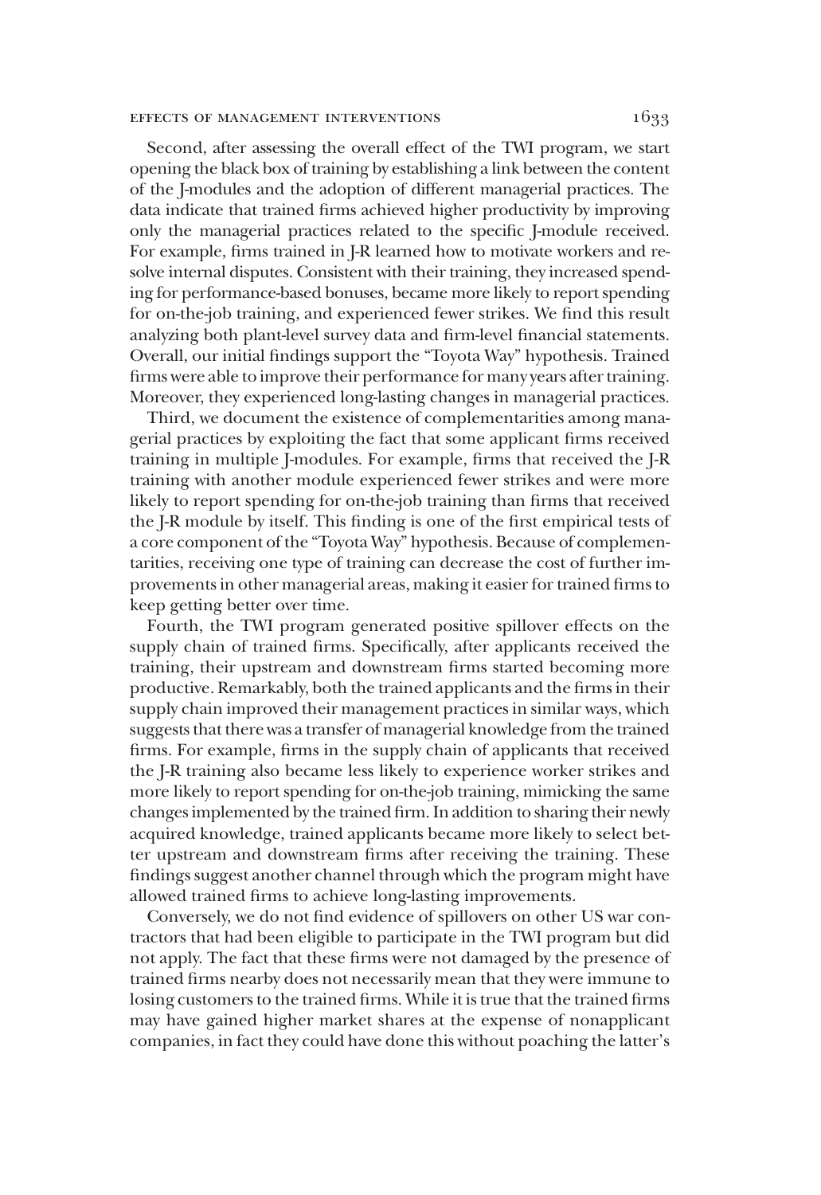Second, after assessing the overall effect of the TWI program, we start opening the black box of training by establishing a link between the content of the J-modules and the adoption of different managerial practices. The data indicate that trained firms achieved higher productivity by improving only the managerial practices related to the specific J-module received. For example, firms trained in J-R learned how to motivate workers and resolve internal disputes. Consistent with their training, they increased spending for performance-based bonuses, became more likely to report spending for on-the-job training, and experienced fewer strikes. We find this result analyzing both plant-level survey data and firm-level financial statements. Overall, our initial findings support the "Toyota Way" hypothesis. Trained firms were able to improve their performance for many years after training. Moreover, they experienced long-lasting changes in managerial practices.

Third, we document the existence of complementarities among managerial practices by exploiting the fact that some applicant firms received training in multiple J-modules. For example, firms that received the J-R training with another module experienced fewer strikes and were more likely to report spending for on-the-job training than firms that received the J-R module by itself. This finding is one of the first empirical tests of a core component of the "Toyota Way" hypothesis. Because of complementarities, receiving one type of training can decrease the cost of further improvements in other managerial areas, making it easier for trained firms to keep getting better over time.

Fourth, the TWI program generated positive spillover effects on the supply chain of trained firms. Specifically, after applicants received the training, their upstream and downstream firms started becoming more productive. Remarkably, both the trained applicants and the firms in their supply chain improved their management practices in similar ways, which suggests that there was a transfer of managerial knowledge from the trained firms. For example, firms in the supply chain of applicants that received the J-R training also became less likely to experience worker strikes and more likely to report spending for on-the-job training, mimicking the same changes implemented by the trained firm. In addition to sharing their newly acquired knowledge, trained applicants became more likely to select better upstream and downstream firms after receiving the training. These findings suggest another channel through which the program might have allowed trained firms to achieve long-lasting improvements.

Conversely, we do not find evidence of spillovers on other US war contractors that had been eligible to participate in the TWI program but did not apply. The fact that these firms were not damaged by the presence of trained firms nearby does not necessarily mean that they were immune to losing customers to the trained firms. While it is true that the trained firms may have gained higher market shares at the expense of nonapplicant companies, in fact they could have done this without poaching the latter's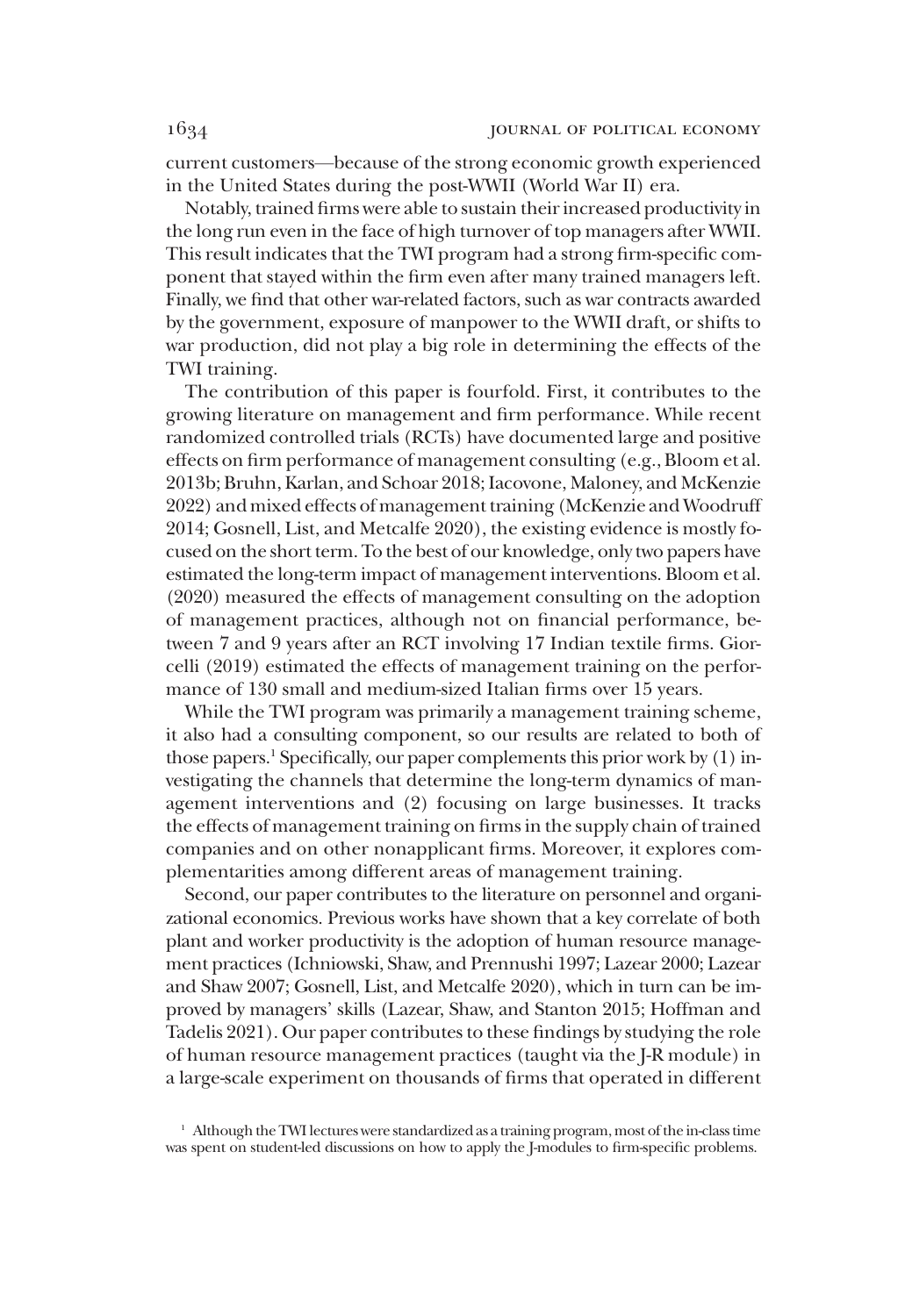current customers—because of the strong economic growth experienced in the United States during the post-WWII (World War II) era.

Notably, trained firms were able to sustain their increased productivity in the long run even in the face of high turnover of top managers after WWII. This result indicates that the TWI program had a strong firm-specific component that stayed within the firm even after many trained managers left. Finally, we find that other war-related factors, such as war contracts awarded by the government, exposure of manpower to the WWII draft, or shifts to war production, did not play a big role in determining the effects of the TWI training.

The contribution of this paper is fourfold. First, it contributes to the growing literature on management and firm performance. While recent randomized controlled trials (RCTs) have documented large and positive effects on firm performance of management consulting (e.g., Bloom et al. 2013b; Bruhn, Karlan, and Schoar 2018; Iacovone, Maloney, and McKenzie 2022) and mixed effects of management training (McKenzie and Woodruff 2014; Gosnell, List, and Metcalfe 2020), the existing evidence is mostly focused on the short term. To the best of our knowledge, only two papers have estimated the long-term impact of management interventions. Bloom et al. (2020) measured the effects of management consulting on the adoption of management practices, although not on financial performance, between 7 and 9 years after an RCT involving 17 Indian textile firms. Giorcelli (2019) estimated the effects of management training on the performance of 130 small and medium-sized Italian firms over 15 years.

While the TWI program was primarily a management training scheme, it also had a consulting component, so our results are related to both of those papers.[1] Specifically, our paper complements this prior work by (1) investigating the channels that determine the long-term dynamics of management interventions and (2) focusing on large businesses. It tracks the effects of management training on firms in the supply chain of trained companies and on other nonapplicant firms. Moreover, it explores complementarities among different areas of management training.

Second, our paper contributes to the literature on personnel and organizational economics. Previous works have shown that a key correlate of both plant and worker productivity is the adoption of human resource management practices (Ichniowski, Shaw, and Prennushi 1997; Lazear 2000; Lazear and Shaw 2007; Gosnell, List, and Metcalfe 2020), which in turn can be improved by managers' skills (Lazear, Shaw, and Stanton 2015; Hoffman and Tadelis 2021). Our paper contributes to these findings by studying the role of human resource management practices (taught via the J-R module) in a large-scale experiment on thousands of firms that operated in different

[1] Although the TWI lectures were standardized as a training program, most of the in-class time was spent on student-led discussions on how to apply the J-modules to firm-specific problems.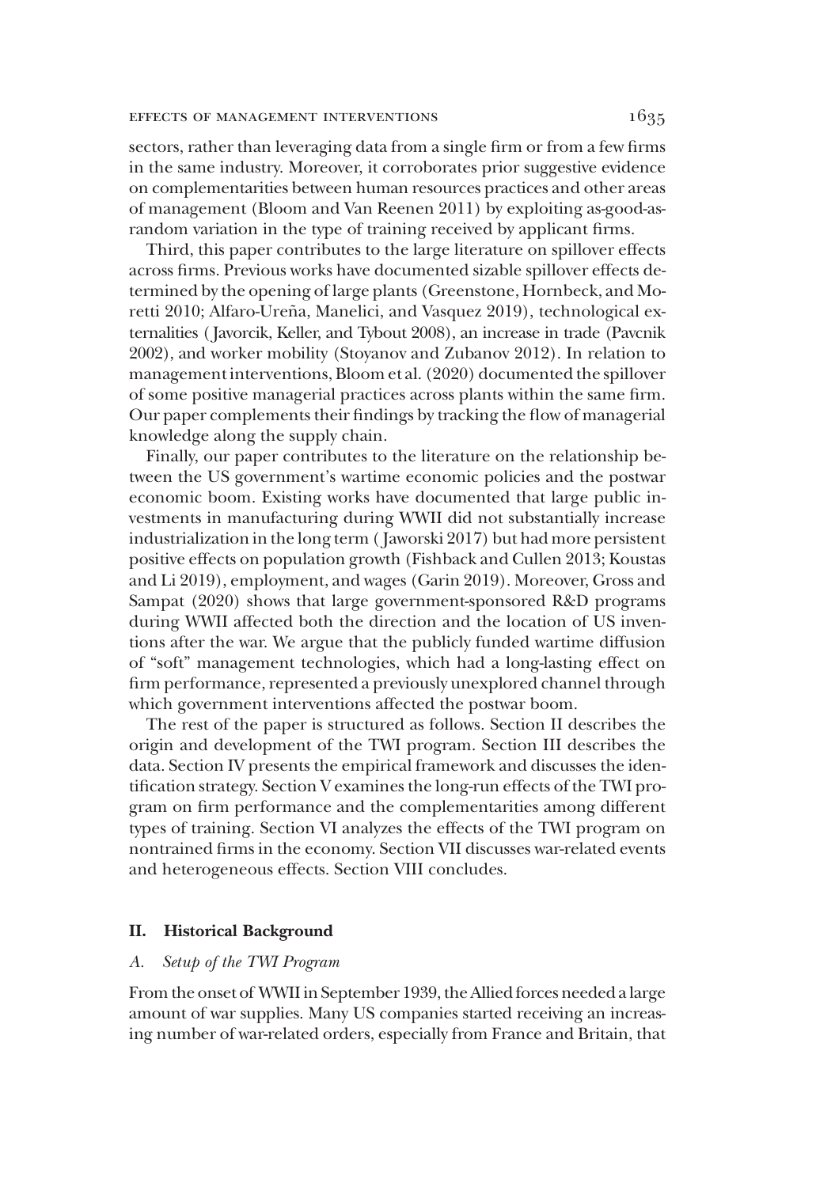sectors, rather than leveraging data from a single firm or from a few firms in the same industry. Moreover, it corroborates prior suggestive evidence on complementarities between human resources practices and other areas of management (Bloom and Van Reenen 2011) by exploiting as-good-as-random variation in the type of training received by applicant firms.

Third, this paper contributes to the large literature on spillover effects across firms. Previous works have documented sizable spillover effects determined by the opening of large plants (Greenstone, Hornbeck, and Moretti 2010; Alfaro-Ureña, Manelici, and Vasquez 2019), technological externalities (Javorcik, Keller, and Tybout 2008), an increase in trade (Pavcnik 2002), and worker mobility (Stoyanov and Zubanov 2012). In relation to management interventions, Bloom et al. (2020) documented the spillover of some positive managerial practices across plants within the same firm. Our paper complements their findings by tracking the flow of managerial knowledge along the supply chain.

Finally, our paper contributes to the literature on the relationship between the US government's wartime economic policies and the postwar economic boom. Existing works have documented that large public investments in manufacturing during WWII did not substantially increase industrialization in the long term (Jaworski 2017) but had more persistent positive effects on population growth (Fishback and Cullen 2013; Koustas and Li 2019), employment, and wages (Garin 2019). Moreover, Gross and Sampat (2020) shows that large government-sponsored R&D programs during WWII affected both the direction and the location of US inventions after the war. We argue that the publicly funded wartime diffusion of "soft" management technologies, which had a long-lasting effect on firm performance, represented a previously unexplored channel through which government interventions affected the postwar boom.

The rest of the paper is structured as follows. Section II describes the origin and development of the TWI program. Section III describes the data. Section IV presents the empirical framework and discusses the identification strategy. Section V examines the long-run effects of the TWI program on firm performance and the complementarities among different types of training. Section VI analyzes the effects of the TWI program on nontrained firms in the economy. Section VII discusses war-related events and heterogeneous effects. Section VIII concludes.

## II. Historical Background

### *A. Setup of the TWI Program*

From the onset of WWII in September 1939, the Allied forces needed a large amount of war supplies. Many US companies started receiving an increasing number of war-related orders, especially from France and Britain, that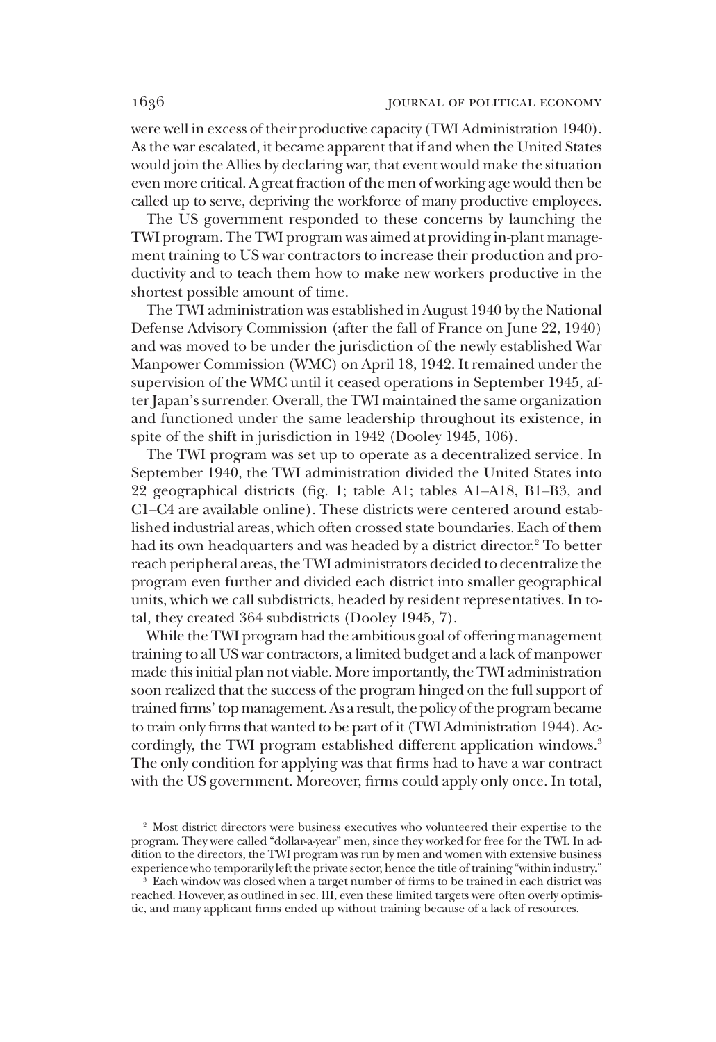were well in excess of their productive capacity (TWI Administration 1940). As the war escalated, it became apparent that if and when the United States would join the Allies by declaring war, that event would make the situation even more critical. A great fraction of the men of working age would then be called up to serve, depriving the workforce of many productive employees.

The US government responded to these concerns by launching the TWI program. The TWI program was aimed at providing in-plant management training to US war contractors to increase their production and productivity and to teach them how to make new workers productive in the shortest possible amount of time.

The TWI administration was established in August 1940 by the National Defense Advisory Commission (after the fall of France on June 22, 1940) and was moved to be under the jurisdiction of the newly established War Manpower Commission (WMC) on April 18, 1942. It remained under the supervision of the WMC until it ceased operations in September 1945, after Japan's surrender. Overall, the TWI maintained the same organization and functioned under the same leadership throughout its existence, in spite of the shift in jurisdiction in 1942 (Dooley 1945, 106).

The TWI program was set up to operate as a decentralized service. In September 1940, the TWI administration divided the United States into 22 geographical districts (fig. 1; table A1; tables A1–A18, B1–B3, and C1–C4 are available online). These districts were centered around established industrial areas, which often crossed state boundaries. Each of them had its own headquarters and was headed by a district director.[2] To better reach peripheral areas, the TWI administrators decided to decentralize the program even further and divided each district into smaller geographical units, which we call subdistricts, headed by resident representatives. In total, they created 364 subdistricts (Dooley 1945, 7).

While the TWI program had the ambitious goal of offering management training to all US war contractors, a limited budget and a lack of manpower made this initial plan not viable. More importantly, the TWI administration soon realized that the success of the program hinged on the full support of trained firms' top management. As a result, the policy of the program became to train only firms that wanted to be part of it (TWI Administration 1944). Accordingly, the TWI program established different application windows.[3] The only condition for applying was that firms had to have a war contract with the US government. Moreover, firms could apply only once. In total,

[2] Most district directors were business executives who volunteered their expertise to the program. They were called "dollar-a-year" men, since they worked for free for the TWI. In addition to the directors, the TWI program was run by men and women with extensive business experience who temporarily left the private sector, hence the title of training "within industry."

[3] Each window was closed when a target number of firms to be trained in each district was reached. However, as outlined in sec. III, even these limited targets were often overly optimistic, and many applicant firms ended up without training because of a lack of resources.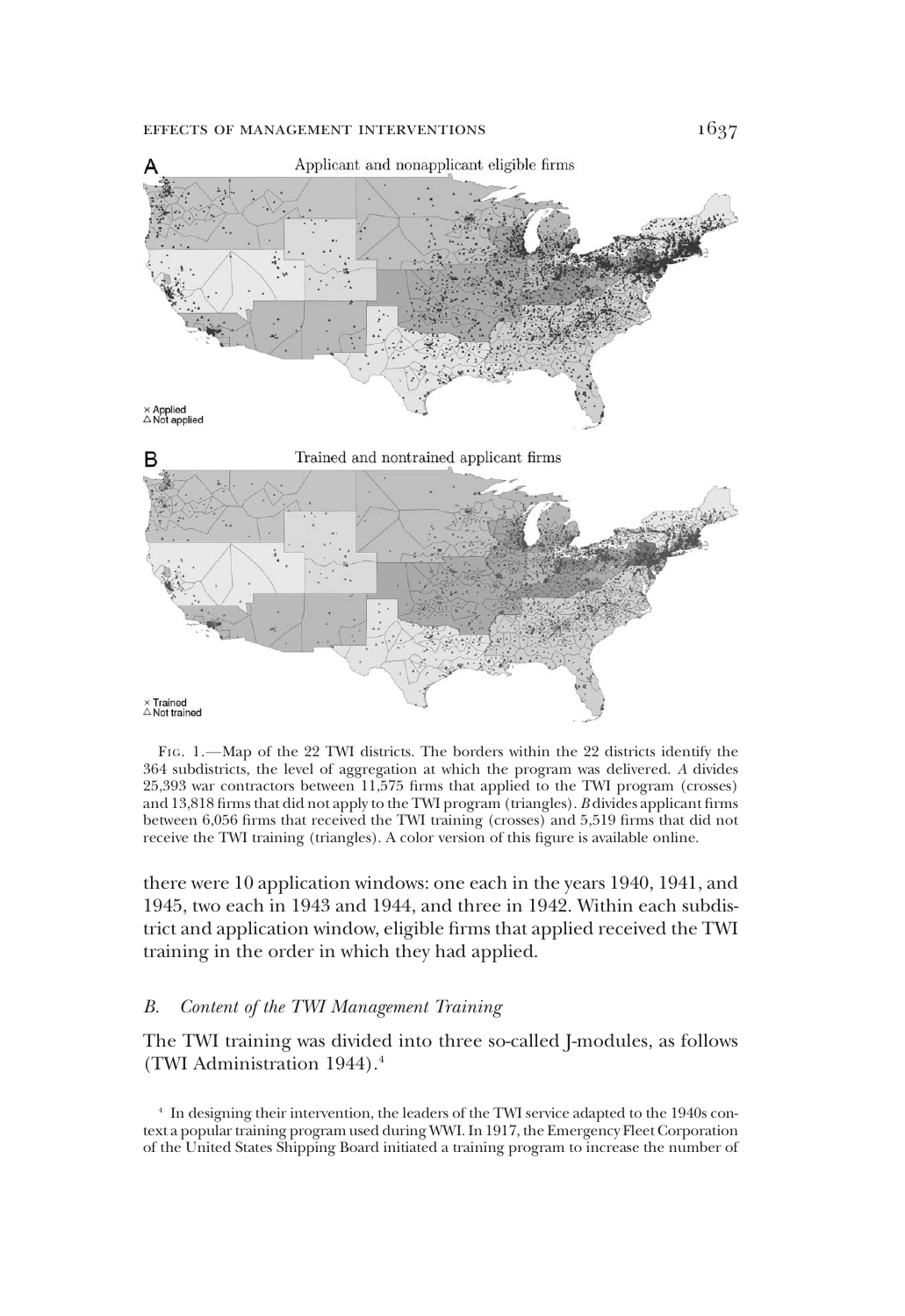A — Applicant and nonapplicant eligible firms

× Applied
△ Not applied

B — Trained and nontrained applicant firms

× Trained
△ Not trained

Fig. 1.—Map of the 22 TWI districts. The borders within the 22 districts identify the 364 subdistricts, the level of aggregation at which the program was delivered. *A* divides 25,393 war contractors between 11,575 firms that applied to the TWI program (crosses) and 13,818 firms that did not apply to the TWI program (triangles). *B* divides applicant firms between 6,056 firms that received the TWI training (crosses) and 5,519 firms that did not receive the TWI training (triangles). A color version of this figure is available online.

there were 10 application windows: one each in the years 1940, 1941, and 1945, two each in 1943 and 1944, and three in 1942. Within each subdistrict and application window, eligible firms that applied received the TWI training in the order in which they had applied.

### *B. Content of the TWI Management Training*

The TWI training was divided into three so-called J-modules, as follows (TWI Administration 1944).[4]

[4] In designing their intervention, the leaders of the TWI service adapted to the 1940s context a popular training program used during WWI. In 1917, the Emergency Fleet Corporation of the United States Shipping Board initiated a training program to increase the number of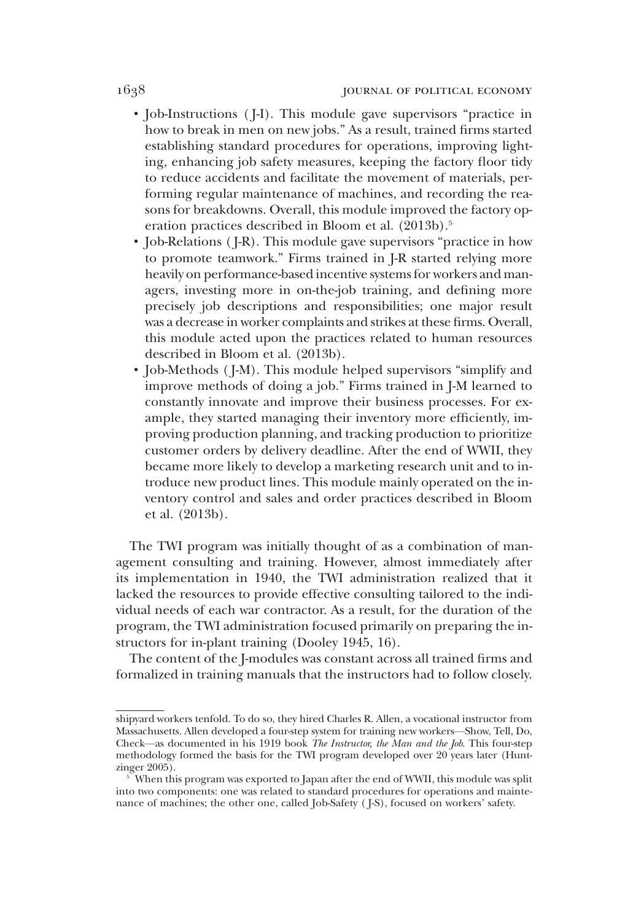- Job-Instructions ( J-I). This module gave supervisors "practice in how to break in men on new jobs." As a result, trained firms started establishing standard procedures for operations, improving lighting, enhancing job safety measures, keeping the factory floor tidy to reduce accidents and facilitate the movement of materials, performing regular maintenance of machines, and recording the reasons for breakdowns. Overall, this module improved the factory operation practices described in Bloom et al. (2013b).[5]
- Job-Relations ( J-R). This module gave supervisors "practice in how to promote teamwork." Firms trained in J-R started relying more heavily on performance-based incentive systems for workers and managers, investing more in on-the-job training, and defining more precisely job descriptions and responsibilities; one major result was a decrease in worker complaints and strikes at these firms. Overall, this module acted upon the practices related to human resources described in Bloom et al. (2013b).
- Job-Methods ( J-M). This module helped supervisors "simplify and improve methods of doing a job." Firms trained in J-M learned to constantly innovate and improve their business processes. For example, they started managing their inventory more efficiently, improving production planning, and tracking production to prioritize customer orders by delivery deadline. After the end of WWII, they became more likely to develop a marketing research unit and to introduce new product lines. This module mainly operated on the inventory control and sales and order practices described in Bloom et al. (2013b).

The TWI program was initially thought of as a combination of management consulting and training. However, almost immediately after its implementation in 1940, the TWI administration realized that it lacked the resources to provide effective consulting tailored to the individual needs of each war contractor. As a result, for the duration of the program, the TWI administration focused primarily on preparing the instructors for in-plant training (Dooley 1945, 16).

The content of the J-modules was constant across all trained firms and formalized in training manuals that the instructors had to follow closely.

---

shipyard workers tenfold. To do so, they hired Charles R. Allen, a vocational instructor from Massachusetts. Allen developed a four-step system for training new workers—Show, Tell, Do, Check—as documented in his 1919 book *The Instructor, the Man and the Job*. This four-step methodology formed the basis for the TWI program developed over 20 years later (Huntzinger 2005).

[5] When this program was exported to Japan after the end of WWII, this module was split into two components: one was related to standard procedures for operations and maintenance of machines; the other one, called Job-Safety ( J-S), focused on workers' safety.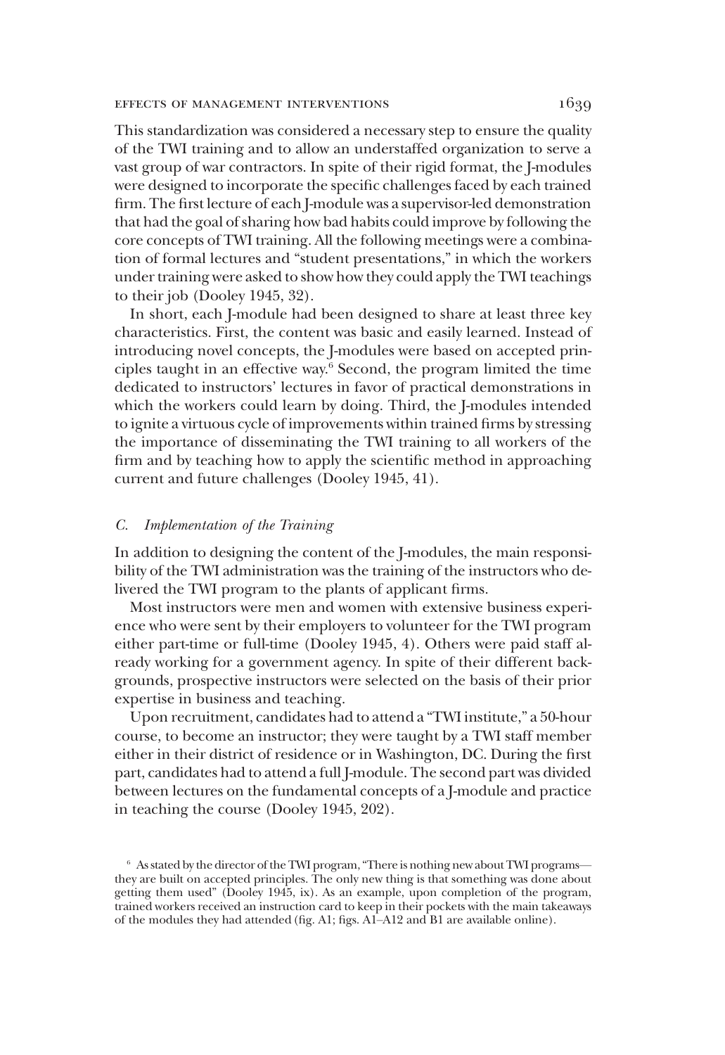This standardization was considered a necessary step to ensure the quality of the TWI training and to allow an understaffed organization to serve a vast group of war contractors. In spite of their rigid format, the J-modules were designed to incorporate the specific challenges faced by each trained firm. The first lecture of each J-module was a supervisor-led demonstration that had the goal of sharing how bad habits could improve by following the core concepts of TWI training. All the following meetings were a combination of formal lectures and "student presentations," in which the workers under training were asked to show how they could apply the TWI teachings to their job (Dooley 1945, 32).

In short, each J-module had been designed to share at least three key characteristics. First, the content was basic and easily learned. Instead of introducing novel concepts, the J-modules were based on accepted principles taught in an effective way.[6] Second, the program limited the time dedicated to instructors' lectures in favor of practical demonstrations in which the workers could learn by doing. Third, the J-modules intended to ignite a virtuous cycle of improvements within trained firms by stressing the importance of disseminating the TWI training to all workers of the firm and by teaching how to apply the scientific method in approaching current and future challenges (Dooley 1945, 41).

### *C. Implementation of the Training*

In addition to designing the content of the J-modules, the main responsibility of the TWI administration was the training of the instructors who delivered the TWI program to the plants of applicant firms.

Most instructors were men and women with extensive business experience who were sent by their employers to volunteer for the TWI program either part-time or full-time (Dooley 1945, 4). Others were paid staff already working for a government agency. In spite of their different backgrounds, prospective instructors were selected on the basis of their prior expertise in business and teaching.

Upon recruitment, candidates had to attend a "TWI institute," a 50-hour course, to become an instructor; they were taught by a TWI staff member either in their district of residence or in Washington, DC. During the first part, candidates had to attend a full J-module. The second part was divided between lectures on the fundamental concepts of a J-module and practice in teaching the course (Dooley 1945, 202).

[6] As stated by the director of the TWI program, "There is nothing new about TWI programs—they are built on accepted principles. The only new thing is that something was done about getting them used" (Dooley 1945, ix). As an example, upon completion of the program, trained workers received an instruction card to keep in their pockets with the main takeaways of the modules they had attended (fig. A1; figs. A1–A12 and B1 are available online).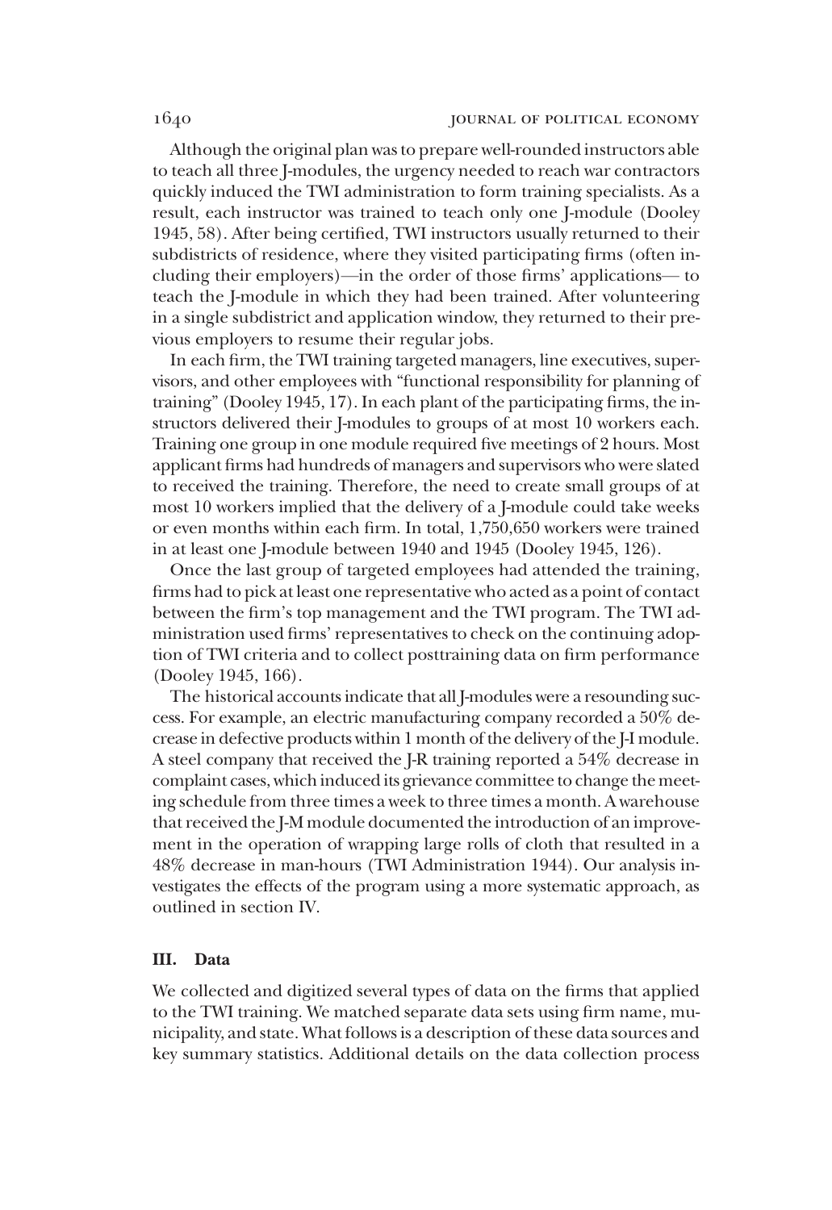Although the original plan was to prepare well-rounded instructors able to teach all three J-modules, the urgency needed to reach war contractors quickly induced the TWI administration to form training specialists. As a result, each instructor was trained to teach only one J-module (Dooley 1945, 58). After being certified, TWI instructors usually returned to their subdistricts of residence, where they visited participating firms (often including their employers)—in the order of those firms' applications— to teach the J-module in which they had been trained. After volunteering in a single subdistrict and application window, they returned to their previous employers to resume their regular jobs.

In each firm, the TWI training targeted managers, line executives, supervisors, and other employees with "functional responsibility for planning of training" (Dooley 1945, 17). In each plant of the participating firms, the instructors delivered their J-modules to groups of at most 10 workers each. Training one group in one module required five meetings of 2 hours. Most applicant firms had hundreds of managers and supervisors who were slated to received the training. Therefore, the need to create small groups of at most 10 workers implied that the delivery of a J-module could take weeks or even months within each firm. In total, 1,750,650 workers were trained in at least one J-module between 1940 and 1945 (Dooley 1945, 126).

Once the last group of targeted employees had attended the training, firms had to pick at least one representative who acted as a point of contact between the firm's top management and the TWI program. The TWI administration used firms' representatives to check on the continuing adoption of TWI criteria and to collect posttraining data on firm performance (Dooley 1945, 166).

The historical accounts indicate that all J-modules were a resounding success. For example, an electric manufacturing company recorded a 50% decrease in defective products within 1 month of the delivery of the J-I module. A steel company that received the J-R training reported a 54% decrease in complaint cases, which induced its grievance committee to change the meeting schedule from three times a week to three times a month. A warehouse that received the J-M module documented the introduction of an improvement in the operation of wrapping large rolls of cloth that resulted in a 48% decrease in man-hours (TWI Administration 1944). Our analysis investigates the effects of the program using a more systematic approach, as outlined in section IV.

## III. Data

We collected and digitized several types of data on the firms that applied to the TWI training. We matched separate data sets using firm name, municipality, and state. What follows is a description of these data sources and key summary statistics. Additional details on the data collection process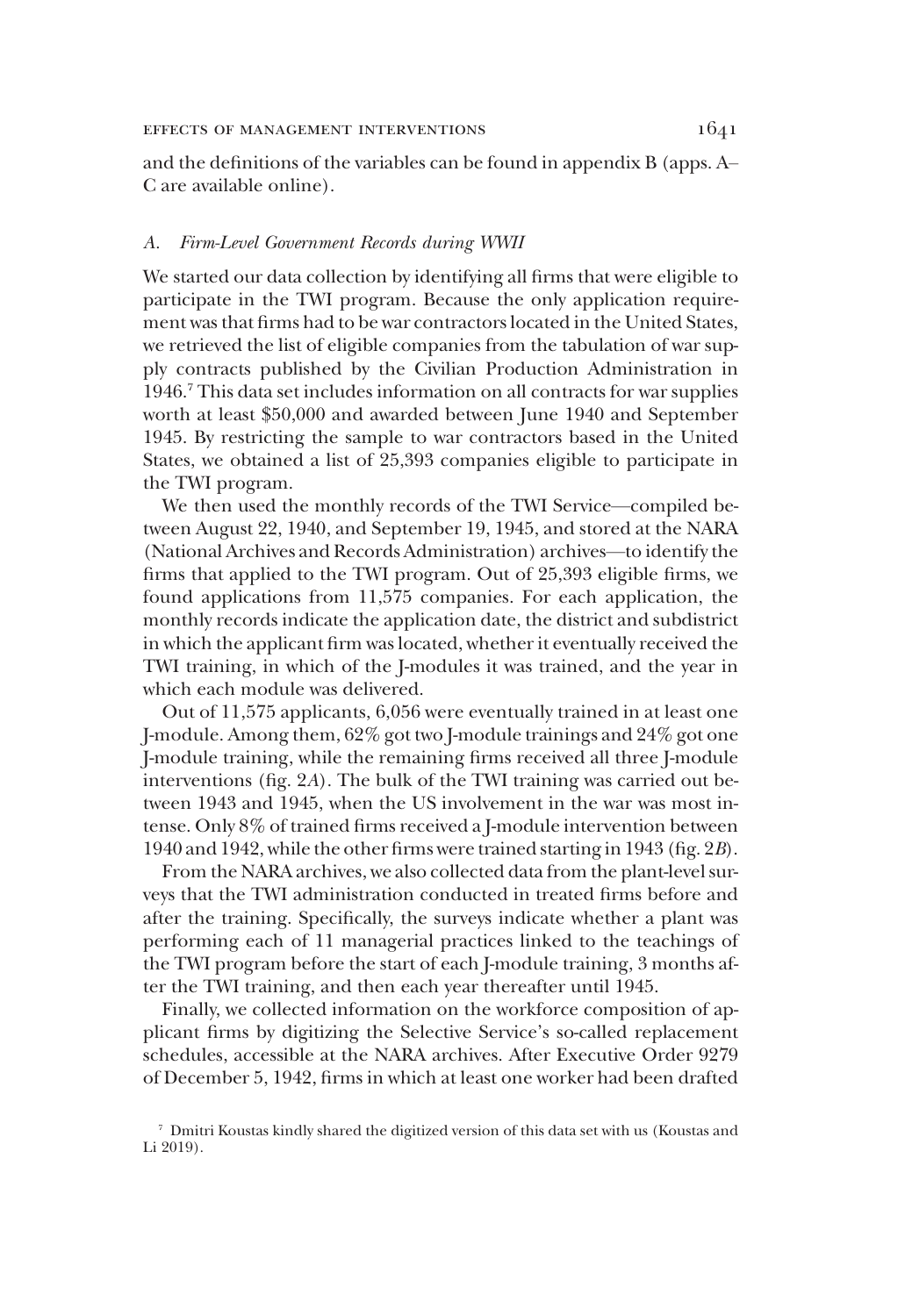and the definitions of the variables can be found in appendix B (apps. A–C are available online).

### *A. Firm-Level Government Records during WWII*

We started our data collection by identifying all firms that were eligible to participate in the TWI program. Because the only application requirement was that firms had to be war contractors located in the United States, we retrieved the list of eligible companies from the tabulation of war supply contracts published by the Civilian Production Administration in 1946.[7] This data set includes information on all contracts for war supplies worth at least $50,000 and awarded between June 1940 and September 1945. By restricting the sample to war contractors based in the United States, we obtained a list of 25,393 companies eligible to participate in the TWI program.

We then used the monthly records of the TWI Service—compiled between August 22, 1940, and September 19, 1945, and stored at the NARA (National Archives and Records Administration) archives—to identify the firms that applied to the TWI program. Out of 25,393 eligible firms, we found applications from 11,575 companies. For each application, the monthly records indicate the application date, the district and subdistrict in which the applicant firm was located, whether it eventually received the TWI training, in which of the J-modules it was trained, and the year in which each module was delivered.

Out of 11,575 applicants, 6,056 were eventually trained in at least one J-module. Among them, 62% got two J-module trainings and 24% got one J-module training, while the remaining firms received all three J-module interventions (fig. 2*A*). The bulk of the TWI training was carried out between 1943 and 1945, when the US involvement in the war was most intense. Only 8% of trained firms received a J-module intervention between 1940 and 1942, while the other firms were trained starting in 1943 (fig. 2*B*).

From the NARA archives, we also collected data from the plant-level surveys that the TWI administration conducted in treated firms before and after the training. Specifically, the surveys indicate whether a plant was performing each of 11 managerial practices linked to the teachings of the TWI program before the start of each J-module training, 3 months after the TWI training, and then each year thereafter until 1945.

Finally, we collected information on the workforce composition of applicant firms by digitizing the Selective Service's so-called replacement schedules, accessible at the NARA archives. After Executive Order 9279 of December 5, 1942, firms in which at least one worker had been drafted

[7] Dmitri Koustas kindly shared the digitized version of this data set with us (Koustas and Li 2019).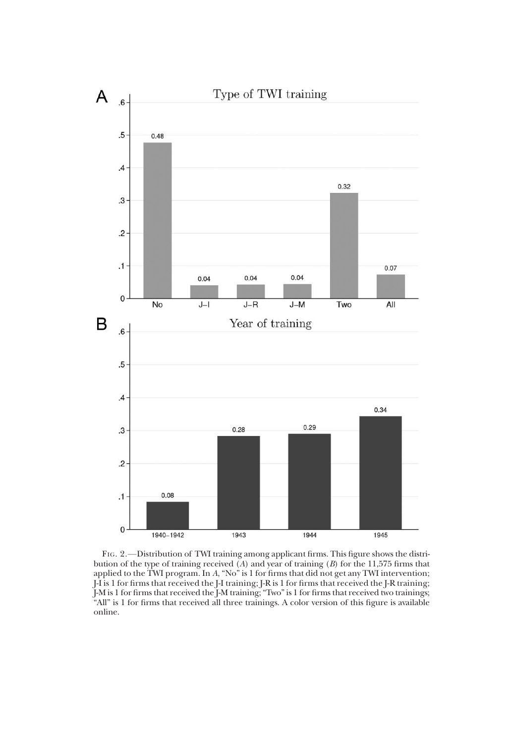Fig. 2.—Distribution of TWI training among applicant firms. This figure shows the distribution of the type of training received (*A*) and year of training (*B*) for the 11,575 firms that applied to the TWI program. In *A*, "No" is 1 for firms that did not get any TWI intervention; J-I is 1 for firms that received the J-I training; J-R is 1 for firms that received the J-R training; J-M is 1 for firms that received the J-M training; "Two" is 1 for firms that received two trainings; "All" is 1 for firms that received all three trainings. A color version of this figure is available online.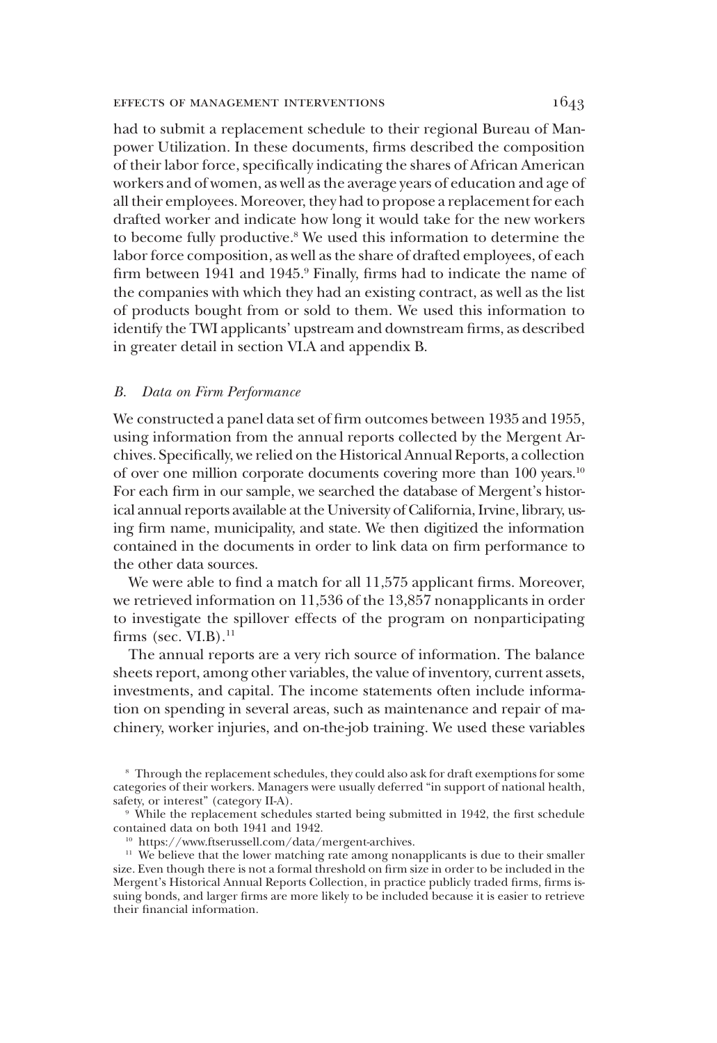had to submit a replacement schedule to their regional Bureau of Manpower Utilization. In these documents, firms described the composition of their labor force, specifically indicating the shares of African American workers and of women, as well as the average years of education and age of all their employees. Moreover, they had to propose a replacement for each drafted worker and indicate how long it would take for the new workers to become fully productive.[8] We used this information to determine the labor force composition, as well as the share of drafted employees, of each firm between 1941 and 1945.[9] Finally, firms had to indicate the name of the companies with which they had an existing contract, as well as the list of products bought from or sold to them. We used this information to identify the TWI applicants' upstream and downstream firms, as described in greater detail in section VI.A and appendix B.

### *B. Data on Firm Performance*

We constructed a panel data set of firm outcomes between 1935 and 1955, using information from the annual reports collected by the Mergent Archives. Specifically, we relied on the Historical Annual Reports, a collection of over one million corporate documents covering more than 100 years.[10] For each firm in our sample, we searched the database of Mergent's historical annual reports available at the University of California, Irvine, library, using firm name, municipality, and state. We then digitized the information contained in the documents in order to link data on firm performance to the other data sources.

We were able to find a match for all 11,575 applicant firms. Moreover, we retrieved information on 11,536 of the 13,857 nonapplicants in order to investigate the spillover effects of the program on nonparticipating firms (sec. VI.B).[11]

The annual reports are a very rich source of information. The balance sheets report, among other variables, the value of inventory, current assets, investments, and capital. The income statements often include information on spending in several areas, such as maintenance and repair of machinery, worker injuries, and on-the-job training. We used these variables

[8] Through the replacement schedules, they could also ask for draft exemptions for some categories of their workers. Managers were usually deferred "in support of national health, safety, or interest" (category II-A).

[9] While the replacement schedules started being submitted in 1942, the first schedule contained data on both 1941 and 1942.

[10] https://www.ftserussell.com/data/mergent-archives.

[11] We believe that the lower matching rate among nonapplicants is due to their smaller size. Even though there is not a formal threshold on firm size in order to be included in the Mergent's Historical Annual Reports Collection, in practice publicly traded firms, firms issuing bonds, and larger firms are more likely to be included because it is easier to retrieve their financial information.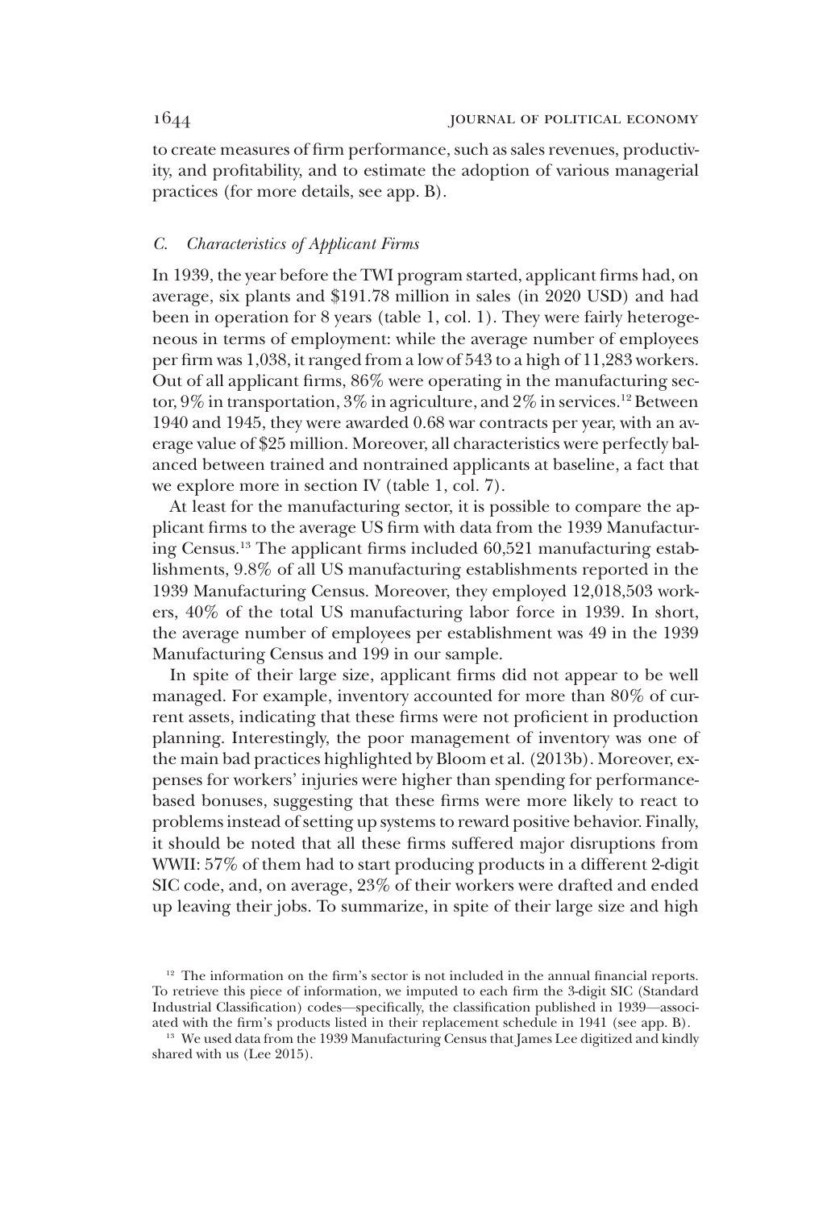to create measures of firm performance, such as sales revenues, productivity, and profitability, and to estimate the adoption of various managerial practices (for more details, see app. B).

### *C. Characteristics of Applicant Firms*

In 1939, the year before the TWI program started, applicant firms had, on average, six plants and $191.78 million in sales (in 2020 USD) and had been in operation for 8 years (table 1, col. 1). They were fairly heterogeneous in terms of employment: while the average number of employees per firm was 1,038, it ranged from a low of 543 to a high of 11,283 workers. Out of all applicant firms, 86% were operating in the manufacturing sector, 9% in transportation, 3% in agriculture, and 2% in services.[12] Between 1940 and 1945, they were awarded 0.68 war contracts per year, with an average value of $25 million. Moreover, all characteristics were perfectly balanced between trained and nontrained applicants at baseline, a fact that we explore more in section IV (table 1, col. 7).

At least for the manufacturing sector, it is possible to compare the applicant firms to the average US firm with data from the 1939 Manufacturing Census.[13] The applicant firms included 60,521 manufacturing establishments, 9.8% of all US manufacturing establishments reported in the 1939 Manufacturing Census. Moreover, they employed 12,018,503 workers, 40% of the total US manufacturing labor force in 1939. In short, the average number of employees per establishment was 49 in the 1939 Manufacturing Census and 199 in our sample.

In spite of their large size, applicant firms did not appear to be well managed. For example, inventory accounted for more than 80% of current assets, indicating that these firms were not proficient in production planning. Interestingly, the poor management of inventory was one of the main bad practices highlighted by Bloom et al. (2013b). Moreover, expenses for workers' injuries were higher than spending for performance-based bonuses, suggesting that these firms were more likely to react to problems instead of setting up systems to reward positive behavior. Finally, it should be noted that all these firms suffered major disruptions from WWII: 57% of them had to start producing products in a different 2-digit SIC code, and, on average, 23% of their workers were drafted and ended up leaving their jobs. To summarize, in spite of their large size and high

[12] The information on the firm's sector is not included in the annual financial reports. To retrieve this piece of information, we imputed to each firm the 3-digit SIC (Standard Industrial Classification) codes—specifically, the classification published in 1939—associated with the firm's products listed in their replacement schedule in 1941 (see app. B).

[13] We used data from the 1939 Manufacturing Census that James Lee digitized and kindly shared with us (Lee 2015).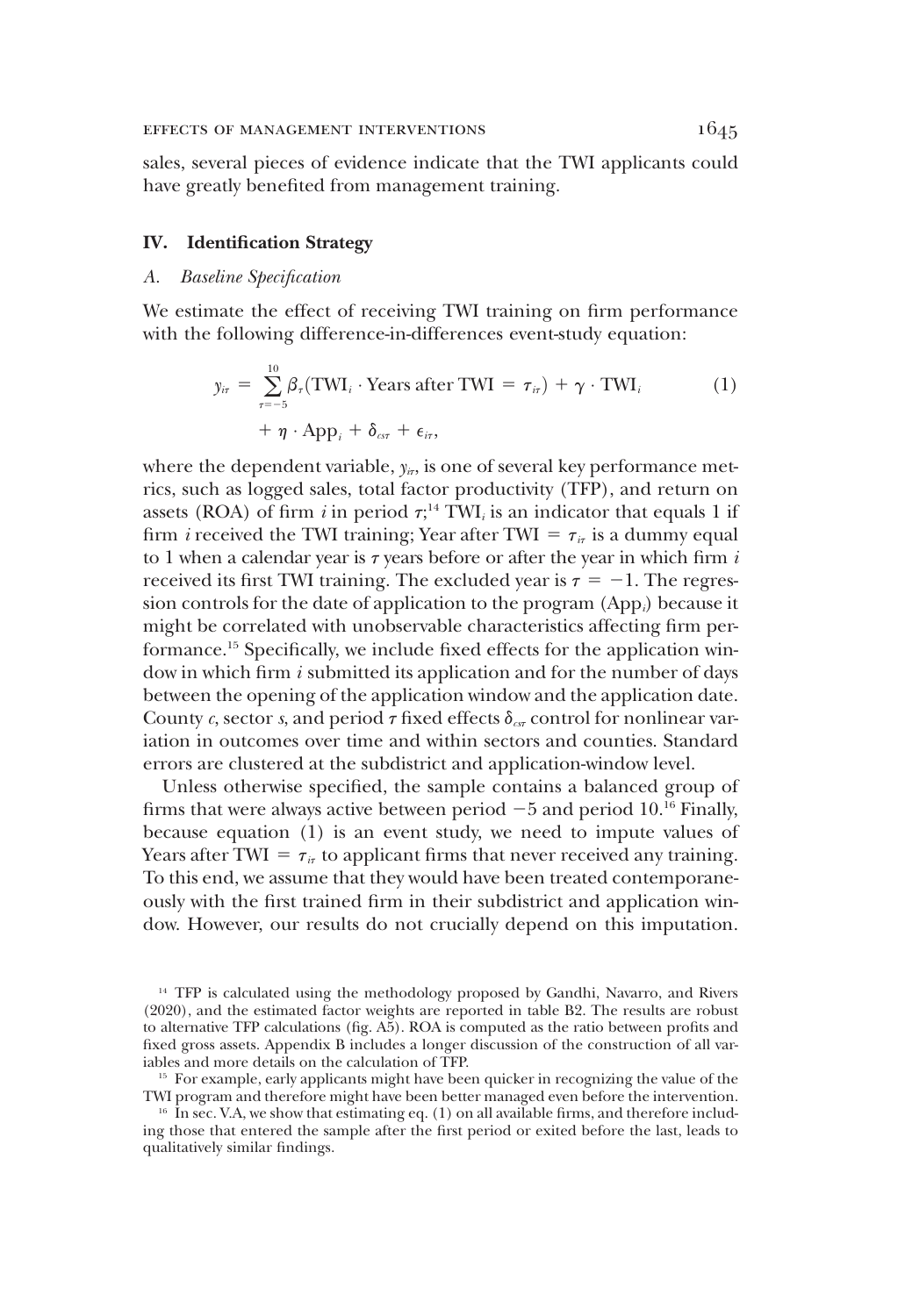sales, several pieces of evidence indicate that the TWI applicants could have greatly benefited from management training.

## IV. Identification Strategy

### A. *Baseline Specification*

We estimate the effect of receiving TWI training on firm performance with the following difference-in-differences event-study equation:

$$y_{i\tau} = \sum_{\tau=-5}^{10} \beta_\tau (\text{TWI}_i \cdot \text{Years after TWI} = \tau_{i\tau}) + \gamma \cdot \text{TWI}_i + \eta \cdot \text{App}_i + \delta_{cs\tau} + \epsilon_{i\tau}, \tag{1}$$

where the dependent variable, $y_{i\tau}$, is one of several key performance metrics, such as logged sales, total factor productivity (TFP), and return on assets (ROA) of firm $i$ in period $\tau$;[14] $\text{TWI}_i$ is an indicator that equals 1 if firm $i$ received the TWI training; Year after $\text{TWI} = \tau_{i\tau}$ is a dummy equal to 1 when a calendar year is $\tau$ years before or after the year in which firm $i$ received its first TWI training. The excluded year is $\tau = -1$. The regression controls for the date of application to the program ($\text{App}_i$) because it might be correlated with unobservable characteristics affecting firm performance.[15] Specifically, we include fixed effects for the application window in which firm $i$ submitted its application and for the number of days between the opening of the application window and the application date. County $c$, sector $s$, and period $\tau$ fixed effects $\delta_{cs\tau}$ control for nonlinear variation in outcomes over time and within sectors and counties. Standard errors are clustered at the subdistrict and application-window level.

Unless otherwise specified, the sample contains a balanced group of firms that were always active between period $-5$ and period 10.[16] Finally, because equation (1) is an event study, we need to impute values of Years after $\text{TWI} = \tau_{i\tau}$ to applicant firms that never received any training. To this end, we assume that they would have been treated contemporaneously with the first trained firm in their subdistrict and application window. However, our results do not crucially depend on this imputation.

[14] TFP is calculated using the methodology proposed by Gandhi, Navarro, and Rivers (2020), and the estimated factor weights are reported in table B2. The results are robust to alternative TFP calculations (fig. A5). ROA is computed as the ratio between profits and fixed gross assets. Appendix B includes a longer discussion of the construction of all variables and more details on the calculation of TFP.

[15] For example, early applicants might have been quicker in recognizing the value of the TWI program and therefore might have been better managed even before the intervention.

[16] In sec. V.A, we show that estimating eq. (1) on all available firms, and therefore including those that entered the sample after the first period or exited before the last, leads to qualitatively similar findings.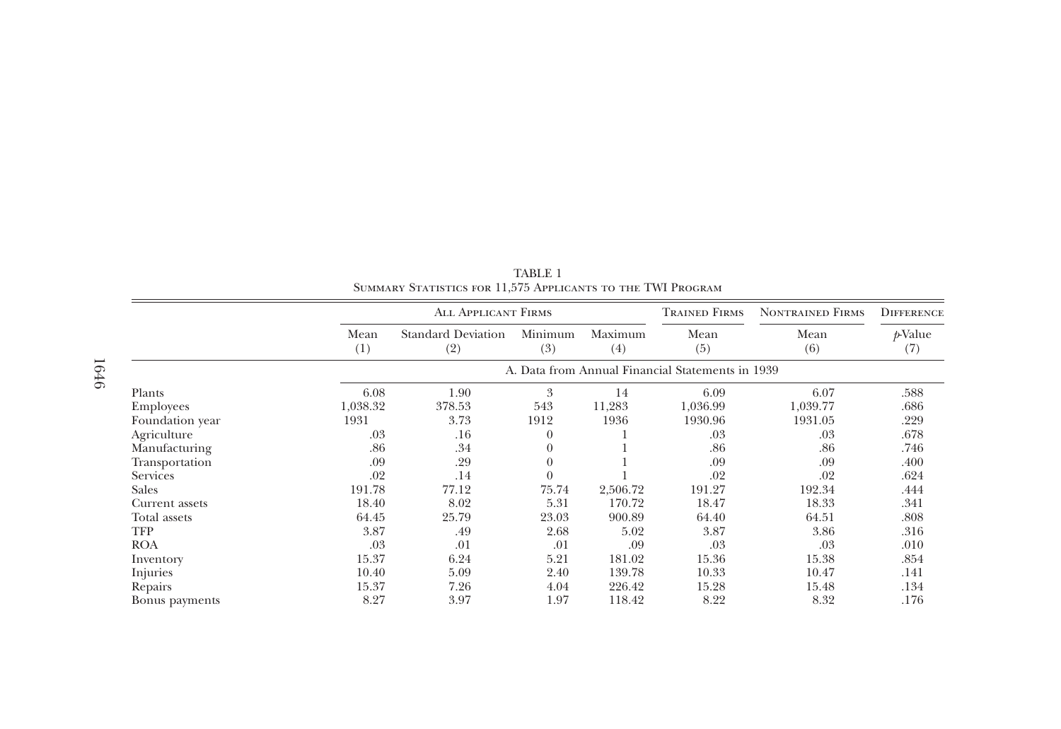TABLE 1
SUMMARY STATISTICS FOR 11,575 APPLICANTS TO THE TWI PROGRAM

| | All Applicant Firms | | | | Trained Firms | Nontrained Firms | Difference |
|---|---|---|---|---|---|---|---|
| | Mean (1) | Standard Deviation (2) | Minimum (3) | Maximum (4) | Mean (5) | Mean (6) | $p$-Value (7) |
| | A. Data from Annual Financial Statements in 1939 | | | | | | |
| Plants | 6.08 | 1.90 | 3 | 14 | 6.09 | 6.07 | .588 |
| Employees | 1,038.32 | 378.53 | 543 | 11,283 | 1,036.99 | 1,039.77 | .686 |
| Foundation year | 1931 | 3.73 | 1912 | 1936 | 1930.96 | 1931.05 | .229 |
| Agriculture | .03 | .16 | 0 | 1 | .03 | .03 | .678 |
| Manufacturing | .86 | .34 | 0 | 1 | .86 | .86 | .746 |
| Transportation | .09 | .29 | 0 | 1 | .09 | .09 | .400 |
| Services | .02 | .14 | 0 | 1 | .02 | .02 | .624 |
| Sales | 191.78 | 77.12 | 75.74 | 2,506.72 | 191.27 | 192.34 | .444 |
| Current assets | 18.40 | 8.02 | 5.31 | 170.72 | 18.47 | 18.33 | .341 |
| Total assets | 64.45 | 25.79 | 23.03 | 900.89 | 64.40 | 64.51 | .808 |
| TFP | 3.87 | .49 | 2.68 | 5.02 | 3.87 | 3.86 | .316 |
| ROA | .03 | .01 | .01 | .09 | .03 | .03 | .010 |
| Inventory | 15.37 | 6.24 | 5.21 | 181.02 | 15.36 | 15.38 | .854 |
| Injuries | 10.40 | 5.09 | 2.40 | 139.78 | 10.33 | 10.47 | .141 |
| Repairs | 15.37 | 7.26 | 4.04 | 226.42 | 15.28 | 15.48 | .134 |
| Bonus payments | 8.27 | 3.97 | 1.97 | 118.42 | 8.22 | 8.32 | .176 |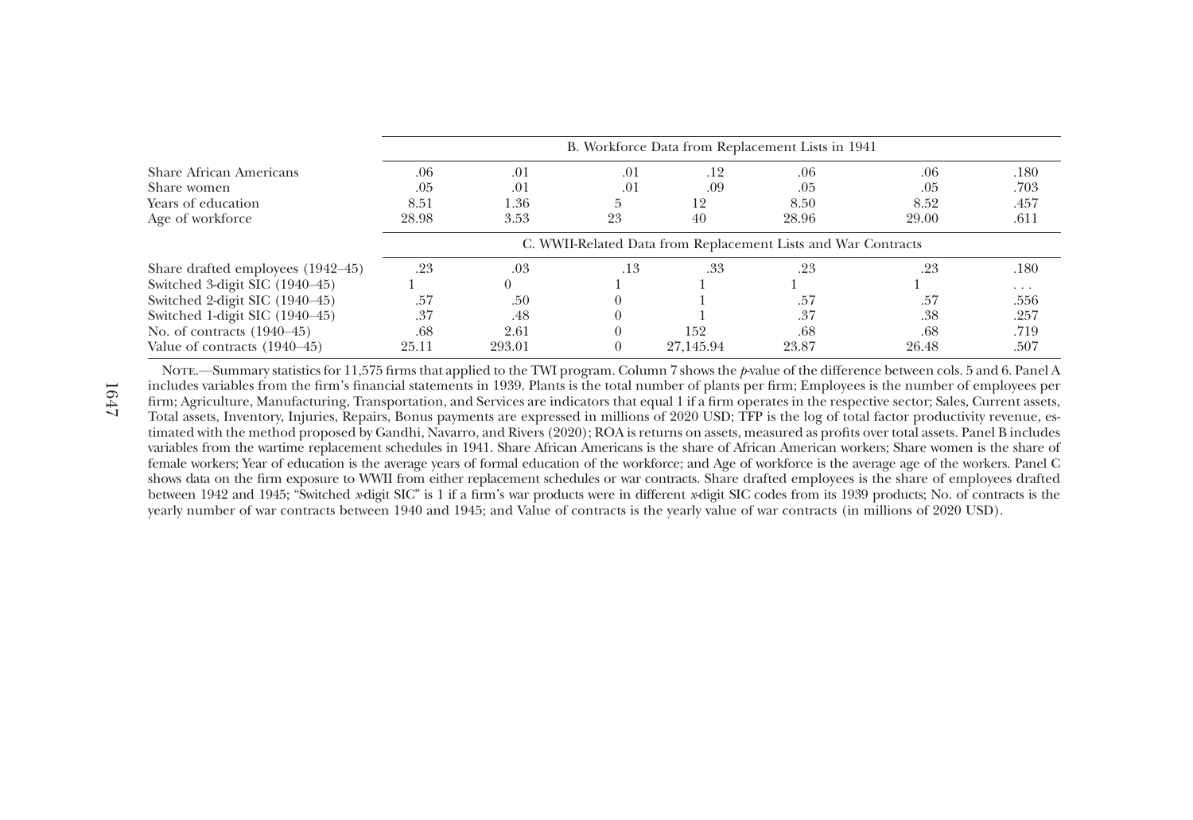| | | | | | | | |
|---|---|---|---|---|---|---|---|
| | B. Workforce Data from Replacement Lists in 1941 | | | | | | |
| Share African Americans | .06 | .01 | .01 | .12 | .06 | .06 | .180 |
| Share women | .05 | .01 | .01 | .09 | .05 | .05 | .703 |
| Years of education | 8.51 | 1.36 | 5 | 12 | 8.50 | 8.52 | .457 |
| Age of workforce | 28.98 | 3.53 | 23 | 40 | 28.96 | 29.00 | .611 |
| | C. WWII-Related Data from Replacement Lists and War Contracts | | | | | | |
| Share drafted employees (1942–45) | .23 | .03 | .13 | .33 | .23 | .23 | .180 |
| Switched 3-digit SIC (1940–45) | 1 | 0 | 1 | 1 | 1 | 1 | . . . |
| Switched 2-digit SIC (1940–45) | .57 | .50 | 0 | 1 | .57 | .57 | .556 |
| Switched 1-digit SIC (1940–45) | .37 | .48 | 0 | 1 | .37 | .38 | .257 |
| No. of contracts (1940–45) | .68 | 2.61 | 0 | 152 | .68 | .68 | .719 |
| Value of contracts (1940–45) | 25.11 | 293.01 | 0 | 27,145.94 | 23.87 | 26.48 | .507 |

Note.—Summary statistics for 11,575 firms that applied to the TWI program. Column 7 shows the *p*-value of the difference between cols. 5 and 6. Panel A includes variables from the firm's financial statements in 1939. Plants is the total number of plants per firm; Employees is the number of employees per firm; Agriculture, Manufacturing, Transportation, and Services are indicators that equal 1 if a firm operates in the respective sector; Sales, Current assets, Total assets, Inventory, Injuries, Repairs, Bonus payments are expressed in millions of 2020 USD; TFP is the log of total factor productivity revenue, estimated with the method proposed by Gandhi, Navarro, and Rivers (2020); ROA is returns on assets, measured as profits over total assets. Panel B includes variables from the wartime replacement schedules in 1941. Share African Americans is the share of African American workers; Share women is the share of female workers; Year of education is the average years of formal education of the workforce; and Age of workforce is the average age of the workers. Panel C shows data on the firm exposure to WWII from either replacement schedules or war contracts. Share drafted employees is the share of employees drafted between 1942 and 1945; "Switched *x*-digit SIC" is 1 if a firm's war products were in different *x*-digit SIC codes from its 1939 products; No. of contracts is the yearly number of war contracts between 1940 and 1945; and Value of contracts is the yearly value of war contracts (in millions of 2020 USD).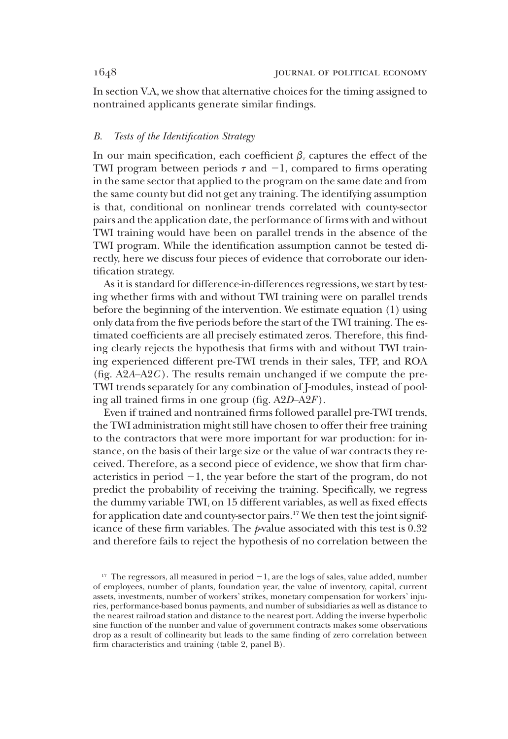In section V.A, we show that alternative choices for the timing assigned to nontrained applicants generate similar findings.

### *B. Tests of the Identification Strategy*

In our main specification, each coefficient $\beta_\tau$ captures the effect of the TWI program between periods $\tau$ and $-1$, compared to firms operating in the same sector that applied to the program on the same date and from the same county but did not get any training. The identifying assumption is that, conditional on nonlinear trends correlated with county-sector pairs and the application date, the performance of firms with and without TWI training would have been on parallel trends in the absence of the TWI program. While the identification assumption cannot be tested directly, here we discuss four pieces of evidence that corroborate our identification strategy.

As it is standard for difference-in-differences regressions, we start by testing whether firms with and without TWI training were on parallel trends before the beginning of the intervention. We estimate equation (1) using only data from the five periods before the start of the TWI training. The estimated coefficients are all precisely estimated zeros. Therefore, this finding clearly rejects the hypothesis that firms with and without TWI training experienced different pre-TWI trends in their sales, TFP, and ROA (fig. A2*A*–A2*C*). The results remain unchanged if we compute the pre-TWI trends separately for any combination of J-modules, instead of pooling all trained firms in one group (fig. A2*D*–A2*F*).

Even if trained and nontrained firms followed parallel pre-TWI trends, the TWI administration might still have chosen to offer their free training to the contractors that were more important for war production: for instance, on the basis of their large size or the value of war contracts they received. Therefore, as a second piece of evidence, we show that firm characteristics in period $-1$, the year before the start of the program, do not predict the probability of receiving the training. Specifically, we regress the dummy variable $\text{TWI}_i$ on 15 different variables, as well as fixed effects for application date and county-sector pairs.[17] We then test the joint significance of these firm variables. The *p*-value associated with this test is 0.32 and therefore fails to reject the hypothesis of no correlation between the

[17] The regressors, all measured in period $-1$, are the logs of sales, value added, number of employees, number of plants, foundation year, the value of inventory, capital, current assets, investments, number of workers' strikes, monetary compensation for workers' injuries, performance-based bonus payments, and number of subsidiaries as well as distance to the nearest railroad station and distance to the nearest port. Adding the inverse hyperbolic sine function of the number and value of government contracts makes some observations drop as a result of collinearity but leads to the same finding of zero correlation between firm characteristics and training (table 2, panel B).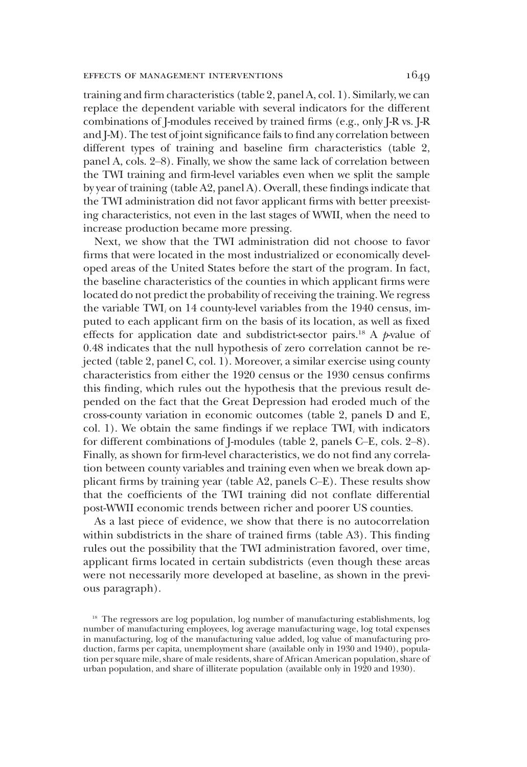training and firm characteristics (table 2, panel A, col. 1). Similarly, we can replace the dependent variable with several indicators for the different combinations of J-modules received by trained firms (e.g., only J-R vs. J-R and J-M). The test of joint significance fails to find any correlation between different types of training and baseline firm characteristics (table 2, panel A, cols. 2–8). Finally, we show the same lack of correlation between the TWI training and firm-level variables even when we split the sample by year of training (table A2, panel A). Overall, these findings indicate that the TWI administration did not favor applicant firms with better preexisting characteristics, not even in the last stages of WWII, when the need to increase production became more pressing.

Next, we show that the TWI administration did not choose to favor firms that were located in the most industrialized or economically developed areas of the United States before the start of the program. In fact, the baseline characteristics of the counties in which applicant firms were located do not predict the probability of receiving the training. We regress the variable $\text{TWI}_i$ on 14 county-level variables from the 1940 census, imputed to each applicant firm on the basis of its location, as well as fixed effects for application date and subdistrict-sector pairs.[18] A $p$-value of 0.48 indicates that the null hypothesis of zero correlation cannot be rejected (table 2, panel C, col. 1). Moreover, a similar exercise using county characteristics from either the 1920 census or the 1930 census confirms this finding, which rules out the hypothesis that the previous result depended on the fact that the Great Depression had eroded much of the cross-county variation in economic outcomes (table 2, panels D and E, col. 1). We obtain the same findings if we replace $\text{TWI}_i$ with indicators for different combinations of J-modules (table 2, panels C–E, cols. 2–8). Finally, as shown for firm-level characteristics, we do not find any correlation between county variables and training even when we break down applicant firms by training year (table A2, panels C–E). These results show that the coefficients of the TWI training did not conflate differential post-WWII economic trends between richer and poorer US counties.

As a last piece of evidence, we show that there is no autocorrelation within subdistricts in the share of trained firms (table A3). This finding rules out the possibility that the TWI administration favored, over time, applicant firms located in certain subdistricts (even though these areas were not necessarily more developed at baseline, as shown in the previous paragraph).

[18] The regressors are log population, log number of manufacturing establishments, log number of manufacturing employees, log average manufacturing wage, log total expenses in manufacturing, log of the manufacturing value added, log value of manufacturing production, farms per capita, unemployment share (available only in 1930 and 1940), population per square mile, share of male residents, share of African American population, share of urban population, and share of illiterate population (available only in 1920 and 1930).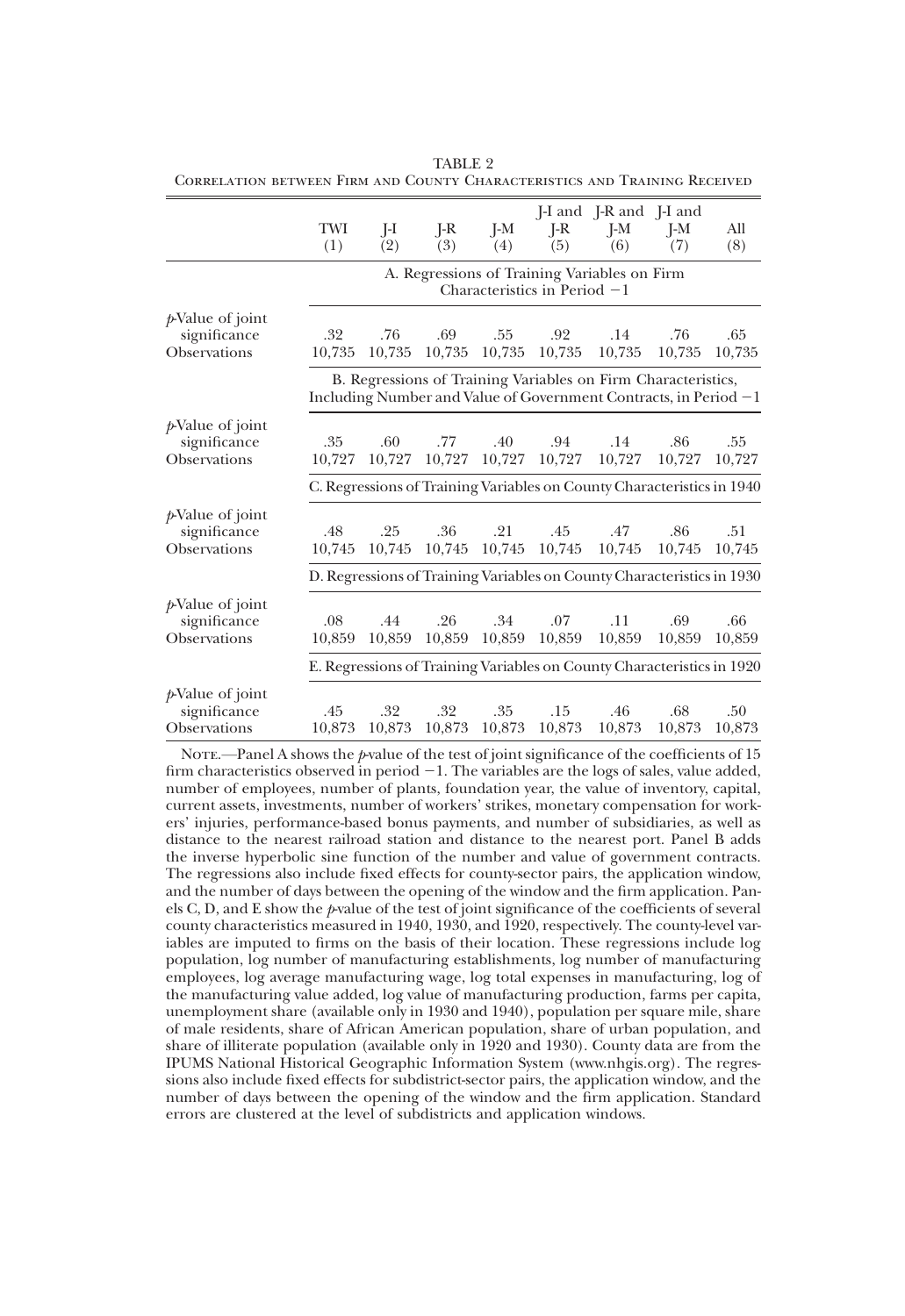TABLE 2

Correlation between Firm and County Characteristics and Training Received

| | TWI (1) | J-I (2) | J-R (3) | J-M (4) | J-I and J-R (5) | J-R and J-M (6) | J-I and J-M (7) | All (8) |
|---|---|---|---|---|---|---|---|---|
| | A. Regressions of Training Variables on Firm Characteristics in Period −1 | | | | | | | |
| *p*-Value of joint significance | .32 | .76 | .69 | .55 | .92 | .14 | .76 | .65 |
| Observations | 10,735 | 10,735 | 10,735 | 10,735 | 10,735 | 10,735 | 10,735 | 10,735 |
| | B. Regressions of Training Variables on Firm Characteristics, Including Number and Value of Government Contracts, in Period −1 | | | | | | | |
| *p*-Value of joint significance | .35 | .60 | .77 | .40 | .94 | .14 | .86 | .55 |
| Observations | 10,727 | 10,727 | 10,727 | 10,727 | 10,727 | 10,727 | 10,727 | 10,727 |
| | C. Regressions of Training Variables on County Characteristics in 1940 | | | | | | | |
| *p*-Value of joint significance | .48 | .25 | .36 | .21 | .45 | .47 | .86 | .51 |
| Observations | 10,745 | 10,745 | 10,745 | 10,745 | 10,745 | 10,745 | 10,745 | 10,745 |
| | D. Regressions of Training Variables on County Characteristics in 1930 | | | | | | | |
| *p*-Value of joint significance | .08 | .44 | .26 | .34 | .07 | .11 | .69 | .66 |
| Observations | 10,859 | 10,859 | 10,859 | 10,859 | 10,859 | 10,859 | 10,859 | 10,859 |
| | E. Regressions of Training Variables on County Characteristics in 1920 | | | | | | | |
| *p*-Value of joint significance | .45 | .32 | .32 | .35 | .15 | .46 | .68 | .50 |
| Observations | 10,873 | 10,873 | 10,873 | 10,873 | 10,873 | 10,873 | 10,873 | 10,873 |

Note.—Panel A shows the *p*-value of the test of joint significance of the coefficients of 15 firm characteristics observed in period −1. The variables are the logs of sales, value added, number of employees, number of plants, foundation year, the value of inventory, capital, current assets, investments, number of workers' strikes, monetary compensation for workers' injuries, performance-based bonus payments, and number of subsidiaries, as well as distance to the nearest railroad station and distance to the nearest port. Panel B adds the inverse hyperbolic sine function of the number and value of government contracts. The regressions also include fixed effects for county-sector pairs, the application window, and the number of days between the opening of the window and the firm application. Panels C, D, and E show the *p*-value of the test of joint significance of the coefficients of several county characteristics measured in 1940, 1930, and 1920, respectively. The county-level variables are imputed to firms on the basis of their location. These regressions include log population, log number of manufacturing establishments, log number of manufacturing employees, log average manufacturing wage, log total expenses in manufacturing, log of the manufacturing value added, log value of manufacturing production, farms per capita, unemployment share (available only in 1930 and 1940), population per square mile, share of male residents, share of African American population, share of urban population, and share of illiterate population (available only in 1920 and 1930). County data are from the IPUMS National Historical Geographic Information System (www.nhgis.org). The regressions also include fixed effects for subdistrict-sector pairs, the application window, and the number of days between the opening of the window and the firm application. Standard errors are clustered at the level of subdistricts and application windows.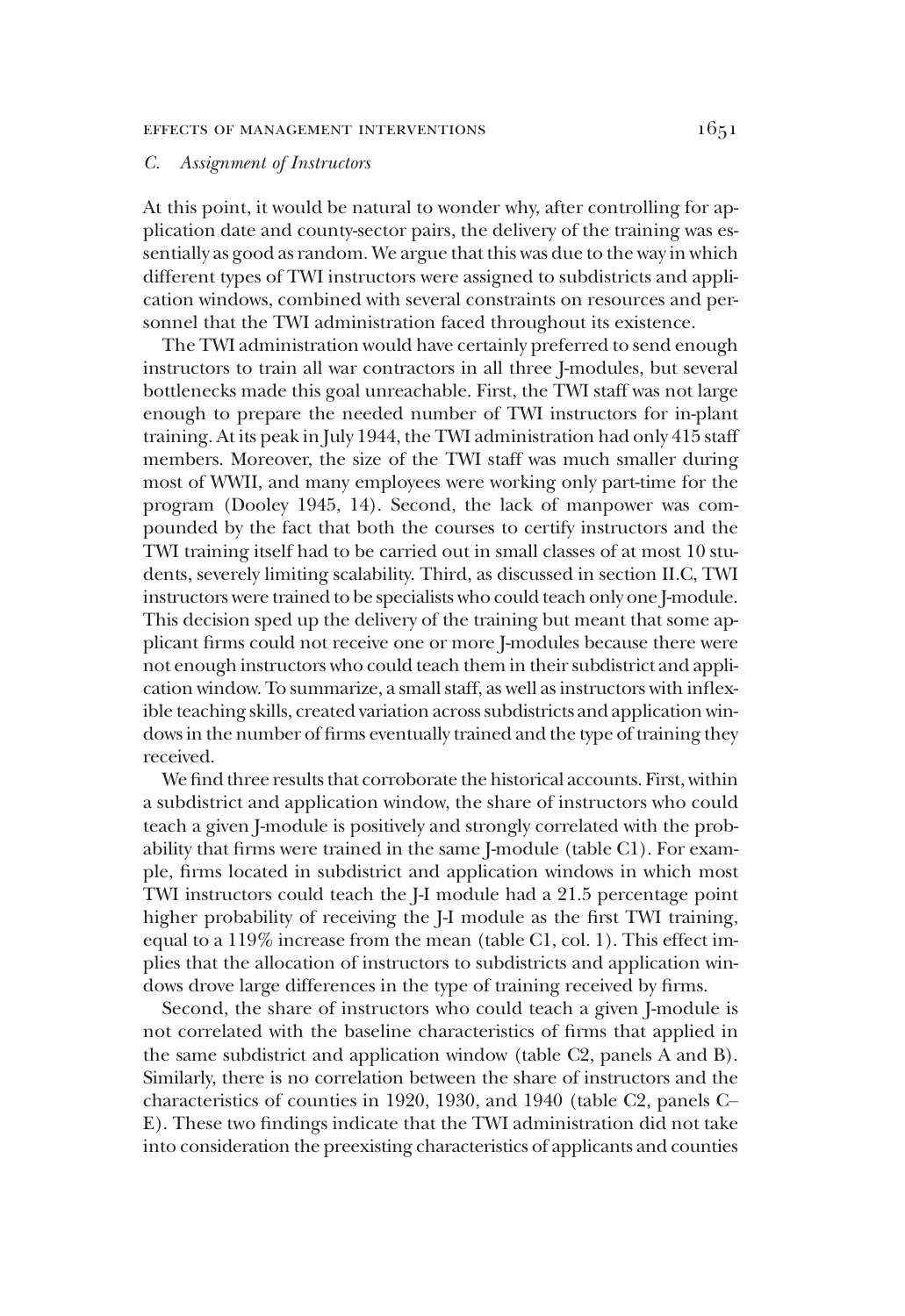### C. *Assignment of Instructors*

At this point, it would be natural to wonder why, after controlling for application date and county-sector pairs, the delivery of the training was essentially as good as random. We argue that this was due to the way in which different types of TWI instructors were assigned to subdistricts and application windows, combined with several constraints on resources and personnel that the TWI administration faced throughout its existence.

The TWI administration would have certainly preferred to send enough instructors to train all war contractors in all three J-modules, but several bottlenecks made this goal unreachable. First, the TWI staff was not large enough to prepare the needed number of TWI instructors for in-plant training. At its peak in July 1944, the TWI administration had only 415 staff members. Moreover, the size of the TWI staff was much smaller during most of WWII, and many employees were working only part-time for the program (Dooley 1945, 14). Second, the lack of manpower was compounded by the fact that both the courses to certify instructors and the TWI training itself had to be carried out in small classes of at most 10 students, severely limiting scalability. Third, as discussed in section II.C, TWI instructors were trained to be specialists who could teach only one J-module. This decision sped up the delivery of the training but meant that some applicant firms could not receive one or more J-modules because there were not enough instructors who could teach them in their subdistrict and application window. To summarize, a small staff, as well as instructors with inflexible teaching skills, created variation across subdistricts and application windows in the number of firms eventually trained and the type of training they received.

We find three results that corroborate the historical accounts. First, within a subdistrict and application window, the share of instructors who could teach a given J-module is positively and strongly correlated with the probability that firms were trained in the same J-module (table C1). For example, firms located in subdistrict and application windows in which most TWI instructors could teach the J-I module had a 21.5 percentage point higher probability of receiving the J-I module as the first TWI training, equal to a 119% increase from the mean (table C1, col. 1). This effect implies that the allocation of instructors to subdistricts and application windows drove large differences in the type of training received by firms.

Second, the share of instructors who could teach a given J-module is not correlated with the baseline characteristics of firms that applied in the same subdistrict and application window (table C2, panels A and B). Similarly, there is no correlation between the share of instructors and the characteristics of counties in 1920, 1930, and 1940 (table C2, panels C–E). These two findings indicate that the TWI administration did not take into consideration the preexisting characteristics of applicants and counties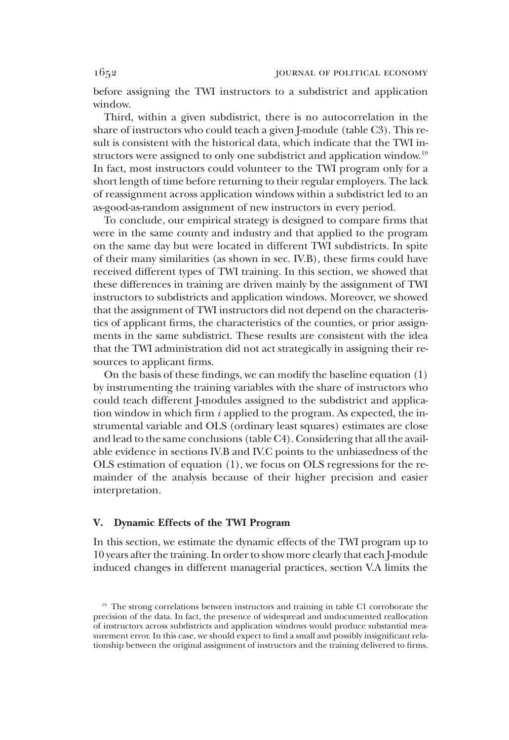before assigning the TWI instructors to a subdistrict and application window.

Third, within a given subdistrict, there is no autocorrelation in the share of instructors who could teach a given J-module (table C3). This result is consistent with the historical data, which indicate that the TWI instructors were assigned to only one subdistrict and application window.[19] In fact, most instructors could volunteer to the TWI program only for a short length of time before returning to their regular employers. The lack of reassignment across application windows within a subdistrict led to an as-good-as-random assignment of new instructors in every period.

To conclude, our empirical strategy is designed to compare firms that were in the same county and industry and that applied to the program on the same day but were located in different TWI subdistricts. In spite of their many similarities (as shown in sec. IV.B), these firms could have received different types of TWI training. In this section, we showed that these differences in training are driven mainly by the assignment of TWI instructors to subdistricts and application windows. Moreover, we showed that the assignment of TWI instructors did not depend on the characteristics of applicant firms, the characteristics of the counties, or prior assignments in the same subdistrict. These results are consistent with the idea that the TWI administration did not act strategically in assigning their resources to applicant firms.

On the basis of these findings, we can modify the baseline equation (1) by instrumenting the training variables with the share of instructors who could teach different J-modules assigned to the subdistrict and application window in which firm $i$ applied to the program. As expected, the instrumental variable and OLS (ordinary least squares) estimates are close and lead to the same conclusions (table C4). Considering that all the available evidence in sections IV.B and IV.C points to the unbiasedness of the OLS estimation of equation (1), we focus on OLS regressions for the remainder of the analysis because of their higher precision and easier interpretation.

## V. Dynamic Effects of the TWI Program

In this section, we estimate the dynamic effects of the TWI program up to 10 years after the training. In order to show more clearly that each J-module induced changes in different managerial practices, section V.A limits the

[19] The strong correlations between instructors and training in table C1 corroborate the precision of the data. In fact, the presence of widespread and undocumented reallocation of instructors across subdistricts and application windows would produce substantial measurement error. In this case, we should expect to find a small and possibly insignificant relationship between the original assignment of instructors and the training delivered to firms.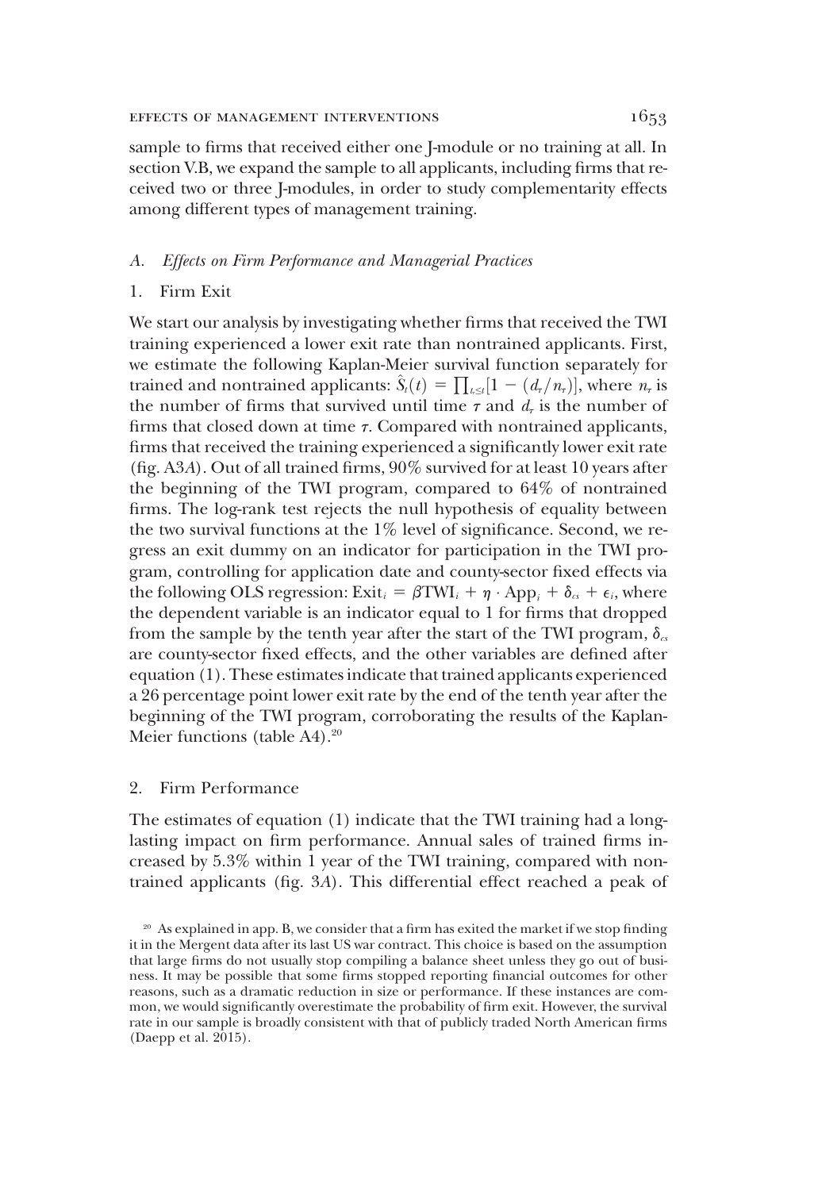sample to firms that received either one J-module or no training at all. In section V.B, we expand the sample to all applicants, including firms that received two or three J-modules, in order to study complementarity effects among different types of management training.

### *A. Effects on Firm Performance and Managerial Practices*

#### 1. Firm Exit

We start our analysis by investigating whether firms that received the TWI training experienced a lower exit rate than nontrained applicants. First, we estimate the following Kaplan-Meier survival function separately for trained and nontrained applicants: $\hat{S}_t(t) = \prod_{t_\tau \le t}[1 - (d_\tau / n_\tau)]$, where $n_\tau$ is the number of firms that survived until time $\tau$ and $d_\tau$ is the number of firms that closed down at time $\tau$. Compared with nontrained applicants, firms that received the training experienced a significantly lower exit rate (fig. A3*A*). Out of all trained firms, 90% survived for at least 10 years after the beginning of the TWI program, compared to 64% of nontrained firms. The log-rank test rejects the null hypothesis of equality between the two survival functions at the 1% level of significance. Second, we regress an exit dummy on an indicator for participation in the TWI program, controlling for application date and county-sector fixed effects via the following OLS regression: $\text{Exit}_i = \beta \text{TWI}_i + \eta \cdot \text{App}_i + \delta_{cs} + \epsilon_i$, where the dependent variable is an indicator equal to 1 for firms that dropped from the sample by the tenth year after the start of the TWI program, $\delta_{cs}$ are county-sector fixed effects, and the other variables are defined after equation (1). These estimates indicate that trained applicants experienced a 26 percentage point lower exit rate by the end of the tenth year after the beginning of the TWI program, corroborating the results of the Kaplan-Meier functions (table A4).[20]

#### 2. Firm Performance

The estimates of equation (1) indicate that the TWI training had a long-lasting impact on firm performance. Annual sales of trained firms increased by 5.3% within 1 year of the TWI training, compared with nontrained applicants (fig. 3*A*). This differential effect reached a peak of

[20] As explained in app. B, we consider that a firm has exited the market if we stop finding it in the Mergent data after its last US war contract. This choice is based on the assumption that large firms do not usually stop compiling a balance sheet unless they go out of business. It may be possible that some firms stopped reporting financial outcomes for other reasons, such as a dramatic reduction in size or performance. If these instances are common, we would significantly overestimate the probability of firm exit. However, the survival rate in our sample is broadly consistent with that of publicly traded North American firms (Daepp et al. 2015).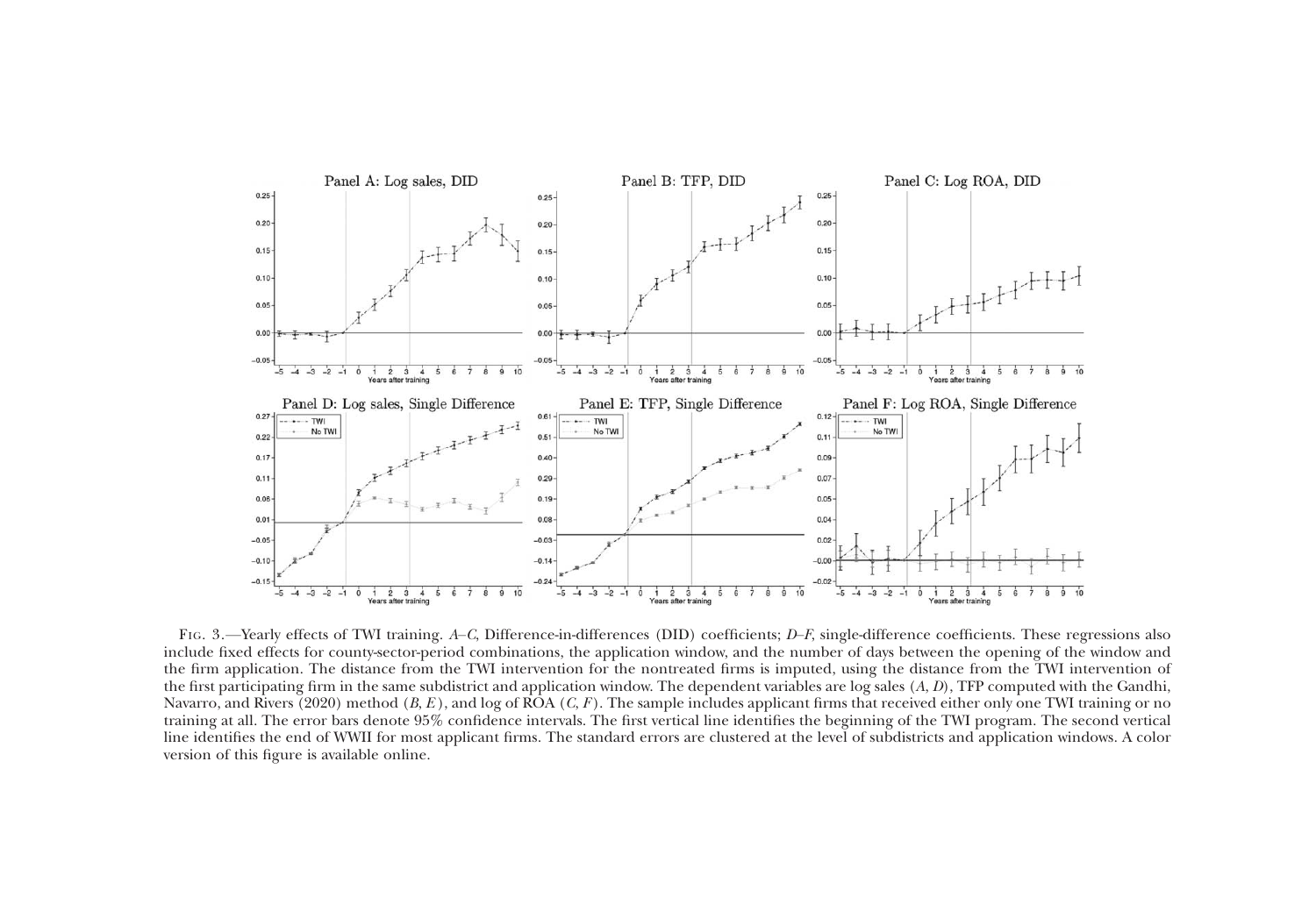Fig. 3.—Yearly effects of TWI training. *A–C*, Difference-in-differences (DID) coefficients; *D–F*, single-difference coefficients. These regressions also include fixed effects for county-sector-period combinations, the application window, and the number of days between the opening of the window and the firm application. The distance from the TWI intervention for the nontreated firms is imputed, using the distance from the TWI intervention of the first participating firm in the same subdistrict and application window. The dependent variables are log sales (*A*, *D*), TFP computed with the Gandhi, Navarro, and Rivers (2020) method (*B*, *E*), and log of ROA (*C*, *F*). The sample includes applicant firms that received either only one TWI training or no training at all. The error bars denote 95% confidence intervals. The first vertical line identifies the beginning of the TWI program. The second vertical line identifies the end of WWII for most applicant firms. The standard errors are clustered at the level of subdistricts and application windows. A color version of this figure is available online.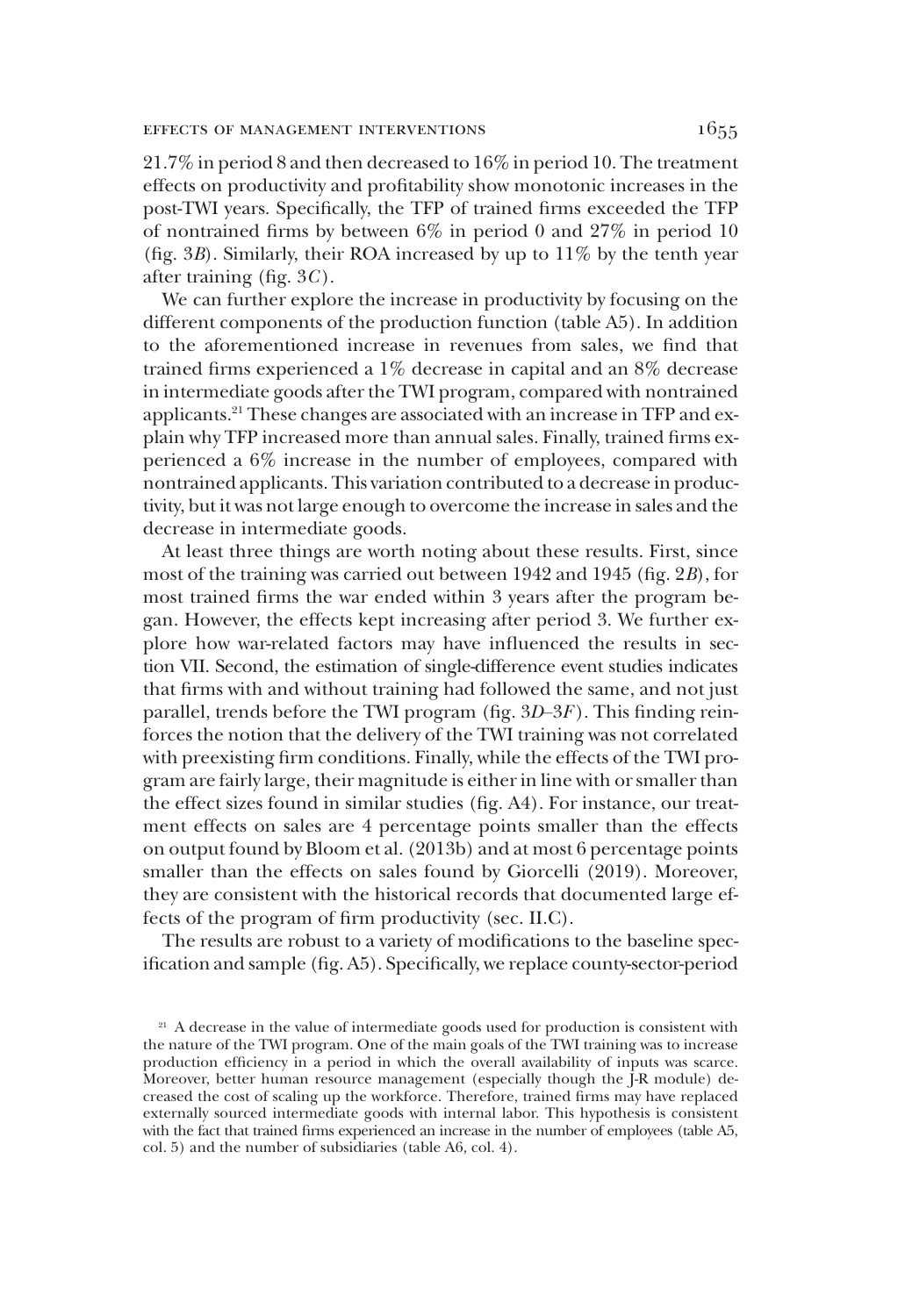21.7% in period 8 and then decreased to 16% in period 10. The treatment effects on productivity and profitability show monotonic increases in the post-TWI years. Specifically, the TFP of trained firms exceeded the TFP of nontrained firms by between 6% in period 0 and 27% in period 10 (fig. 3*B*). Similarly, their ROA increased by up to 11% by the tenth year after training (fig. 3*C*).

We can further explore the increase in productivity by focusing on the different components of the production function (table A5). In addition to the aforementioned increase in revenues from sales, we find that trained firms experienced a 1% decrease in capital and an 8% decrease in intermediate goods after the TWI program, compared with nontrained applicants.[21] These changes are associated with an increase in TFP and explain why TFP increased more than annual sales. Finally, trained firms experienced a 6% increase in the number of employees, compared with nontrained applicants. This variation contributed to a decrease in productivity, but it was not large enough to overcome the increase in sales and the decrease in intermediate goods.

At least three things are worth noting about these results. First, since most of the training was carried out between 1942 and 1945 (fig. 2*B*), for most trained firms the war ended within 3 years after the program began. However, the effects kept increasing after period 3. We further explore how war-related factors may have influenced the results in section VII. Second, the estimation of single-difference event studies indicates that firms with and without training had followed the same, and not just parallel, trends before the TWI program (fig. 3*D*–3*F*). This finding reinforces the notion that the delivery of the TWI training was not correlated with preexisting firm conditions. Finally, while the effects of the TWI program are fairly large, their magnitude is either in line with or smaller than the effect sizes found in similar studies (fig. A4). For instance, our treatment effects on sales are 4 percentage points smaller than the effects on output found by Bloom et al. (2013b) and at most 6 percentage points smaller than the effects on sales found by Giorcelli (2019). Moreover, they are consistent with the historical records that documented large effects of the program of firm productivity (sec. II.C).

The results are robust to a variety of modifications to the baseline specification and sample (fig. A5). Specifically, we replace county-sector-period

[21] A decrease in the value of intermediate goods used for production is consistent with the nature of the TWI program. One of the main goals of the TWI training was to increase production efficiency in a period in which the overall availability of inputs was scarce. Moreover, better human resource management (especially though the J-R module) decreased the cost of scaling up the workforce. Therefore, trained firms may have replaced externally sourced intermediate goods with internal labor. This hypothesis is consistent with the fact that trained firms experienced an increase in the number of employees (table A5, col. 5) and the number of subsidiaries (table A6, col. 4).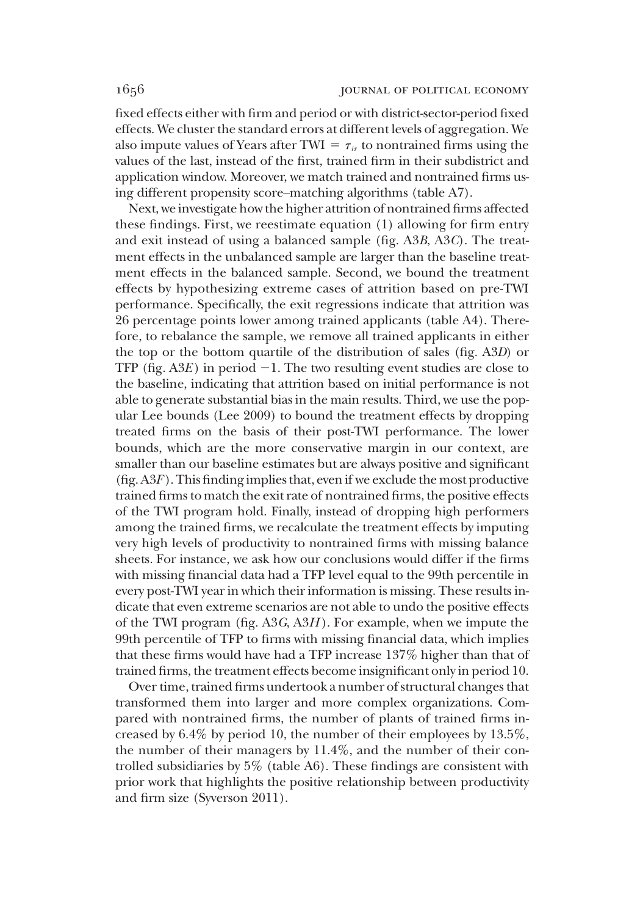fixed effects either with firm and period or with district-sector-period fixed effects. We cluster the standard errors at different levels of aggregation. We also impute values of Years after TWI $= \tau_{ir}$ to nontrained firms using the values of the last, instead of the first, trained firm in their subdistrict and application window. Moreover, we match trained and nontrained firms using different propensity score–matching algorithms (table A7).

Next, we investigate how the higher attrition of nontrained firms affected these findings. First, we reestimate equation (1) allowing for firm entry and exit instead of using a balanced sample (fig. A3*B*, A3*C*). The treatment effects in the unbalanced sample are larger than the baseline treatment effects in the balanced sample. Second, we bound the treatment effects by hypothesizing extreme cases of attrition based on pre-TWI performance. Specifically, the exit regressions indicate that attrition was 26 percentage points lower among trained applicants (table A4). Therefore, to rebalance the sample, we remove all trained applicants in either the top or the bottom quartile of the distribution of sales (fig. A3*D*) or TFP (fig. A3*E*) in period $-1$. The two resulting event studies are close to the baseline, indicating that attrition based on initial performance is not able to generate substantial bias in the main results. Third, we use the popular Lee bounds (Lee 2009) to bound the treatment effects by dropping treated firms on the basis of their post-TWI performance. The lower bounds, which are the more conservative margin in our context, are smaller than our baseline estimates but are always positive and significant (fig. A3*F*). This finding implies that, even if we exclude the most productive trained firms to match the exit rate of nontrained firms, the positive effects of the TWI program hold. Finally, instead of dropping high performers among the trained firms, we recalculate the treatment effects by imputing very high levels of productivity to nontrained firms with missing balance sheets. For instance, we ask how our conclusions would differ if the firms with missing financial data had a TFP level equal to the 99th percentile in every post-TWI year in which their information is missing. These results indicate that even extreme scenarios are not able to undo the positive effects of the TWI program (fig. A3*G*, A3*H*). For example, when we impute the 99th percentile of TFP to firms with missing financial data, which implies that these firms would have had a TFP increase 137% higher than that of trained firms, the treatment effects become insignificant only in period 10.

Over time, trained firms undertook a number of structural changes that transformed them into larger and more complex organizations. Compared with nontrained firms, the number of plants of trained firms increased by 6.4% by period 10, the number of their employees by 13.5%, the number of their managers by 11.4%, and the number of their controlled subsidiaries by 5% (table A6). These findings are consistent with prior work that highlights the positive relationship between productivity and firm size (Syverson 2011).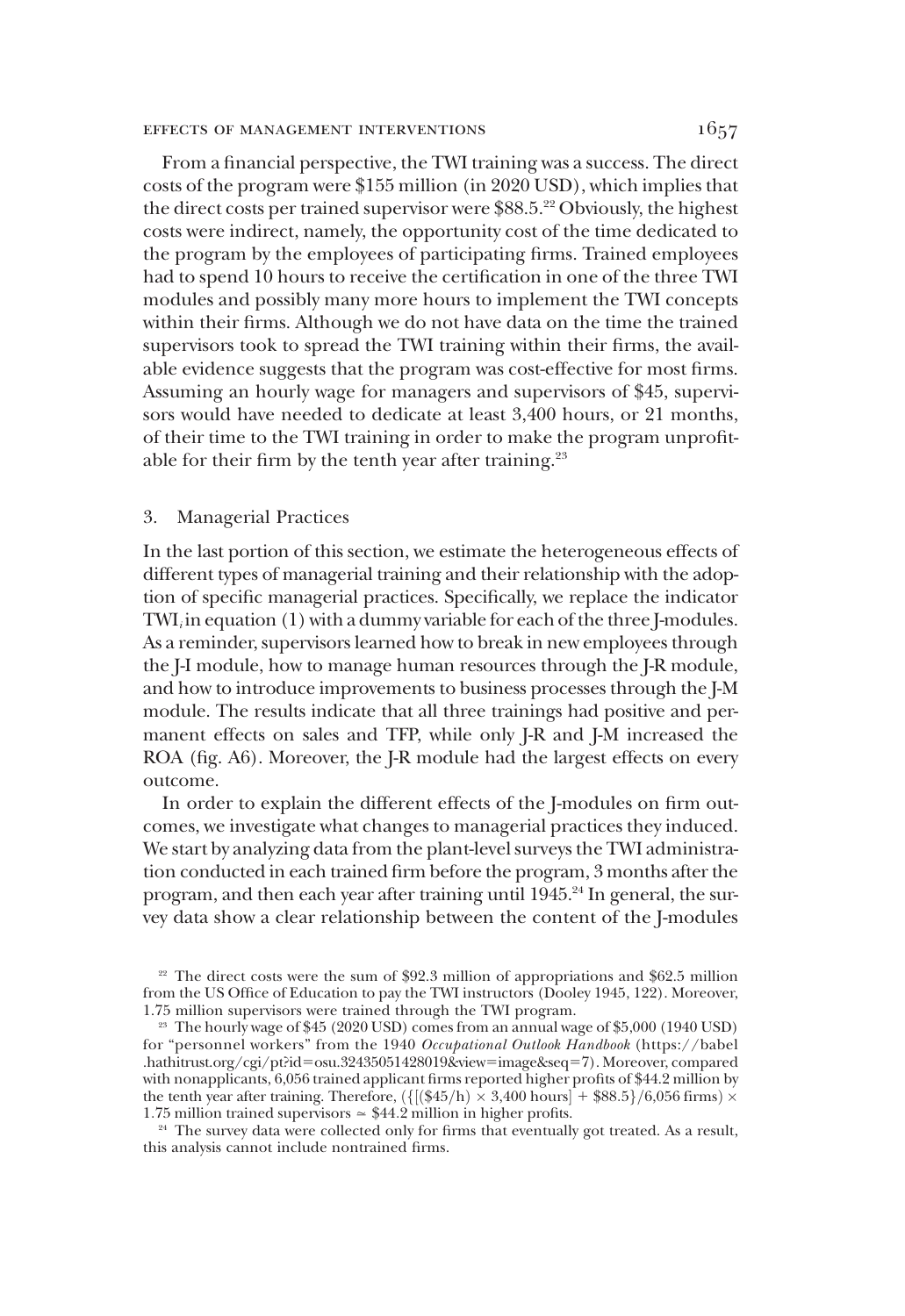From a financial perspective, the TWI training was a success. The direct costs of the program were \$155 million (in 2020 USD), which implies that the direct costs per trained supervisor were \$88.5.[22] Obviously, the highest costs were indirect, namely, the opportunity cost of the time dedicated to the program by the employees of participating firms. Trained employees had to spend 10 hours to receive the certification in one of the three TWI modules and possibly many more hours to implement the TWI concepts within their firms. Although we do not have data on the time the trained supervisors took to spread the TWI training within their firms, the available evidence suggests that the program was cost-effective for most firms. Assuming an hourly wage for managers and supervisors of \$45, supervisors would have needed to dedicate at least 3,400 hours, or 21 months, of their time to the TWI training in order to make the program unprofitable for their firm by the tenth year after training.[23]

### 3. Managerial Practices

In the last portion of this section, we estimate the heterogeneous effects of different types of managerial training and their relationship with the adoption of specific managerial practices. Specifically, we replace the indicator $TWI_i$ in equation (1) with a dummy variable for each of the three J-modules. As a reminder, supervisors learned how to break in new employees through the J-I module, how to manage human resources through the J-R module, and how to introduce improvements to business processes through the J-M module. The results indicate that all three trainings had positive and permanent effects on sales and TFP, while only J-R and J-M increased the ROA (fig. A6). Moreover, the J-R module had the largest effects on every outcome.

In order to explain the different effects of the J-modules on firm outcomes, we investigate what changes to managerial practices they induced. We start by analyzing data from the plant-level surveys the TWI administration conducted in each trained firm before the program, 3 months after the program, and then each year after training until 1945.[24] In general, the survey data show a clear relationship between the content of the J-modules

[22] The direct costs were the sum of \$92.3 million of appropriations and \$62.5 million from the US Office of Education to pay the TWI instructors (Dooley 1945, 122). Moreover, 1.75 million supervisors were trained through the TWI program.

[23] The hourly wage of \$45 (2020 USD) comes from an annual wage of \$5,000 (1940 USD) for "personnel workers" from the 1940 *Occupational Outlook Handbook* (https://babel.hathitrust.org/cgi/pt?id=osu.32435051428019&view=image&seq=7). Moreover, compared with nonapplicants, 6,056 trained applicant firms reported higher profits of \$44.2 million by the tenth year after training. Therefore, $(\{[(\$45/\text{h}) \times 3{,}400 \text{ hours}] + \$88.5\}/6{,}056 \text{ firms}) \times 1.75$ million trained supervisors $\simeq \$44.2$ million in higher profits.

[24] The survey data were collected only for firms that eventually got treated. As a result, this analysis cannot include nontrained firms.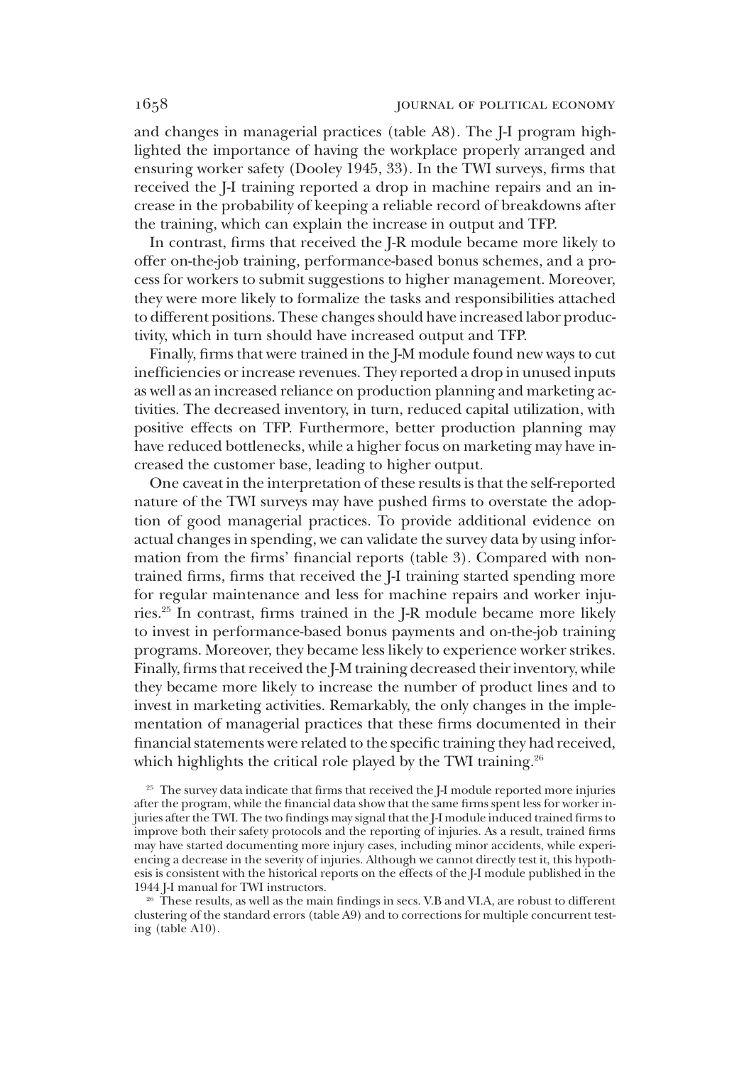and changes in managerial practices (table A8). The J-I program highlighted the importance of having the workplace properly arranged and ensuring worker safety (Dooley 1945, 33). In the TWI surveys, firms that received the J-I training reported a drop in machine repairs and an increase in the probability of keeping a reliable record of breakdowns after the training, which can explain the increase in output and TFP.

In contrast, firms that received the J-R module became more likely to offer on-the-job training, performance-based bonus schemes, and a process for workers to submit suggestions to higher management. Moreover, they were more likely to formalize the tasks and responsibilities attached to different positions. These changes should have increased labor productivity, which in turn should have increased output and TFP.

Finally, firms that were trained in the J-M module found new ways to cut inefficiencies or increase revenues. They reported a drop in unused inputs as well as an increased reliance on production planning and marketing activities. The decreased inventory, in turn, reduced capital utilization, with positive effects on TFP. Furthermore, better production planning may have reduced bottlenecks, while a higher focus on marketing may have increased the customer base, leading to higher output.

One caveat in the interpretation of these results is that the self-reported nature of the TWI surveys may have pushed firms to overstate the adoption of good managerial practices. To provide additional evidence on actual changes in spending, we can validate the survey data by using information from the firms' financial reports (table 3). Compared with nontrained firms, firms that received the J-I training started spending more for regular maintenance and less for machine repairs and worker injuries.[25] In contrast, firms trained in the J-R module became more likely to invest in performance-based bonus payments and on-the-job training programs. Moreover, they became less likely to experience worker strikes. Finally, firms that received the J-M training decreased their inventory, while they became more likely to increase the number of product lines and to invest in marketing activities. Remarkably, the only changes in the implementation of managerial practices that these firms documented in their financial statements were related to the specific training they had received, which highlights the critical role played by the TWI training.[26]

[25] The survey data indicate that firms that received the J-I module reported more injuries after the program, while the financial data show that the same firms spent less for worker injuries after the TWI. The two findings may signal that the J-I module induced trained firms to improve both their safety protocols and the reporting of injuries. As a result, trained firms may have started documenting more injury cases, including minor accidents, while experiencing a decrease in the severity of injuries. Although we cannot directly test it, this hypothesis is consistent with the historical reports on the effects of the J-I module published in the 1944 J-I manual for TWI instructors.

[26] These results, as well as the main findings in secs. V.B and VI.A, are robust to different clustering of the standard errors (table A9) and to corrections for multiple concurrent testing (table A10).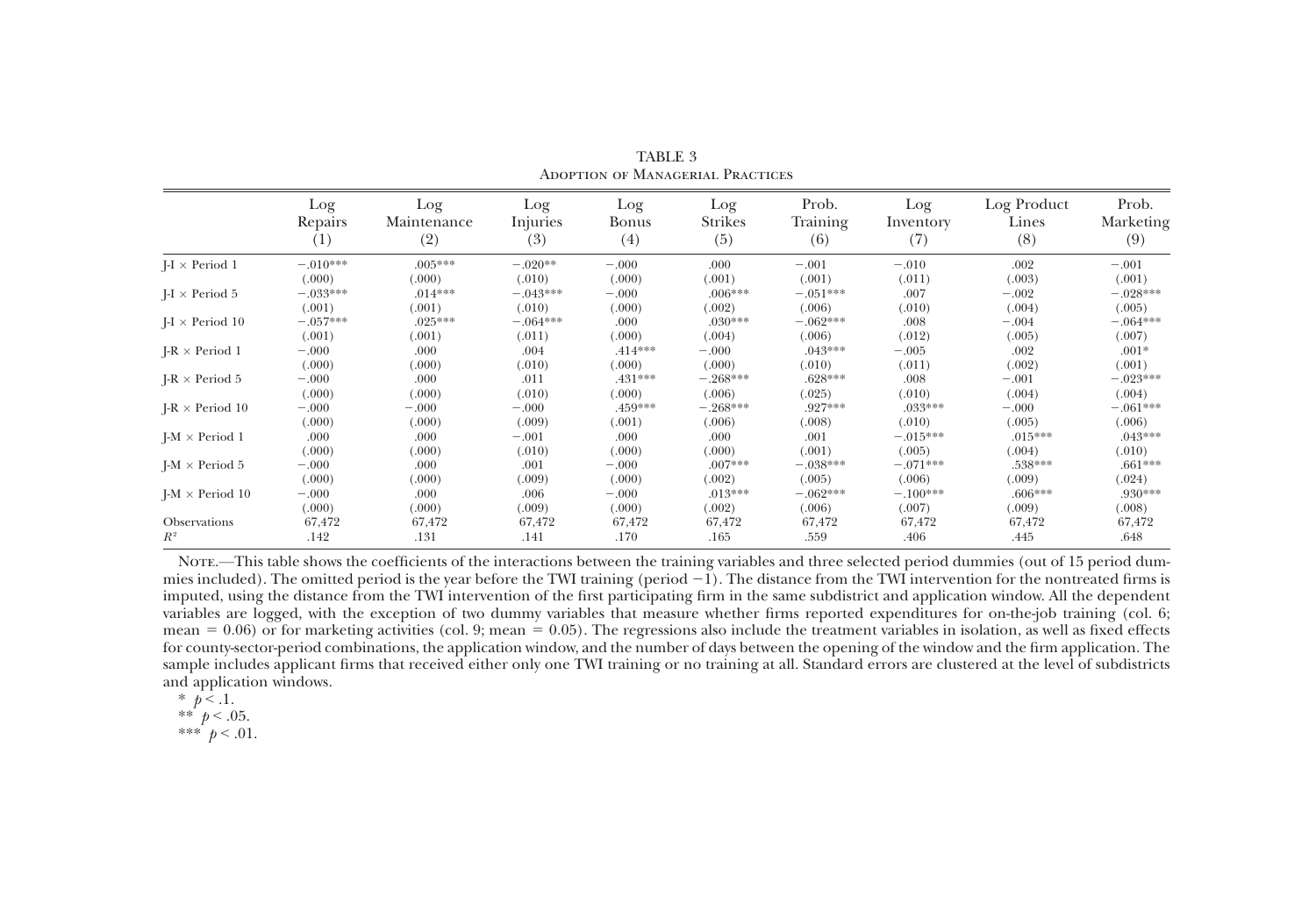TABLE 3

Adoption of Managerial Practices

| | Log Repairs (1) | Log Maintenance (2) | Log Injuries (3) | Log Bonus (4) | Log Strikes (5) | Prob. Training (6) | Log Inventory (7) | Log Product Lines (8) | Prob. Marketing (9) |
|---|---|---|---|---|---|---|---|---|---|
| J-I × Period 1 | −.010*** | .005*** | −.020** | −.000 | .000 | −.001 | −.010 | .002 | −.001 |
| | (.000) | (.000) | (.010) | (.000) | (.001) | (.001) | (.011) | (.003) | (.001) |
| J-I × Period 5 | −.033*** | .014*** | −.043*** | −.000 | .006*** | −.051*** | .007 | −.002 | −.028*** |
| | (.001) | (.001) | (.010) | (.000) | (.002) | (.006) | (.010) | (.004) | (.005) |
| J-I × Period 10 | −.057*** | .025*** | −.064*** | .000 | .030*** | −.062*** | .008 | −.004 | −.064*** |
| | (.001) | (.001) | (.011) | (.000) | (.004) | (.006) | (.012) | (.005) | (.007) |
| J-R × Period 1 | −.000 | .000 | .004 | .414*** | −.000 | .043*** | −.005 | .002 | .001* |
| | (.000) | (.000) | (.010) | (.000) | (.000) | (.010) | (.011) | (.002) | (.001) |
| J-R × Period 5 | −.000 | .000 | .011 | .431*** | −.268*** | .628*** | .008 | −.001 | −.023*** |
| | (.000) | (.000) | (.010) | (.000) | (.006) | (.025) | (.010) | (.004) | (.004) |
| J-R × Period 10 | −.000 | −.000 | −.000 | .459*** | −.268*** | .927*** | .033*** | −.000 | −.061*** |
| | (.000) | (.000) | (.009) | (.001) | (.006) | (.008) | (.010) | (.005) | (.006) |
| J-M × Period 1 | .000 | .000 | −.001 | .000 | .000 | .001 | −.015*** | .015*** | .043*** |
| | (.000) | (.000) | (.010) | (.000) | (.000) | (.001) | (.005) | (.004) | (.010) |
| J-M × Period 5 | −.000 | .000 | .001 | −.000 | .007*** | −.038*** | −.071*** | .538*** | .661*** |
| | (.000) | (.000) | (.009) | (.000) | (.002) | (.005) | (.006) | (.009) | (.024) |
| J-M × Period 10 | −.000 | .000 | .006 | −.000 | .013*** | −.062*** | −.100*** | .606*** | .930*** |
| | (.000) | (.000) | (.009) | (.000) | (.002) | (.006) | (.007) | (.009) | (.008) |
| Observations | 67,472 | 67,472 | 67,472 | 67,472 | 67,472 | 67,472 | 67,472 | 67,472 | 67,472 |
| $R^2$ | .142 | .131 | .141 | .170 | .165 | .559 | .406 | .445 | .648 |

Note.—This table shows the coefficients of the interactions between the training variables and three selected period dummies (out of 15 period dummies included). The omitted period is the year before the TWI training (period −1). The distance from the TWI intervention for the nontreated firms is imputed, using the distance from the TWI intervention of the first participating firm in the same subdistrict and application window. All the dependent variables are logged, with the exception of two dummy variables that measure whether firms reported expenditures for on-the-job training (col. 6; mean = 0.06) or for marketing activities (col. 9; mean = 0.05). The regressions also include the treatment variables in isolation, as well as fixed effects for county-sector-period combinations, the application window, and the number of days between the opening of the window and the firm application. The sample includes applicant firms that received either only one TWI training or no training at all. Standard errors are clustered at the level of subdistricts and application windows.

* $p < .1$.

** $p < .05$.

*** $p < .01$.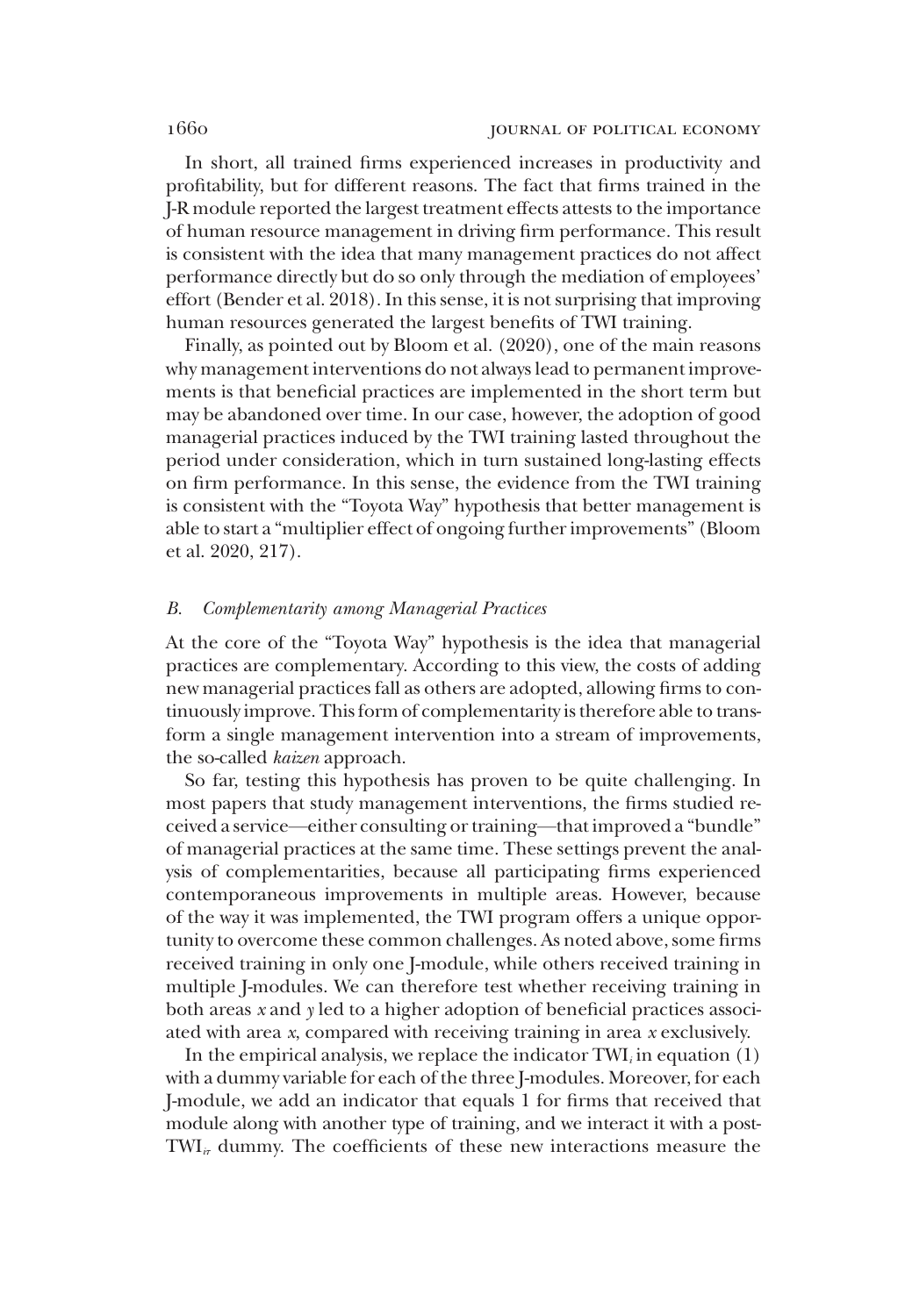In short, all trained firms experienced increases in productivity and profitability, but for different reasons. The fact that firms trained in the J-R module reported the largest treatment effects attests to the importance of human resource management in driving firm performance. This result is consistent with the idea that many management practices do not affect performance directly but do so only through the mediation of employees' effort (Bender et al. 2018). In this sense, it is not surprising that improving human resources generated the largest benefits of TWI training.

Finally, as pointed out by Bloom et al. (2020), one of the main reasons why management interventions do not always lead to permanent improvements is that beneficial practices are implemented in the short term but may be abandoned over time. In our case, however, the adoption of good managerial practices induced by the TWI training lasted throughout the period under consideration, which in turn sustained long-lasting effects on firm performance. In this sense, the evidence from the TWI training is consistent with the "Toyota Way" hypothesis that better management is able to start a "multiplier effect of ongoing further improvements" (Bloom et al. 2020, 217).

### *B. Complementarity among Managerial Practices*

At the core of the "Toyota Way" hypothesis is the idea that managerial practices are complementary. According to this view, the costs of adding new managerial practices fall as others are adopted, allowing firms to continuously improve. This form of complementarity is therefore able to transform a single management intervention into a stream of improvements, the so-called *kaizen* approach.

So far, testing this hypothesis has proven to be quite challenging. In most papers that study management interventions, the firms studied received a service—either consulting or training—that improved a "bundle" of managerial practices at the same time. These settings prevent the analysis of complementarities, because all participating firms experienced contemporaneous improvements in multiple areas. However, because of the way it was implemented, the TWI program offers a unique opportunity to overcome these common challenges. As noted above, some firms received training in only one J-module, while others received training in multiple J-modules. We can therefore test whether receiving training in both areas $x$ and $y$ led to a higher adoption of beneficial practices associated with area $x$, compared with receiving training in area $x$ exclusively.

In the empirical analysis, we replace the indicator $\text{TWI}_i$ in equation (1) with a dummy variable for each of the three J-modules. Moreover, for each J-module, we add an indicator that equals 1 for firms that received that module along with another type of training, and we interact it with a post-$\text{TWI}_{i\tau}$ dummy. The coefficients of these new interactions measure the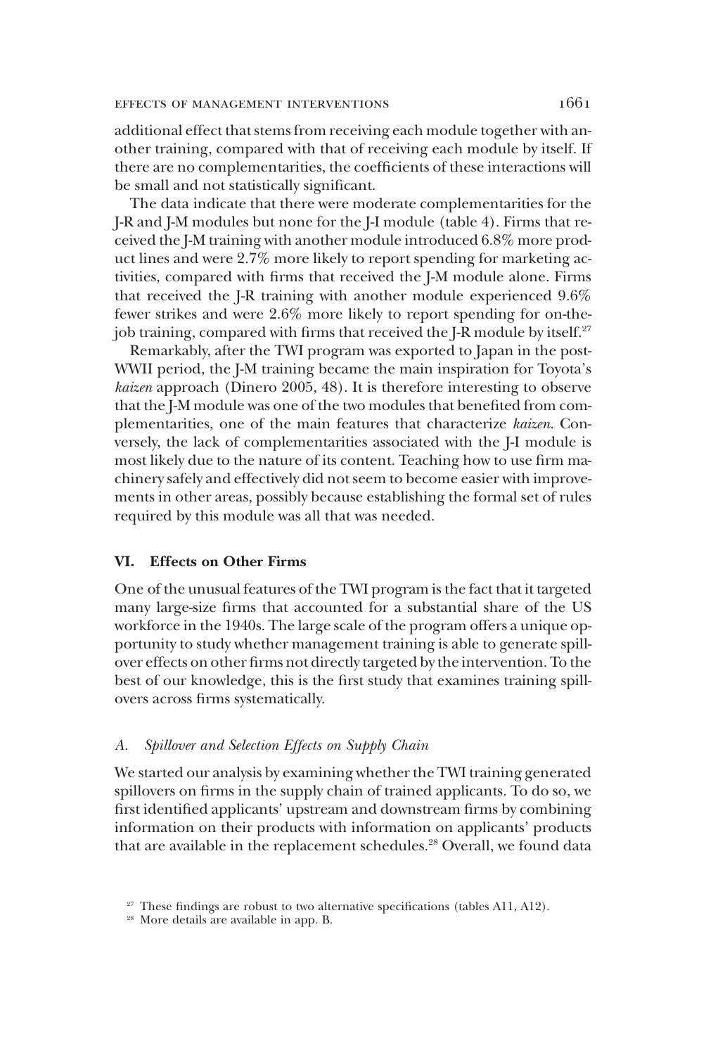additional effect that stems from receiving each module together with another training, compared with that of receiving each module by itself. If there are no complementarities, the coefficients of these interactions will be small and not statistically significant.

The data indicate that there were moderate complementarities for the J-R and J-M modules but none for the J-I module (table 4). Firms that received the J-M training with another module introduced 6.8% more product lines and were 2.7% more likely to report spending for marketing activities, compared with firms that received the J-M module alone. Firms that received the J-R training with another module experienced 9.6% fewer strikes and were 2.6% more likely to report spending for on-the-job training, compared with firms that received the J-R module by itself.[27]

Remarkably, after the TWI program was exported to Japan in the post-WWII period, the J-M training became the main inspiration for Toyota's *kaizen* approach (Dinero 2005, 48). It is therefore interesting to observe that the J-M module was one of the two modules that benefited from complementarities, one of the main features that characterize *kaizen*. Conversely, the lack of complementarities associated with the J-I module is most likely due to the nature of its content. Teaching how to use firm machinery safely and effectively did not seem to become easier with improvements in other areas, possibly because establishing the formal set of rules required by this module was all that was needed.

## VI. Effects on Other Firms

One of the unusual features of the TWI program is the fact that it targeted many large-size firms that accounted for a substantial share of the US workforce in the 1940s. The large scale of the program offers a unique opportunity to study whether management training is able to generate spillover effects on other firms not directly targeted by the intervention. To the best of our knowledge, this is the first study that examines training spillovers across firms systematically.

### A. *Spillover and Selection Effects on Supply Chain*

We started our analysis by examining whether the TWI training generated spillovers on firms in the supply chain of trained applicants. To do so, we first identified applicants' upstream and downstream firms by combining information on their products with information on applicants' products that are available in the replacement schedules.[28] Overall, we found data

[27] These findings are robust to two alternative specifications (tables A11, A12).

[28] More details are available in app. B.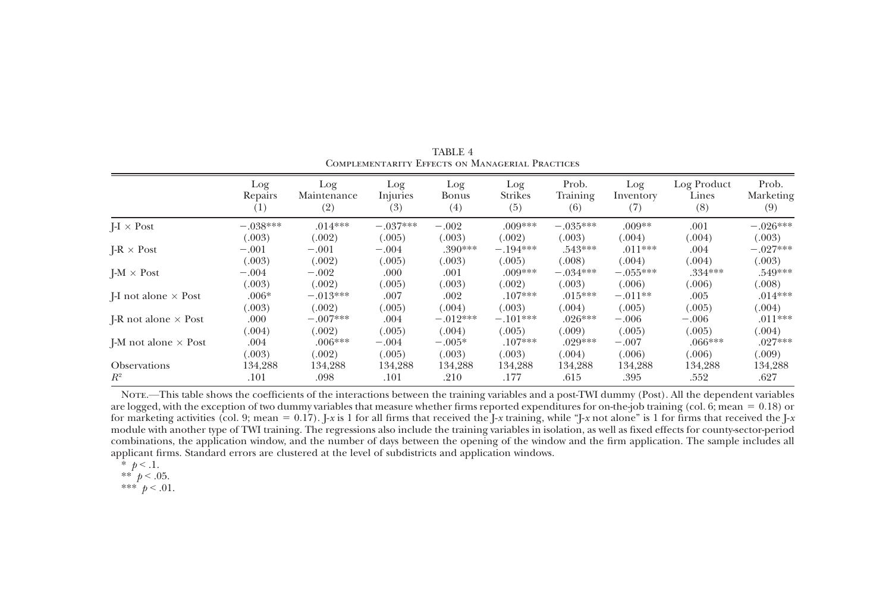TABLE 4

Complementarity Effects on Managerial Practices

| | Log Repairs (1) | Log Maintenance (2) | Log Injuries (3) | Log Bonus (4) | Log Strikes (5) | Prob. Training (6) | Log Inventory (7) | Log Product Lines (8) | Prob. Marketing (9) |
|---|---|---|---|---|---|---|---|---|---|
| J-I × Post | −.038*** | .014*** | −.037*** | −.002 | .009*** | −.035*** | .009** | .001 | −.026*** |
| | (.003) | (.002) | (.005) | (.003) | (.002) | (.003) | (.004) | (.004) | (.003) |
| J-R × Post | −.001 | −.001 | −.004 | .390*** | −.194*** | .543*** | .011*** | .004 | −.027*** |
| | (.003) | (.002) | (.005) | (.003) | (.005) | (.008) | (.004) | (.004) | (.003) |
| J-M × Post | −.004 | −.002 | .000 | .001 | .009*** | −.034*** | −.055*** | .334*** | .549*** |
| | (.003) | (.002) | (.005) | (.003) | (.002) | (.003) | (.006) | (.006) | (.008) |
| J-I not alone × Post | .006* | −.013*** | .007 | .002 | .107*** | .015*** | −.011** | .005 | .014*** |
| | (.003) | (.002) | (.005) | (.004) | (.003) | (.004) | (.005) | (.005) | (.004) |
| J-R not alone × Post | .000 | −.007*** | .004 | −.012*** | −.101*** | .026*** | −.006 | −.006 | .011*** |
| | (.004) | (.002) | (.005) | (.004) | (.005) | (.009) | (.005) | (.005) | (.004) |
| J-M not alone × Post | .004 | .006*** | −.004 | −.005* | .107*** | .029*** | −.007 | .066*** | .027*** |
| | (.003) | (.002) | (.005) | (.003) | (.003) | (.004) | (.006) | (.006) | (.009) |
| Observations | 134,288 | 134,288 | 134,288 | 134,288 | 134,288 | 134,288 | 134,288 | 134,288 | 134,288 |
| $R^2$ | .101 | .098 | .101 | .210 | .177 | .615 | .395 | .552 | .627 |

Note.—This table shows the coefficients of the interactions between the training variables and a post-TWI dummy (Post). All the dependent variables are logged, with the exception of two dummy variables that measure whether firms reported expenditures for on-the-job training (col. 6; mean = 0.18) or for marketing activities (col. 9; mean = 0.17). J-*x* is 1 for all firms that received the J-*x* training, while "J-*x* not alone" is 1 for firms that received the J-*x* module with another type of TWI training. The regressions also include the training variables in isolation, as well as fixed effects for county-sector-period combinations, the application window, and the number of days between the opening of the window and the firm application. The sample includes all applicant firms. Standard errors are clustered at the level of subdistricts and application windows.

* $p < .1$.

** $p < .05$.

*** $p < .01$.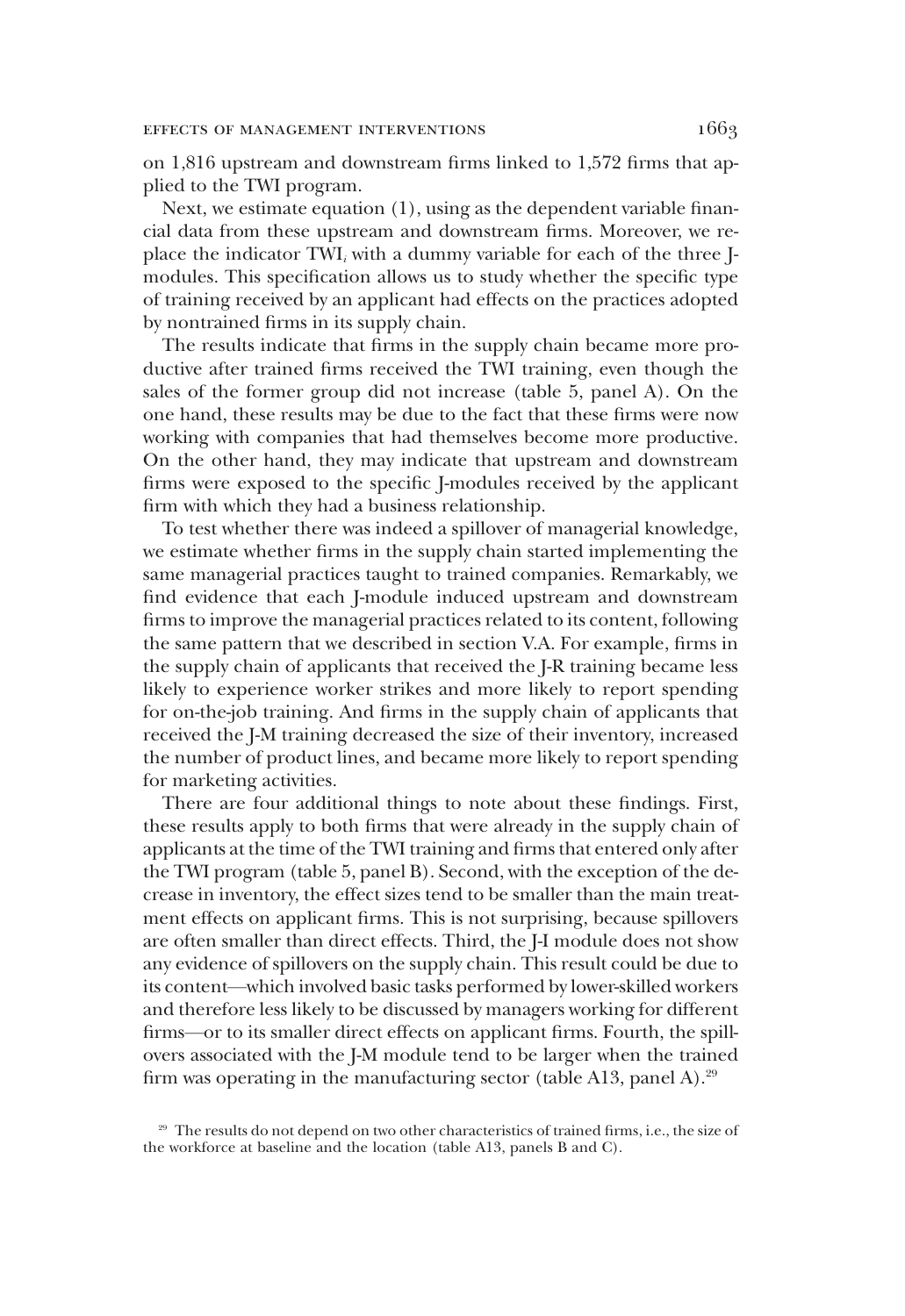on 1,816 upstream and downstream firms linked to 1,572 firms that applied to the TWI program.

Next, we estimate equation (1), using as the dependent variable financial data from these upstream and downstream firms. Moreover, we replace the indicator $TWI_i$ with a dummy variable for each of the three J-modules. This specification allows us to study whether the specific type of training received by an applicant had effects on the practices adopted by nontrained firms in its supply chain.

The results indicate that firms in the supply chain became more productive after trained firms received the TWI training, even though the sales of the former group did not increase (table 5, panel A). On the one hand, these results may be due to the fact that these firms were now working with companies that had themselves become more productive. On the other hand, they may indicate that upstream and downstream firms were exposed to the specific J-modules received by the applicant firm with which they had a business relationship.

To test whether there was indeed a spillover of managerial knowledge, we estimate whether firms in the supply chain started implementing the same managerial practices taught to trained companies. Remarkably, we find evidence that each J-module induced upstream and downstream firms to improve the managerial practices related to its content, following the same pattern that we described in section V.A. For example, firms in the supply chain of applicants that received the J-R training became less likely to experience worker strikes and more likely to report spending for on-the-job training. And firms in the supply chain of applicants that received the J-M training decreased the size of their inventory, increased the number of product lines, and became more likely to report spending for marketing activities.

There are four additional things to note about these findings. First, these results apply to both firms that were already in the supply chain of applicants at the time of the TWI training and firms that entered only after the TWI program (table 5, panel B). Second, with the exception of the decrease in inventory, the effect sizes tend to be smaller than the main treatment effects on applicant firms. This is not surprising, because spillovers are often smaller than direct effects. Third, the J-I module does not show any evidence of spillovers on the supply chain. This result could be due to its content—which involved basic tasks performed by lower-skilled workers and therefore less likely to be discussed by managers working for different firms—or to its smaller direct effects on applicant firms. Fourth, the spillovers associated with the J-M module tend to be larger when the trained firm was operating in the manufacturing sector (table A13, panel A).[29]

[29] The results do not depend on two other characteristics of trained firms, i.e., the size of the workforce at baseline and the location (table A13, panels B and C).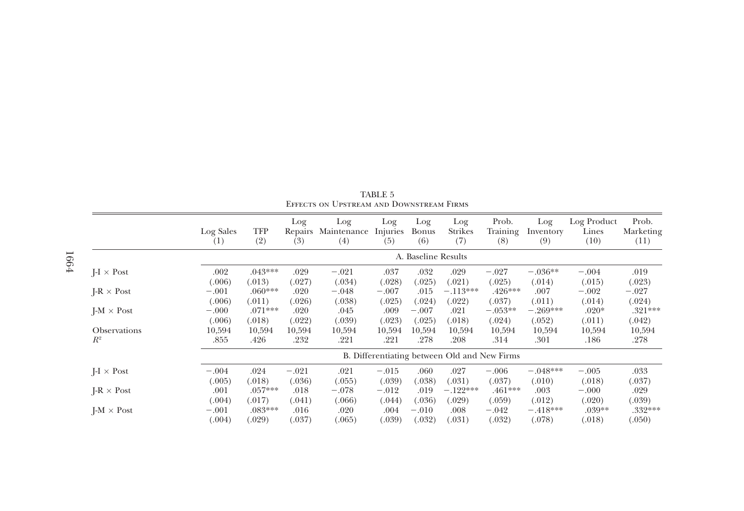TABLE 5

Effects on Upstream and Downstream Firms

| | Log Sales (1) | TFP (2) | Log Repairs (3) | Log Maintenance (4) | Log Injuries (5) | Log Bonus (6) | Log Strikes (7) | Prob. Training (8) | Log Inventory (9) | Log Product Lines (10) | Prob. Marketing (11) |
|---|---|---|---|---|---|---|---|---|---|---|---|
| | A. Baseline Results | | | | | | | | | | |
| J-I × Post | .002 | .043*** | .029 | −.021 | .037 | .032 | .029 | −.027 | −.036** | −.004 | .019 |
| | (.006) | (.013) | (.027) | (.034) | (.028) | (.025) | (.021) | (.025) | (.014) | (.015) | (.023) |
| J-R × Post | −.001 | .060*** | .020 | −.048 | −.007 | .015 | −.113*** | .426*** | .007 | −.002 | −.027 |
| | (.006) | (.011) | (.026) | (.038) | (.025) | (.024) | (.022) | (.037) | (.011) | (.014) | (.024) |
| J-M × Post | −.000 | .071*** | .020 | .045 | .009 | −.007 | .021 | −.053** | −.269*** | .020* | .321*** |
| | (.006) | (.018) | (.022) | (.039) | (.023) | (.025) | (.018) | (.024) | (.052) | (.011) | (.042) |
| Observations | 10,594 | 10,594 | 10,594 | 10,594 | 10,594 | 10,594 | 10,594 | 10,594 | 10,594 | 10,594 | 10,594 |
| $R^2$ | .855 | .426 | .232 | .221 | .221 | .278 | .208 | .314 | .301 | .186 | .278 |
| | B. Differentiating between Old and New Firms | | | | | | | | | | |
| J-I × Post | −.004 | .024 | −.021 | .021 | −.015 | .060 | .027 | −.006 | −.048*** | −.005 | .033 |
| | (.005) | (.018) | (.036) | (.055) | (.039) | (.038) | (.031) | (.037) | (.010) | (.018) | (.037) |
| J-R × Post | .001 | .057*** | .018 | −.078 | −.012 | .019 | −.122*** | .461*** | .003 | −.000 | .029 |
| | (.004) | (.017) | (.041) | (.066) | (.044) | (.036) | (.029) | (.059) | (.012) | (.020) | (.039) |
| J-M × Post | −.001 | .083*** | .016 | .020 | .004 | −.010 | .008 | −.042 | −.418*** | .039** | .332*** |
| | (.004) | (.029) | (.037) | (.065) | (.039) | (.032) | (.031) | (.032) | (.078) | (.018) | (.050) |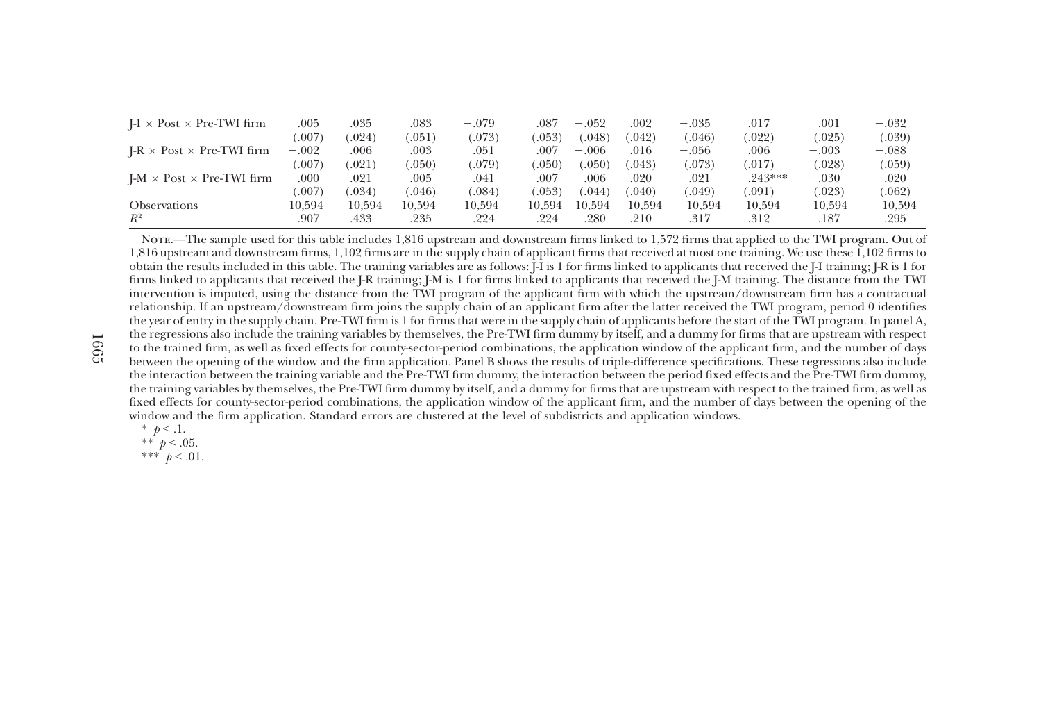| | | | | | | | | | | | |
|---|---|---|---|---|---|---|---|---|---|---|---|
| J-I × Post × Pre-TWI firm | .005 | .035 | .083 | −.079 | .087 | −.052 | .002 | −.035 | .017 | .001 | −.032 |
| | (.007) | (.024) | (.051) | (.073) | (.053) | (.048) | (.042) | (.046) | (.022) | (.025) | (.039) |
| J-R × Post × Pre-TWI firm | −.002 | .006 | .003 | .051 | .007 | −.006 | .016 | −.056 | .006 | −.003 | −.088 |
| | (.007) | (.021) | (.050) | (.079) | (.050) | (.050) | (.043) | (.073) | (.017) | (.028) | (.059) |
| J-M × Post × Pre-TWI firm | .000 | −.021 | .005 | .041 | .007 | .006 | .020 | −.021 | .243*** | −.030 | −.020 |
| | (.007) | (.034) | (.046) | (.084) | (.053) | (.044) | (.040) | (.049) | (.091) | (.023) | (.062) |
| Observations | 10,594 | 10,594 | 10,594 | 10,594 | 10,594 | 10,594 | 10,594 | 10,594 | 10,594 | 10,594 | 10,594 |
| $R^2$ | .907 | .433 | .235 | .224 | .224 | .280 | .210 | .317 | .312 | .187 | .295 |

Note.—The sample used for this table includes 1,816 upstream and downstream firms linked to 1,572 firms that applied to the TWI program. Out of 1,816 upstream and downstream firms, 1,102 firms are in the supply chain of applicant firms that received at most one training. We use these 1,102 firms to obtain the results included in this table. The training variables are as follows: J-I is 1 for firms linked to applicants that received the J-I training; J-R is 1 for firms linked to applicants that received the J-R training; J-M is 1 for firms linked to applicants that received the J-M training. The distance from the TWI intervention is imputed, using the distance from the TWI program of the applicant firm with which the upstream/downstream firm has a contractual relationship. If an upstream/downstream firm joins the supply chain of an applicant firm after the latter received the TWI program, period 0 identifies the year of entry in the supply chain. Pre-TWI firm is 1 for firms that were in the supply chain of applicants before the start of the TWI program. In panel A, the regressions also include the training variables by themselves, the Pre-TWI firm dummy by itself, and a dummy for firms that are upstream with respect to the trained firm, as well as fixed effects for county-sector-period combinations, the application window of the applicant firm, and the number of days between the opening of the window and the firm application. Panel B shows the results of triple-difference specifications. These regressions also include the interaction between the training variable and the Pre-TWI firm dummy, the interaction between the period fixed effects and the Pre-TWI firm dummy, the training variables by themselves, the Pre-TWI firm dummy by itself, and a dummy for firms that are upstream with respect to the trained firm, as well as fixed effects for county-sector-period combinations, the application window of the applicant firm, and the number of days between the opening of the window and the firm application. Standard errors are clustered at the level of subdistricts and application windows.

* $p < .1$.

** $p < .05$.

*** $p < .01$.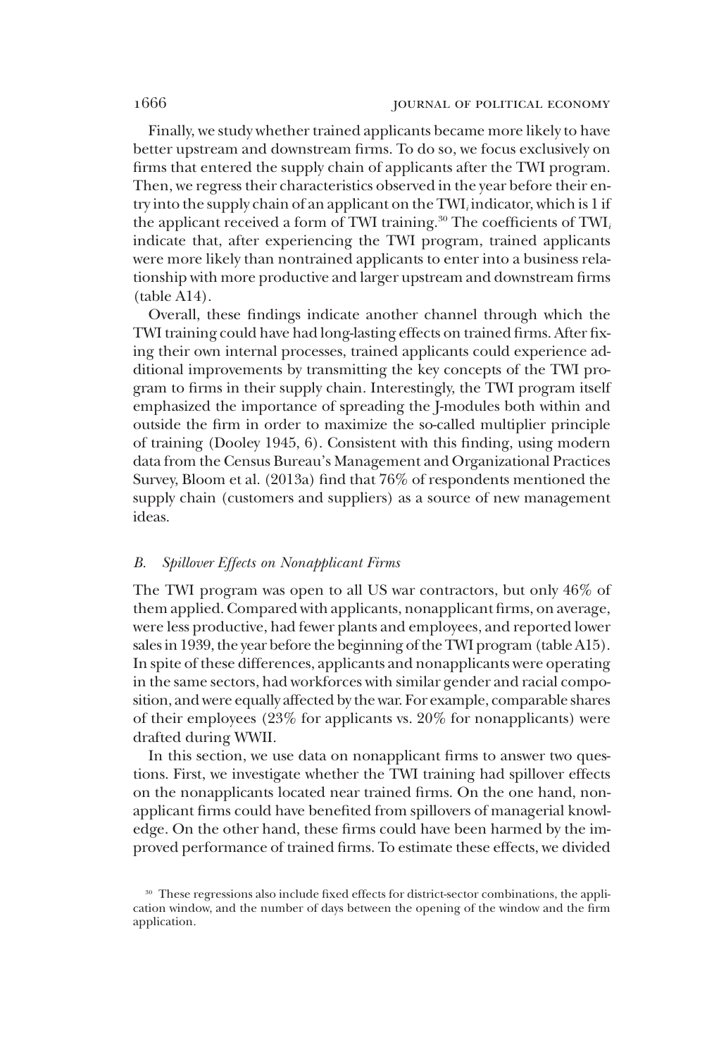Finally, we study whether trained applicants became more likely to have better upstream and downstream firms. To do so, we focus exclusively on firms that entered the supply chain of applicants after the TWI program. Then, we regress their characteristics observed in the year before their entry into the supply chain of an applicant on the $TWI_i$ indicator, which is 1 if the applicant received a form of TWI training.[30] The coefficients of $TWI_i$ indicate that, after experiencing the TWI program, trained applicants were more likely than nontrained applicants to enter into a business relationship with more productive and larger upstream and downstream firms (table A14).

Overall, these findings indicate another channel through which the TWI training could have had long-lasting effects on trained firms. After fixing their own internal processes, trained applicants could experience additional improvements by transmitting the key concepts of the TWI program to firms in their supply chain. Interestingly, the TWI program itself emphasized the importance of spreading the J-modules both within and outside the firm in order to maximize the so-called multiplier principle of training (Dooley 1945, 6). Consistent with this finding, using modern data from the Census Bureau's Management and Organizational Practices Survey, Bloom et al. (2013a) find that 76% of respondents mentioned the supply chain (customers and suppliers) as a source of new management ideas.

### *B. Spillover Effects on Nonapplicant Firms*

The TWI program was open to all US war contractors, but only 46% of them applied. Compared with applicants, nonapplicant firms, on average, were less productive, had fewer plants and employees, and reported lower sales in 1939, the year before the beginning of the TWI program (table A15). In spite of these differences, applicants and nonapplicants were operating in the same sectors, had workforces with similar gender and racial composition, and were equally affected by the war. For example, comparable shares of their employees (23% for applicants vs. 20% for nonapplicants) were drafted during WWII.

In this section, we use data on nonapplicant firms to answer two questions. First, we investigate whether the TWI training had spillover effects on the nonapplicants located near trained firms. On the one hand, nonapplicant firms could have benefited from spillovers of managerial knowledge. On the other hand, these firms could have been harmed by the improved performance of trained firms. To estimate these effects, we divided

[30] These regressions also include fixed effects for district-sector combinations, the application window, and the number of days between the opening of the window and the firm application.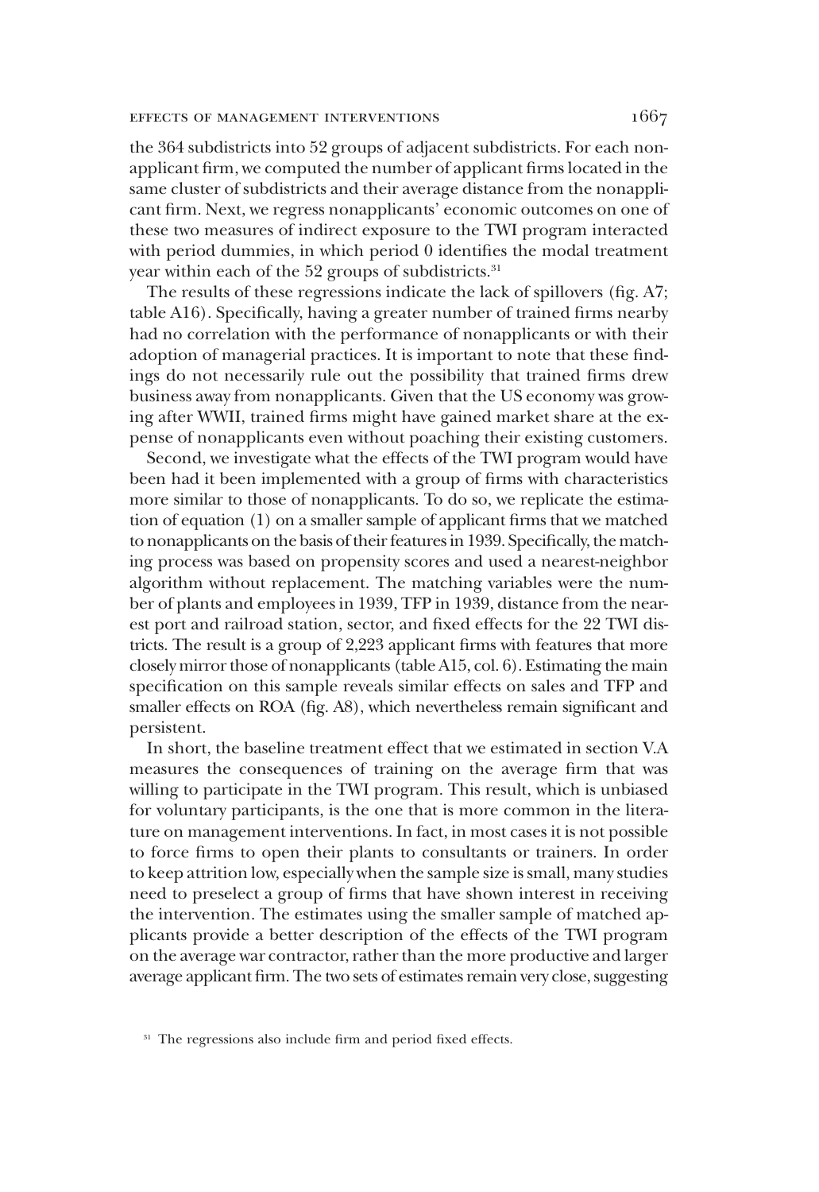the 364 subdistricts into 52 groups of adjacent subdistricts. For each nonapplicant firm, we computed the number of applicant firms located in the same cluster of subdistricts and their average distance from the nonapplicant firm. Next, we regress nonapplicants' economic outcomes on one of these two measures of indirect exposure to the TWI program interacted with period dummies, in which period 0 identifies the modal treatment year within each of the 52 groups of subdistricts.[31]

The results of these regressions indicate the lack of spillovers (fig. A7; table A16). Specifically, having a greater number of trained firms nearby had no correlation with the performance of nonapplicants or with their adoption of managerial practices. It is important to note that these findings do not necessarily rule out the possibility that trained firms drew business away from nonapplicants. Given that the US economy was growing after WWII, trained firms might have gained market share at the expense of nonapplicants even without poaching their existing customers.

Second, we investigate what the effects of the TWI program would have been had it been implemented with a group of firms with characteristics more similar to those of nonapplicants. To do so, we replicate the estimation of equation (1) on a smaller sample of applicant firms that we matched to nonapplicants on the basis of their features in 1939. Specifically, the matching process was based on propensity scores and used a nearest-neighbor algorithm without replacement. The matching variables were the number of plants and employees in 1939, TFP in 1939, distance from the nearest port and railroad station, sector, and fixed effects for the 22 TWI districts. The result is a group of 2,223 applicant firms with features that more closely mirror those of nonapplicants (table A15, col. 6). Estimating the main specification on this sample reveals similar effects on sales and TFP and smaller effects on ROA (fig. A8), which nevertheless remain significant and persistent.

In short, the baseline treatment effect that we estimated in section V.A measures the consequences of training on the average firm that was willing to participate in the TWI program. This result, which is unbiased for voluntary participants, is the one that is more common in the literature on management interventions. In fact, in most cases it is not possible to force firms to open their plants to consultants or trainers. In order to keep attrition low, especially when the sample size is small, many studies need to preselect a group of firms that have shown interest in receiving the intervention. The estimates using the smaller sample of matched applicants provide a better description of the effects of the TWI program on the average war contractor, rather than the more productive and larger average applicant firm. The two sets of estimates remain very close, suggesting

[31] The regressions also include firm and period fixed effects.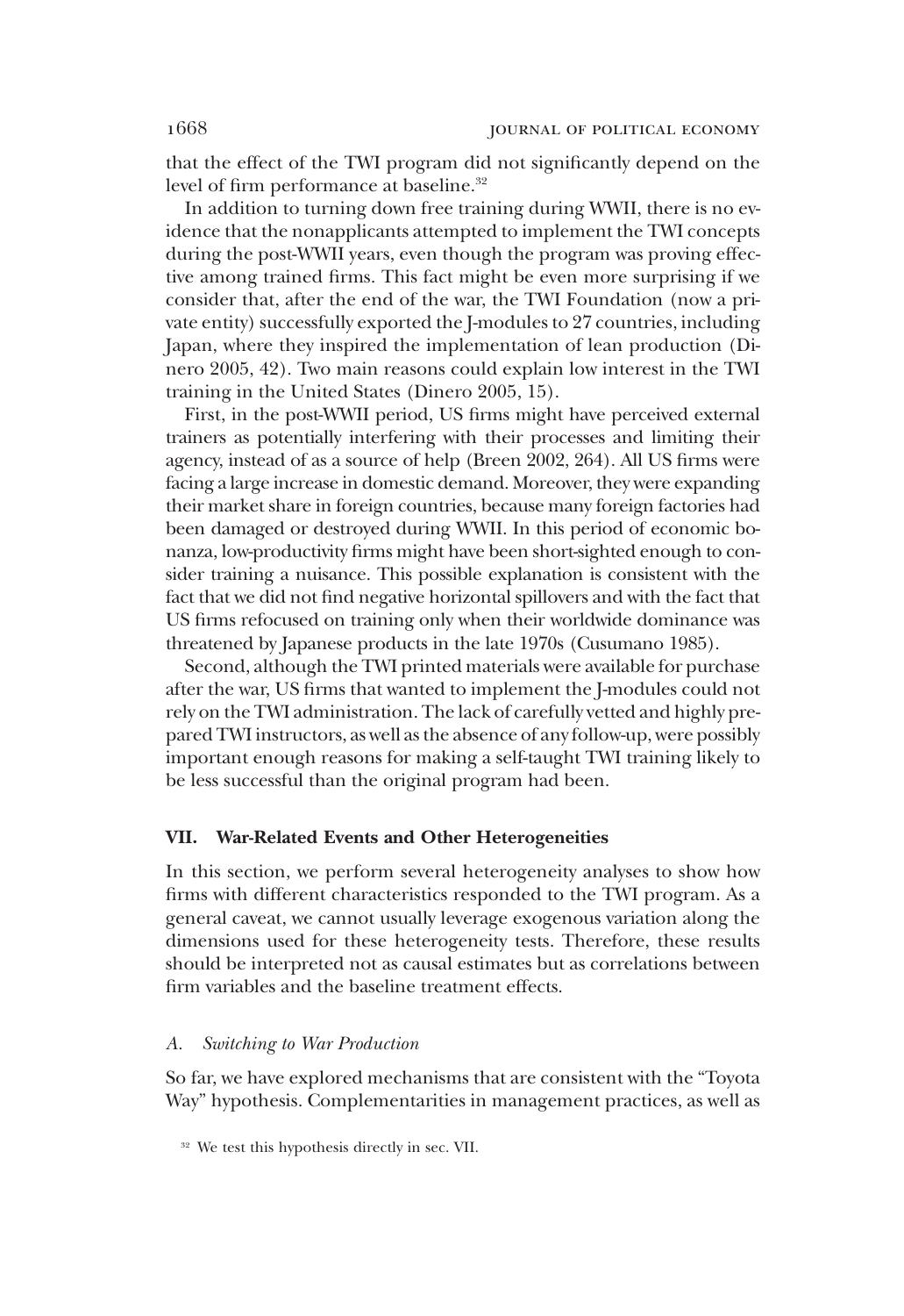that the effect of the TWI program did not significantly depend on the level of firm performance at baseline.[32]

In addition to turning down free training during WWII, there is no evidence that the nonapplicants attempted to implement the TWI concepts during the post-WWII years, even though the program was proving effective among trained firms. This fact might be even more surprising if we consider that, after the end of the war, the TWI Foundation (now a private entity) successfully exported the J-modules to 27 countries, including Japan, where they inspired the implementation of lean production (Dinero 2005, 42). Two main reasons could explain low interest in the TWI training in the United States (Dinero 2005, 15).

First, in the post-WWII period, US firms might have perceived external trainers as potentially interfering with their processes and limiting their agency, instead of as a source of help (Breen 2002, 264). All US firms were facing a large increase in domestic demand. Moreover, they were expanding their market share in foreign countries, because many foreign factories had been damaged or destroyed during WWII. In this period of economic bonanza, low-productivity firms might have been short-sighted enough to consider training a nuisance. This possible explanation is consistent with the fact that we did not find negative horizontal spillovers and with the fact that US firms refocused on training only when their worldwide dominance was threatened by Japanese products in the late 1970s (Cusumano 1985).

Second, although the TWI printed materials were available for purchase after the war, US firms that wanted to implement the J-modules could not rely on the TWI administration. The lack of carefully vetted and highly prepared TWI instructors, as well as the absence of any follow-up, were possibly important enough reasons for making a self-taught TWI training likely to be less successful than the original program had been.

## VII. War-Related Events and Other Heterogeneities

In this section, we perform several heterogeneity analyses to show how firms with different characteristics responded to the TWI program. As a general caveat, we cannot usually leverage exogenous variation along the dimensions used for these heterogeneity tests. Therefore, these results should be interpreted not as causal estimates but as correlations between firm variables and the baseline treatment effects.

### *A. Switching to War Production*

So far, we have explored mechanisms that are consistent with the "Toyota Way" hypothesis. Complementarities in management practices, as well as

[32] We test this hypothesis directly in sec. VII.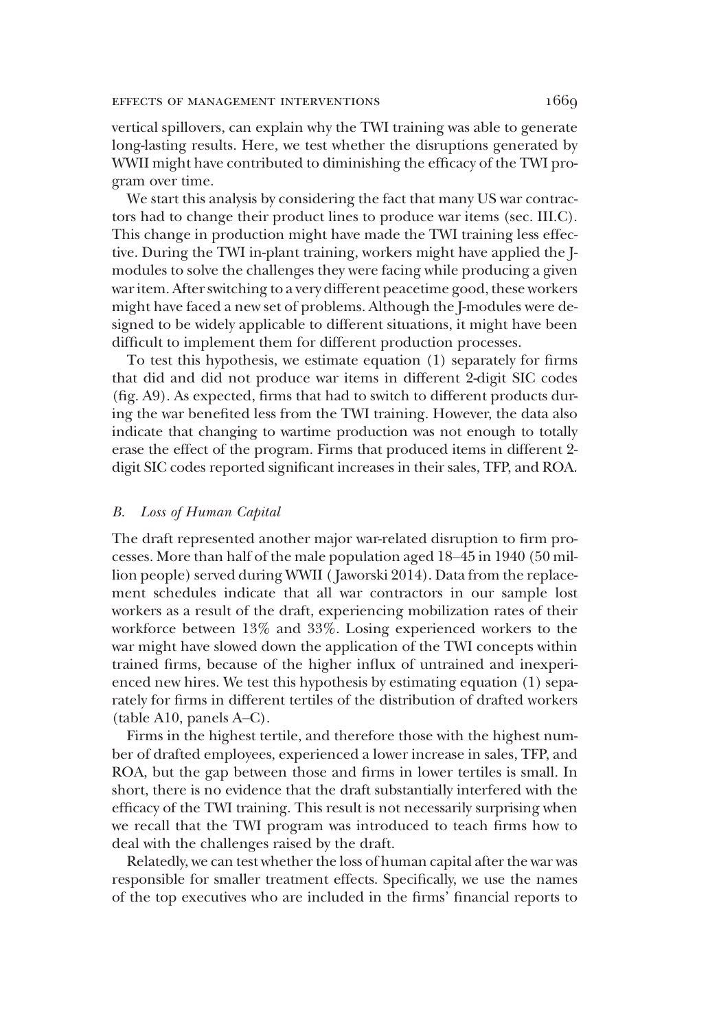vertical spillovers, can explain why the TWI training was able to generate long-lasting results. Here, we test whether the disruptions generated by WWII might have contributed to diminishing the efficacy of the TWI program over time.

We start this analysis by considering the fact that many US war contractors had to change their product lines to produce war items (sec. III.C). This change in production might have made the TWI training less effective. During the TWI in-plant training, workers might have applied the J-modules to solve the challenges they were facing while producing a given war item. After switching to a very different peacetime good, these workers might have faced a new set of problems. Although the J-modules were designed to be widely applicable to different situations, it might have been difficult to implement them for different production processes.

To test this hypothesis, we estimate equation (1) separately for firms that did and did not produce war items in different 2-digit SIC codes (fig. A9). As expected, firms that had to switch to different products during the war benefited less from the TWI training. However, the data also indicate that changing to wartime production was not enough to totally erase the effect of the program. Firms that produced items in different 2-digit SIC codes reported significant increases in their sales, TFP, and ROA.

### *B. Loss of Human Capital*

The draft represented another major war-related disruption to firm processes. More than half of the male population aged 18–45 in 1940 (50 million people) served during WWII (Jaworski 2014). Data from the replacement schedules indicate that all war contractors in our sample lost workers as a result of the draft, experiencing mobilization rates of their workforce between 13% and 33%. Losing experienced workers to the war might have slowed down the application of the TWI concepts within trained firms, because of the higher influx of untrained and inexperienced new hires. We test this hypothesis by estimating equation (1) separately for firms in different tertiles of the distribution of drafted workers (table A10, panels A–C).

Firms in the highest tertile, and therefore those with the highest number of drafted employees, experienced a lower increase in sales, TFP, and ROA, but the gap between those and firms in lower tertiles is small. In short, there is no evidence that the draft substantially interfered with the efficacy of the TWI training. This result is not necessarily surprising when we recall that the TWI program was introduced to teach firms how to deal with the challenges raised by the draft.

Relatedly, we can test whether the loss of human capital after the war was responsible for smaller treatment effects. Specifically, we use the names of the top executives who are included in the firms' financial reports to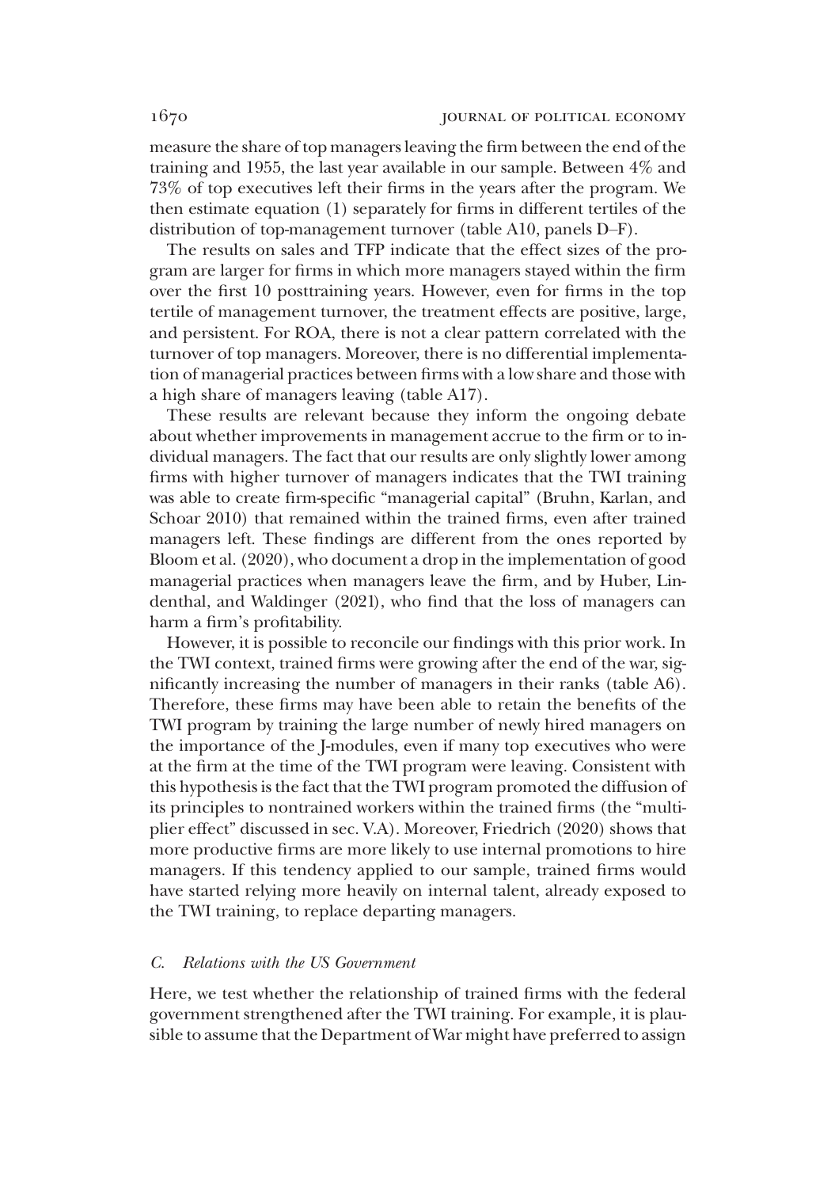measure the share of top managers leaving the firm between the end of the training and 1955, the last year available in our sample. Between 4% and 73% of top executives left their firms in the years after the program. We then estimate equation (1) separately for firms in different tertiles of the distribution of top-management turnover (table A10, panels D–F).

The results on sales and TFP indicate that the effect sizes of the program are larger for firms in which more managers stayed within the firm over the first 10 posttraining years. However, even for firms in the top tertile of management turnover, the treatment effects are positive, large, and persistent. For ROA, there is not a clear pattern correlated with the turnover of top managers. Moreover, there is no differential implementation of managerial practices between firms with a low share and those with a high share of managers leaving (table A17).

These results are relevant because they inform the ongoing debate about whether improvements in management accrue to the firm or to individual managers. The fact that our results are only slightly lower among firms with higher turnover of managers indicates that the TWI training was able to create firm-specific "managerial capital" (Bruhn, Karlan, and Schoar 2010) that remained within the trained firms, even after trained managers left. These findings are different from the ones reported by Bloom et al. (2020), who document a drop in the implementation of good managerial practices when managers leave the firm, and by Huber, Lindenthal, and Waldinger (2021), who find that the loss of managers can harm a firm's profitability.

However, it is possible to reconcile our findings with this prior work. In the TWI context, trained firms were growing after the end of the war, significantly increasing the number of managers in their ranks (table A6). Therefore, these firms may have been able to retain the benefits of the TWI program by training the large number of newly hired managers on the importance of the J-modules, even if many top executives who were at the firm at the time of the TWI program were leaving. Consistent with this hypothesis is the fact that the TWI program promoted the diffusion of its principles to nontrained workers within the trained firms (the "multiplier effect" discussed in sec. V.A). Moreover, Friedrich (2020) shows that more productive firms are more likely to use internal promotions to hire managers. If this tendency applied to our sample, trained firms would have started relying more heavily on internal talent, already exposed to the TWI training, to replace departing managers.

### C. *Relations with the US Government*

Here, we test whether the relationship of trained firms with the federal government strengthened after the TWI training. For example, it is plausible to assume that the Department of War might have preferred to assign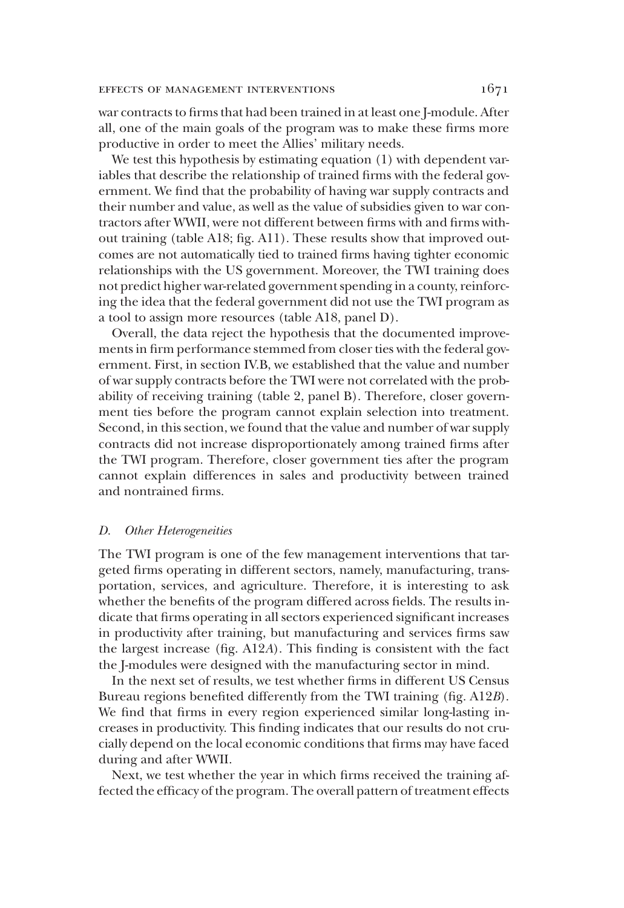war contracts to firms that had been trained in at least one J-module. After all, one of the main goals of the program was to make these firms more productive in order to meet the Allies' military needs.

We test this hypothesis by estimating equation (1) with dependent variables that describe the relationship of trained firms with the federal government. We find that the probability of having war supply contracts and their number and value, as well as the value of subsidies given to war contractors after WWII, were not different between firms with and firms without training (table A18; fig. A11). These results show that improved outcomes are not automatically tied to trained firms having tighter economic relationships with the US government. Moreover, the TWI training does not predict higher war-related government spending in a county, reinforcing the idea that the federal government did not use the TWI program as a tool to assign more resources (table A18, panel D).

Overall, the data reject the hypothesis that the documented improvements in firm performance stemmed from closer ties with the federal government. First, in section IV.B, we established that the value and number of war supply contracts before the TWI were not correlated with the probability of receiving training (table 2, panel B). Therefore, closer government ties before the program cannot explain selection into treatment. Second, in this section, we found that the value and number of war supply contracts did not increase disproportionately among trained firms after the TWI program. Therefore, closer government ties after the program cannot explain differences in sales and productivity between trained and nontrained firms.

### *D. Other Heterogeneities*

The TWI program is one of the few management interventions that targeted firms operating in different sectors, namely, manufacturing, transportation, services, and agriculture. Therefore, it is interesting to ask whether the benefits of the program differed across fields. The results indicate that firms operating in all sectors experienced significant increases in productivity after training, but manufacturing and services firms saw the largest increase (fig. A12*A*). This finding is consistent with the fact the J-modules were designed with the manufacturing sector in mind.

In the next set of results, we test whether firms in different US Census Bureau regions benefited differently from the TWI training (fig. A12*B*). We find that firms in every region experienced similar long-lasting increases in productivity. This finding indicates that our results do not crucially depend on the local economic conditions that firms may have faced during and after WWII.

Next, we test whether the year in which firms received the training affected the efficacy of the program. The overall pattern of treatment effects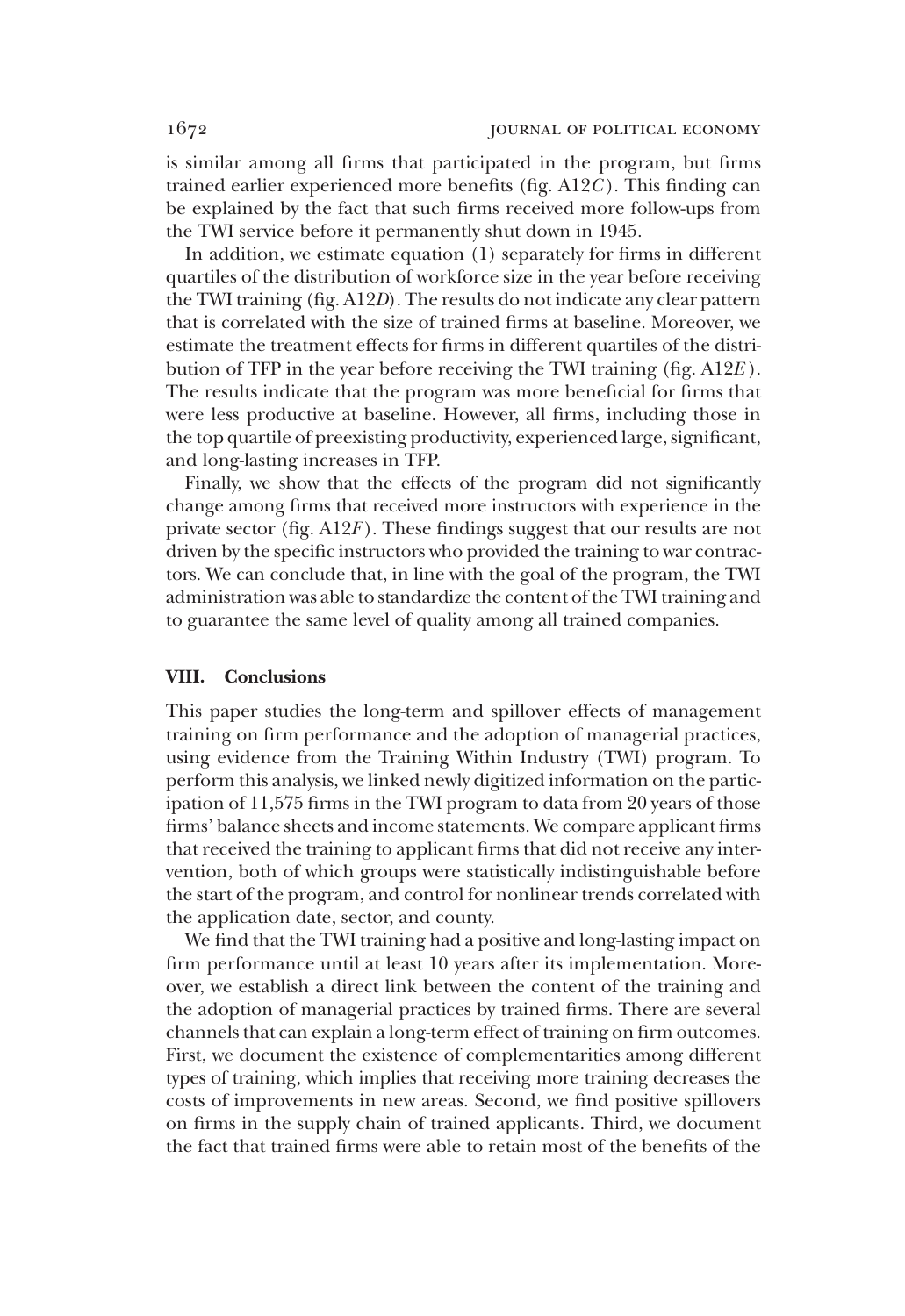is similar among all firms that participated in the program, but firms trained earlier experienced more benefits (fig. A12*C*). This finding can be explained by the fact that such firms received more follow-ups from the TWI service before it permanently shut down in 1945.

In addition, we estimate equation (1) separately for firms in different quartiles of the distribution of workforce size in the year before receiving the TWI training (fig. A12*D*). The results do not indicate any clear pattern that is correlated with the size of trained firms at baseline. Moreover, we estimate the treatment effects for firms in different quartiles of the distribution of TFP in the year before receiving the TWI training (fig. A12*E*). The results indicate that the program was more beneficial for firms that were less productive at baseline. However, all firms, including those in the top quartile of preexisting productivity, experienced large, significant, and long-lasting increases in TFP.

Finally, we show that the effects of the program did not significantly change among firms that received more instructors with experience in the private sector (fig. A12*F*). These findings suggest that our results are not driven by the specific instructors who provided the training to war contractors. We can conclude that, in line with the goal of the program, the TWI administration was able to standardize the content of the TWI training and to guarantee the same level of quality among all trained companies.

## VIII. Conclusions

This paper studies the long-term and spillover effects of management training on firm performance and the adoption of managerial practices, using evidence from the Training Within Industry (TWI) program. To perform this analysis, we linked newly digitized information on the participation of 11,575 firms in the TWI program to data from 20 years of those firms' balance sheets and income statements. We compare applicant firms that received the training to applicant firms that did not receive any intervention, both of which groups were statistically indistinguishable before the start of the program, and control for nonlinear trends correlated with the application date, sector, and county.

We find that the TWI training had a positive and long-lasting impact on firm performance until at least 10 years after its implementation. Moreover, we establish a direct link between the content of the training and the adoption of managerial practices by trained firms. There are several channels that can explain a long-term effect of training on firm outcomes. First, we document the existence of complementarities among different types of training, which implies that receiving more training decreases the costs of improvements in new areas. Second, we find positive spillovers on firms in the supply chain of trained applicants. Third, we document the fact that trained firms were able to retain most of the benefits of the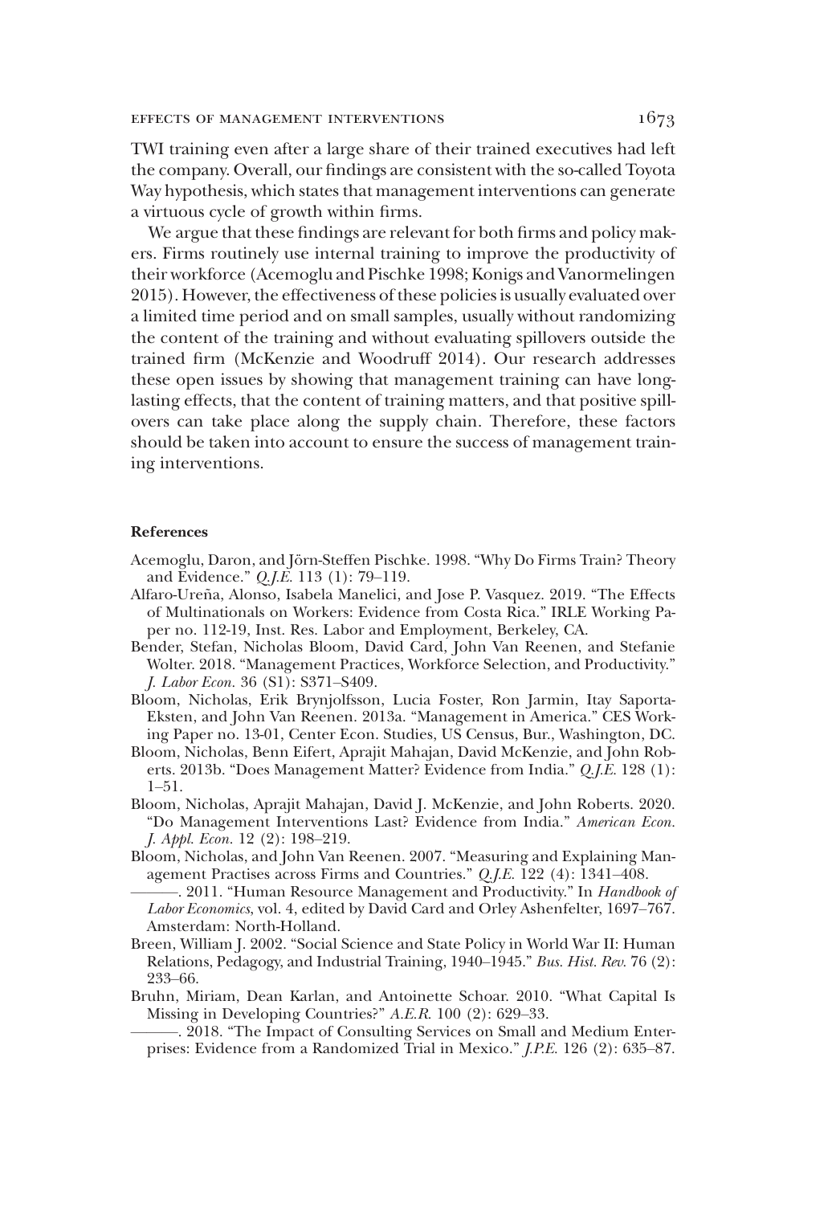TWI training even after a large share of their trained executives had left the company. Overall, our findings are consistent with the so-called Toyota Way hypothesis, which states that management interventions can generate a virtuous cycle of growth within firms.

We argue that these findings are relevant for both firms and policy makers. Firms routinely use internal training to improve the productivity of their workforce (Acemoglu and Pischke 1998; Konigs and Vanormelingen 2015). However, the effectiveness of these policies is usually evaluated over a limited time period and on small samples, usually without randomizing the content of the training and without evaluating spillovers outside the trained firm (McKenzie and Woodruff 2014). Our research addresses these open issues by showing that management training can have long-lasting effects, that the content of training matters, and that positive spillovers can take place along the supply chain. Therefore, these factors should be taken into account to ensure the success of management training interventions.

## References

Acemoglu, Daron, and Jörn-Steffen Pischke. 1998. "Why Do Firms Train? Theory and Evidence." *Q.J.E.* 113 (1): 79–119.

Alfaro-Ureña, Alonso, Isabela Manelici, and Jose P. Vasquez. 2019. "The Effects of Multinationals on Workers: Evidence from Costa Rica." IRLE Working Paper no. 112-19, Inst. Res. Labor and Employment, Berkeley, CA.

Bender, Stefan, Nicholas Bloom, David Card, John Van Reenen, and Stefanie Wolter. 2018. "Management Practices, Workforce Selection, and Productivity." *J. Labor Econ.* 36 (S1): S371–S409.

Bloom, Nicholas, Erik Brynjolfsson, Lucia Foster, Ron Jarmin, Itay Saporta-Eksten, and John Van Reenen. 2013a. "Management in America." CES Working Paper no. 13-01, Center Econ. Studies, US Census, Bur., Washington, DC.

Bloom, Nicholas, Benn Eifert, Aprajit Mahajan, David McKenzie, and John Roberts. 2013b. "Does Management Matter? Evidence from India." *Q.J.E.* 128 (1): 1–51.

Bloom, Nicholas, Aprajit Mahajan, David J. McKenzie, and John Roberts. 2020. "Do Management Interventions Last? Evidence from India." *American Econ. J. Appl. Econ.* 12 (2): 198–219.

Bloom, Nicholas, and John Van Reenen. 2007. "Measuring and Explaining Management Practises across Firms and Countries." *Q.J.E.* 122 (4): 1341–408.

———. 2011. "Human Resource Management and Productivity." In *Handbook of Labor Economics*, vol. 4, edited by David Card and Orley Ashenfelter, 1697–767. Amsterdam: North-Holland.

Breen, William J. 2002. "Social Science and State Policy in World War II: Human Relations, Pedagogy, and Industrial Training, 1940–1945." *Bus. Hist. Rev.* 76 (2): 233–66.

Bruhn, Miriam, Dean Karlan, and Antoinette Schoar. 2010. "What Capital Is Missing in Developing Countries?" *A.E.R.* 100 (2): 629–33.

———. 2018. "The Impact of Consulting Services on Small and Medium Enterprises: Evidence from a Randomized Trial in Mexico." *J.P.E.* 126 (2): 635–87.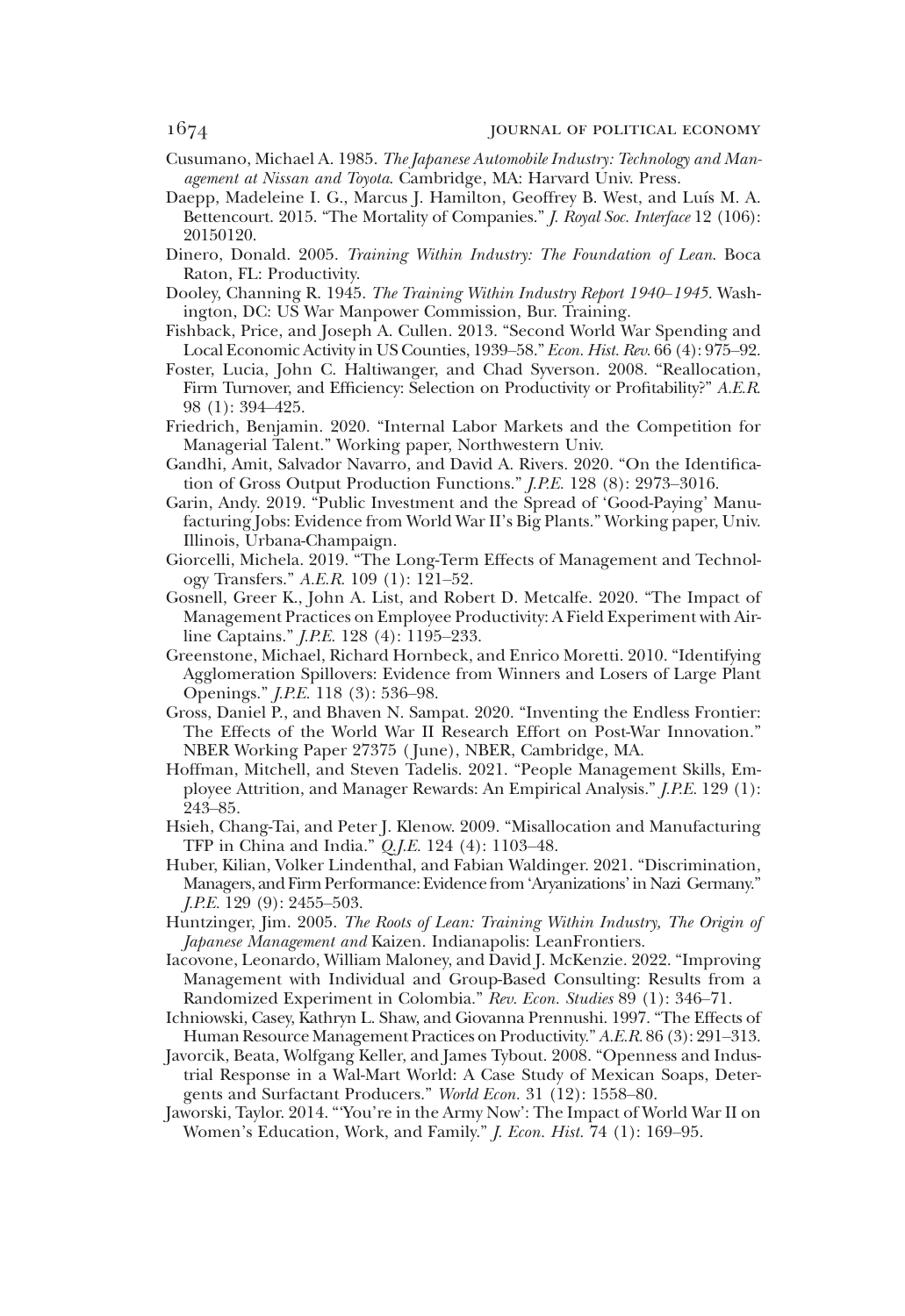Cusumano, Michael A. 1985. *The Japanese Automobile Industry: Technology and Management at Nissan and Toyota*. Cambridge, MA: Harvard Univ. Press.

Daepp, Madeleine I. G., Marcus J. Hamilton, Geoffrey B. West, and Luís M. A. Bettencourt. 2015. "The Mortality of Companies." *J. Royal Soc. Interface* 12 (106): 20150120.

Dinero, Donald. 2005. *Training Within Industry: The Foundation of Lean*. Boca Raton, FL: Productivity.

Dooley, Channing R. 1945. *The Training Within Industry Report 1940–1945*. Washington, DC: US War Manpower Commission, Bur. Training.

Fishback, Price, and Joseph A. Cullen. 2013. "Second World War Spending and Local Economic Activity in US Counties, 1939–58." *Econ. Hist. Rev.* 66 (4): 975–92.

Foster, Lucia, John C. Haltiwanger, and Chad Syverson. 2008. "Reallocation, Firm Turnover, and Efficiency: Selection on Productivity or Profitability?" *A.E.R.* 98 (1): 394–425.

Friedrich, Benjamin. 2020. "Internal Labor Markets and the Competition for Managerial Talent." Working paper, Northwestern Univ.

Gandhi, Amit, Salvador Navarro, and David A. Rivers. 2020. "On the Identification of Gross Output Production Functions." *J.P.E.* 128 (8): 2973–3016.

Garin, Andy. 2019. "Public Investment and the Spread of 'Good-Paying' Manufacturing Jobs: Evidence from World War II's Big Plants." Working paper, Univ. Illinois, Urbana-Champaign.

Giorcelli, Michela. 2019. "The Long-Term Effects of Management and Technology Transfers." *A.E.R.* 109 (1): 121–52.

Gosnell, Greer K., John A. List, and Robert D. Metcalfe. 2020. "The Impact of Management Practices on Employee Productivity: A Field Experiment with Airline Captains." *J.P.E.* 128 (4): 1195–233.

Greenstone, Michael, Richard Hornbeck, and Enrico Moretti. 2010. "Identifying Agglomeration Spillovers: Evidence from Winners and Losers of Large Plant Openings." *J.P.E.* 118 (3): 536–98.

Gross, Daniel P., and Bhaven N. Sampat. 2020. "Inventing the Endless Frontier: The Effects of the World War II Research Effort on Post-War Innovation." NBER Working Paper 27375 (June), NBER, Cambridge, MA.

Hoffman, Mitchell, and Steven Tadelis. 2021. "People Management Skills, Employee Attrition, and Manager Rewards: An Empirical Analysis." *J.P.E.* 129 (1): 243–85.

Hsieh, Chang-Tai, and Peter J. Klenow. 2009. "Misallocation and Manufacturing TFP in China and India." *Q.J.E.* 124 (4): 1103–48.

Huber, Kilian, Volker Lindenthal, and Fabian Waldinger. 2021. "Discrimination, Managers, and Firm Performance: Evidence from 'Aryanizations' in Nazi Germany." *J.P.E.* 129 (9): 2455–503.

Huntzinger, Jim. 2005. *The Roots of Lean: Training Within Industry, The Origin of Japanese Management and* Kaizen. Indianapolis: LeanFrontiers.

Iacovone, Leonardo, William Maloney, and David J. McKenzie. 2022. "Improving Management with Individual and Group-Based Consulting: Results from a Randomized Experiment in Colombia." *Rev. Econ. Studies* 89 (1): 346–71.

Ichniowski, Casey, Kathryn L. Shaw, and Giovanna Prennushi. 1997. "The Effects of Human Resource Management Practices on Productivity." *A.E.R.* 86 (3): 291–313.

Javorcik, Beata, Wolfgang Keller, and James Tybout. 2008. "Openness and Industrial Response in a Wal-Mart World: A Case Study of Mexican Soaps, Detergents and Surfactant Producers." *World Econ.* 31 (12): 1558–80.

Jaworski, Taylor. 2014. "'You're in the Army Now': The Impact of World War II on Women's Education, Work, and Family." *J. Econ. Hist.* 74 (1): 169–95.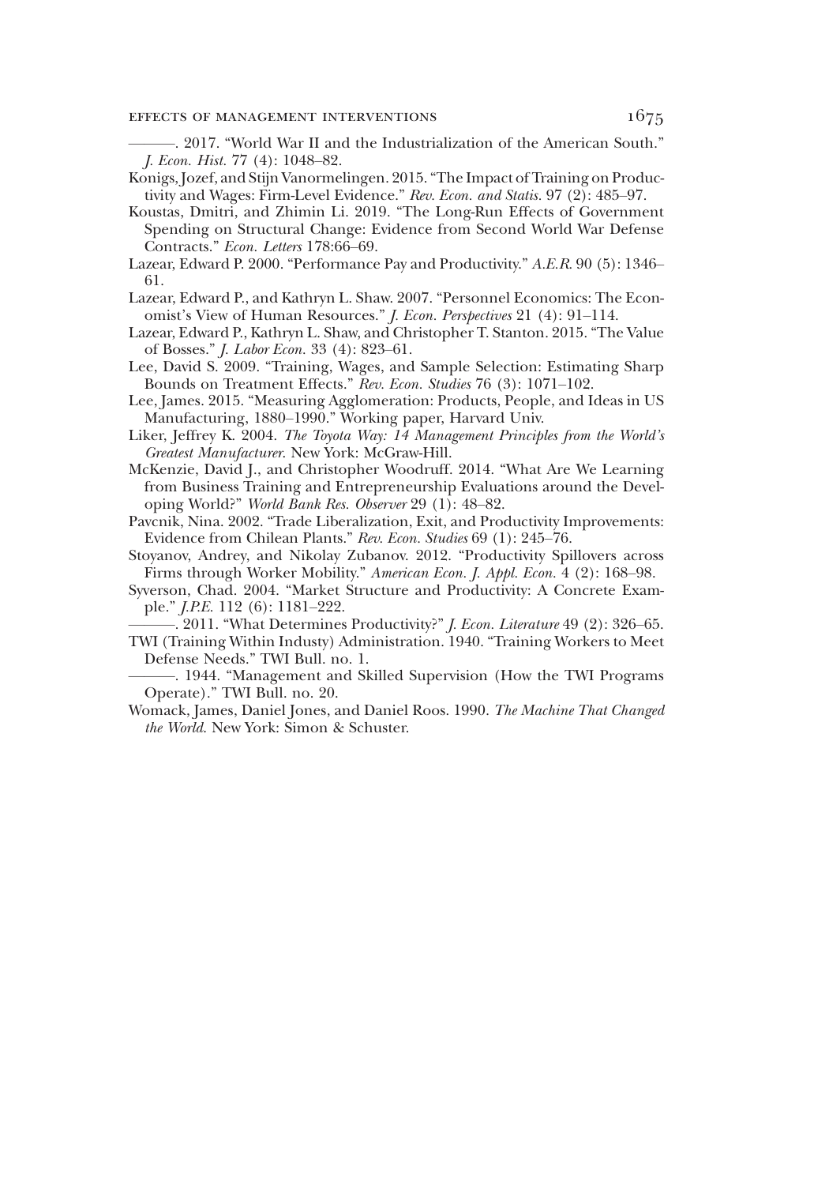———. 2017. "World War II and the Industrialization of the American South." *J. Econ. Hist.* 77 (4): 1048–82.

Konigs, Jozef, and Stijn Vanormelingen. 2015. "The Impact of Training on Productivity and Wages: Firm-Level Evidence." *Rev. Econ. and Statis.* 97 (2): 485–97.

Koustas, Dmitri, and Zhimin Li. 2019. "The Long-Run Effects of Government Spending on Structural Change: Evidence from Second World War Defense Contracts." *Econ. Letters* 178:66–69.

Lazear, Edward P. 2000. "Performance Pay and Productivity." *A.E.R.* 90 (5): 1346–61.

Lazear, Edward P., and Kathryn L. Shaw. 2007. "Personnel Economics: The Economist's View of Human Resources." *J. Econ. Perspectives* 21 (4): 91–114.

Lazear, Edward P., Kathryn L. Shaw, and Christopher T. Stanton. 2015. "The Value of Bosses." *J. Labor Econ.* 33 (4): 823–61.

Lee, David S. 2009. "Training, Wages, and Sample Selection: Estimating Sharp Bounds on Treatment Effects." *Rev. Econ. Studies* 76 (3): 1071–102.

Lee, James. 2015. "Measuring Agglomeration: Products, People, and Ideas in US Manufacturing, 1880–1990." Working paper, Harvard Univ.

Liker, Jeffrey K. 2004. *The Toyota Way: 14 Management Principles from the World's Greatest Manufacturer.* New York: McGraw-Hill.

McKenzie, David J., and Christopher Woodruff. 2014. "What Are We Learning from Business Training and Entrepreneurship Evaluations around the Developing World?" *World Bank Res. Observer* 29 (1): 48–82.

Pavcnik, Nina. 2002. "Trade Liberalization, Exit, and Productivity Improvements: Evidence from Chilean Plants." *Rev. Econ. Studies* 69 (1): 245–76.

Stoyanov, Andrey, and Nikolay Zubanov. 2012. "Productivity Spillovers across Firms through Worker Mobility." *American Econ. J. Appl. Econ.* 4 (2): 168–98.

Syverson, Chad. 2004. "Market Structure and Productivity: A Concrete Example." *J.P.E.* 112 (6): 1181–222.

———. 2011. "What Determines Productivity?" *J. Econ. Literature* 49 (2): 326–65.

TWI (Training Within Industy) Administration. 1940. "Training Workers to Meet Defense Needs." TWI Bull. no. 1.

———. 1944. "Management and Skilled Supervision (How the TWI Programs Operate)." TWI Bull. no. 20.

Womack, James, Daniel Jones, and Daniel Roos. 1990. *The Machine That Changed the World.* New York: Simon & Schuster.